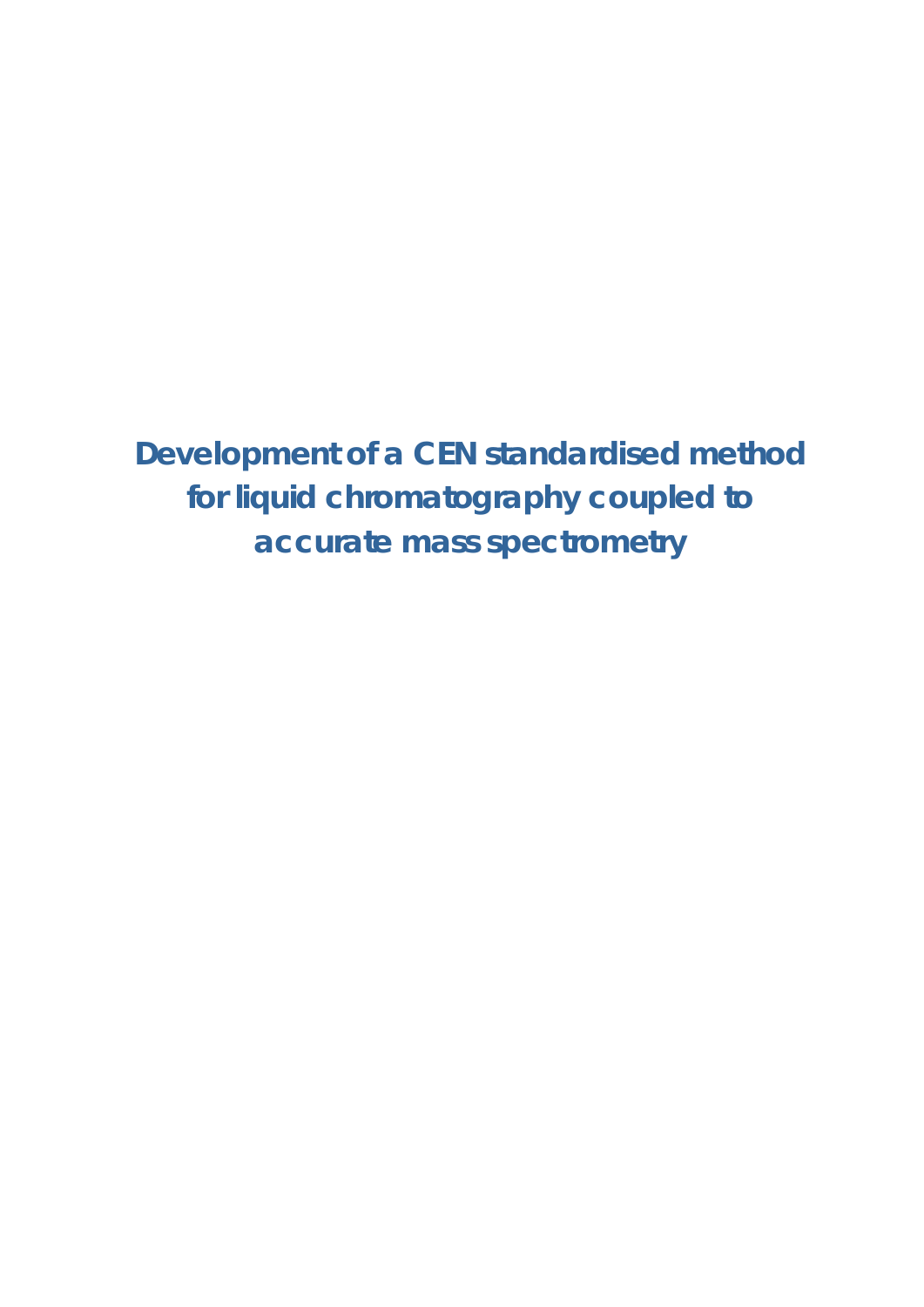# Development of a CEN standardised method for liquid chromatography coupled to accurate mass spectrometry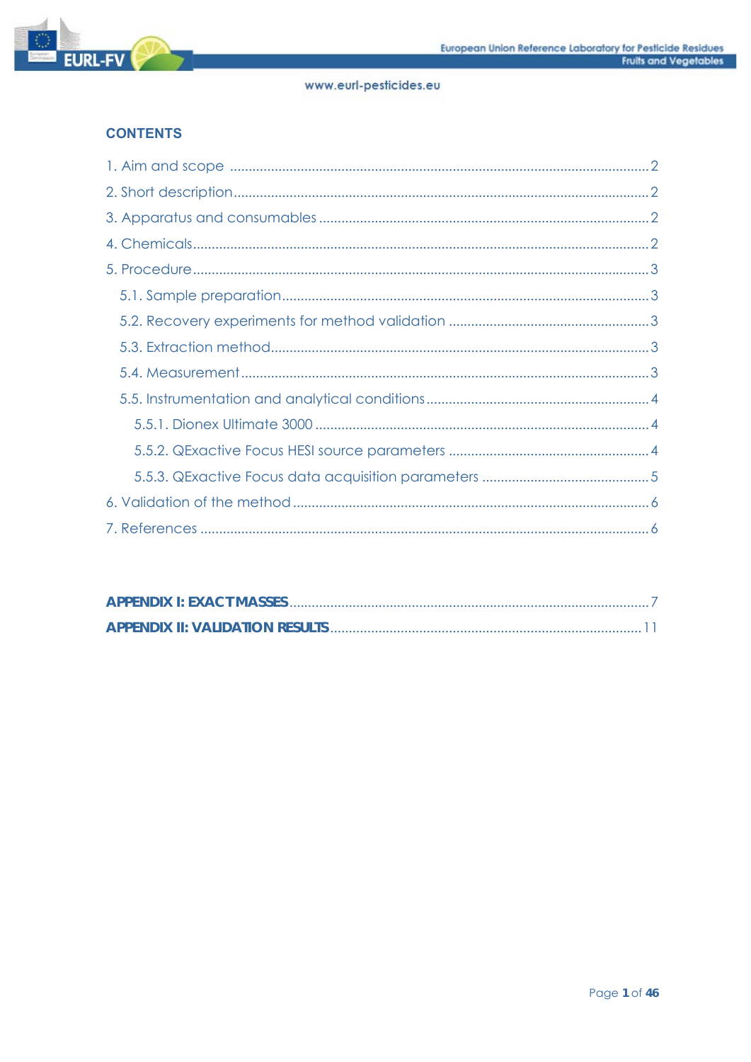## CONTENTS

1. Aim and scope ........................................................................................................ 2
2. Short description ...................................................................................................... 2
3. Apparatus and consumables .................................................................................. 2
4. Chemicals ................................................................................................................ 2
5. Procedure ................................................................................................................ 3
   - 5.1. Sample preparation ........................................................................................ 3
   - 5.2. Recovery experiments for method validation ............................................... 3
   - 5.3. Extraction method .......................................................................................... 3
   - 5.4. Measurement .................................................................................................. 3
   - 5.5. Instrumentation and analytical conditions .................................................... 4
     - 5.5.1. Dionex Ultimate 3000 ............................................................................... 4
     - 5.5.2. QExactive Focus HESI source parameters ............................................... 4
     - 5.5.3. QExactive Focus data acquisition parameters ......................................... 5
6. Validation of the method ......................................................................................... 6
7. References ............................................................................................................... 6

**APPENDIX I: EXACT MASSES** ........................................................................................ 7

**APPENDIX II: VALIDATION RESULTS** ............................................................................ 11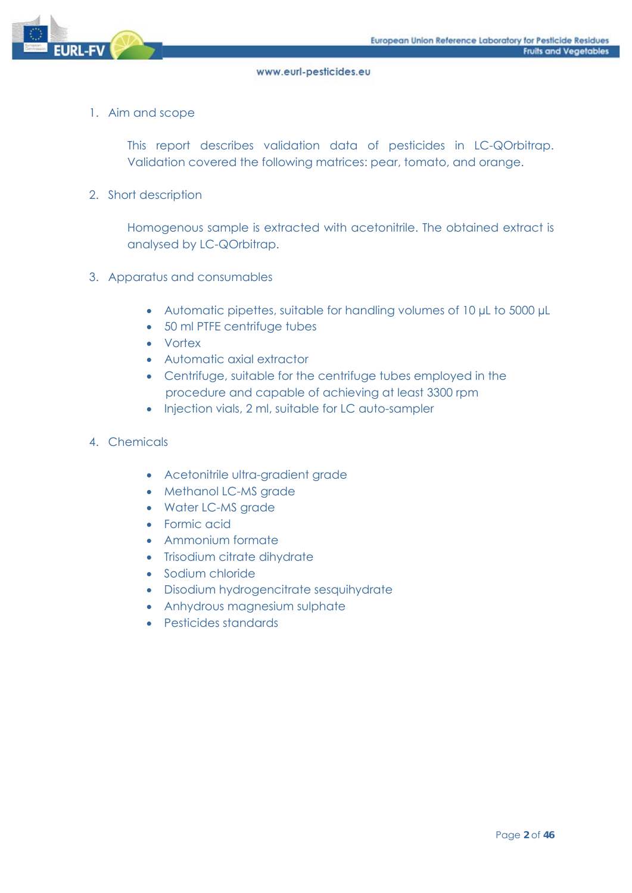1. Aim and scope

This report describes validation data of pesticides in LC-QOrbitrap. Validation covered the following matrices: pear, tomato, and orange.

2. Short description

Homogenous sample is extracted with acetonitrile. The obtained extract is analysed by LC-QOrbitrap.

3. Apparatus and consumables

- Automatic pipettes, suitable for handling volumes of 10 µL to 5000 µL
- 50 ml PTFE centrifuge tubes
- Vortex
- Automatic axial extractor
- Centrifuge, suitable for the centrifuge tubes employed in the procedure and capable of achieving at least 3300 rpm
- Injection vials, 2 ml, suitable for LC auto-sampler

4. Chemicals

- Acetonitrile ultra-gradient grade
- Methanol LC-MS grade
- Water LC-MS grade
- Formic acid
- Ammonium formate
- Trisodium citrate dihydrate
- Sodium chloride
- Disodium hydrogencitrate sesquihydrate
- Anhydrous magnesium sulphate
- Pesticides standards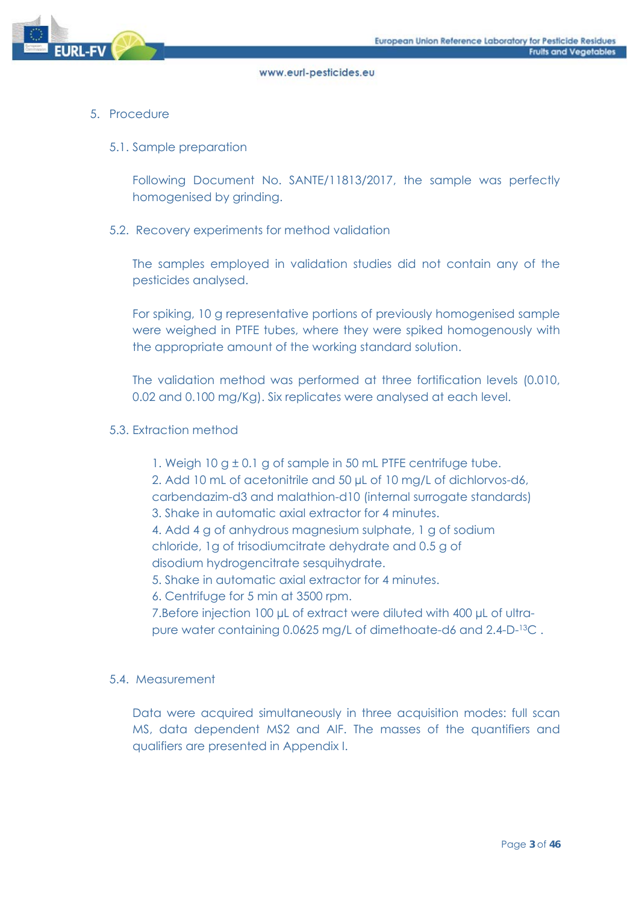## 5. Procedure

### 5.1. Sample preparation

Following Document No. SANTE/11813/2017, the sample was perfectly homogenised by grinding.

### 5.2. Recovery experiments for method validation

The samples employed in validation studies did not contain any of the pesticides analysed.

For spiking, 10 g representative portions of previously homogenised sample were weighed in PTFE tubes, where they were spiked homogenously with the appropriate amount of the working standard solution.

The validation method was performed at three fortification levels (0.010, 0.02 and 0.100 mg/Kg). Six replicates were analysed at each level.

### 5.3. Extraction method

1. Weigh 10 g ± 0.1 g of sample in 50 mL PTFE centrifuge tube.
2. Add 10 mL of acetonitrile and 50 µL of 10 mg/L of dichlorvos-d6, carbendazim-d3 and malathion-d10 (internal surrogate standards)
3. Shake in automatic axial extractor for 4 minutes.
4. Add 4 g of anhydrous magnesium sulphate, 1 g of sodium chloride, 1g of trisodiumcitrate dehydrate and 0.5 g of disodium hydrogencitrate sesquihydrate.
5. Shake in automatic axial extractor for 4 minutes.
6. Centrifuge for 5 min at 3500 rpm.
7. Before injection 100 µL of extract were diluted with 400 µL of ultra-pure water containing 0.0625 mg/L of dimethoate-d6 and 2.4-D-$^{13}$C .

### 5.4. Measurement

Data were acquired simultaneously in three acquisition modes: full scan MS, data dependent MS2 and AIF. The masses of the quantifiers and qualifiers are presented in Appendix I.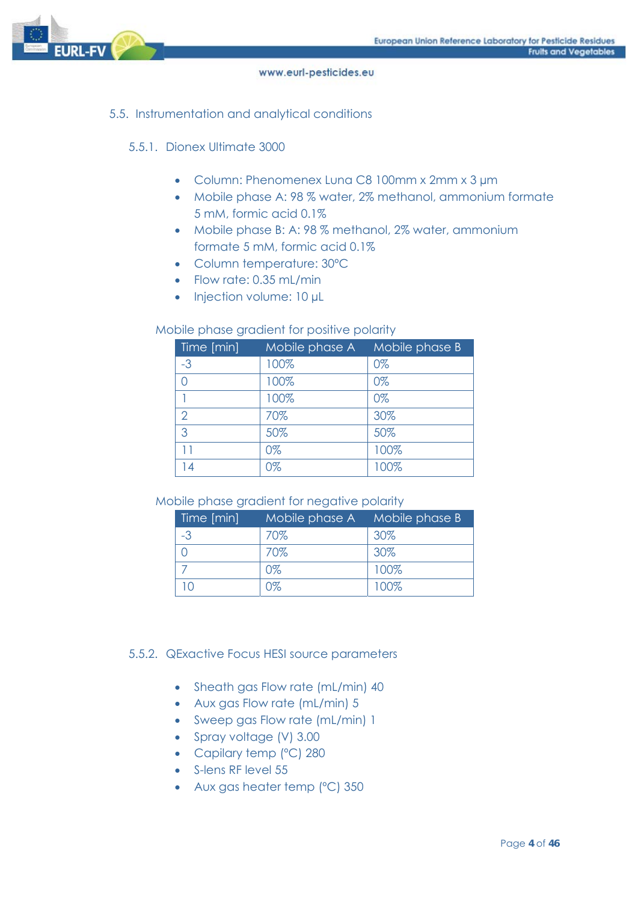## 5.5. Instrumentation and analytical conditions

### 5.5.1. Dionex Ultimate 3000

- Column: Phenomenex Luna C8 100mm x 2mm x 3 µm
- Mobile phase A: 98 % water, 2% methanol, ammonium formate 5 mM, formic acid 0.1%
- Mobile phase B: A: 98 % methanol, 2% water, ammonium formate 5 mM, formic acid 0.1%
- Column temperature: 30°C
- Flow rate: 0.35 mL/min
- Injection volume: 10 µL

Mobile phase gradient for positive polarity

| Time [min] | Mobile phase A | Mobile phase B |
|---|---|---|
| -3 | 100% | 0% |
| 0 | 100% | 0% |
| 1 | 100% | 0% |
| 2 | 70% | 30% |
| 3 | 50% | 50% |
| 11 | 0% | 100% |
| 14 | 0% | 100% |

Mobile phase gradient for negative polarity

| Time [min] | Mobile phase A | Mobile phase B |
|---|---|---|
| -3 | 70% | 30% |
| 0 | 70% | 30% |
| 7 | 0% | 100% |
| 10 | 0% | 100% |

### 5.5.2. QExactive Focus HESI source parameters

- Sheath gas Flow rate (mL/min) 40
- Aux gas Flow rate (mL/min) 5
- Sweep gas Flow rate (mL/min) 1
- Spray voltage (V) 3.00
- Capilary temp (°C) 280
- S-lens RF level 55
- Aux gas heater temp (°C) 350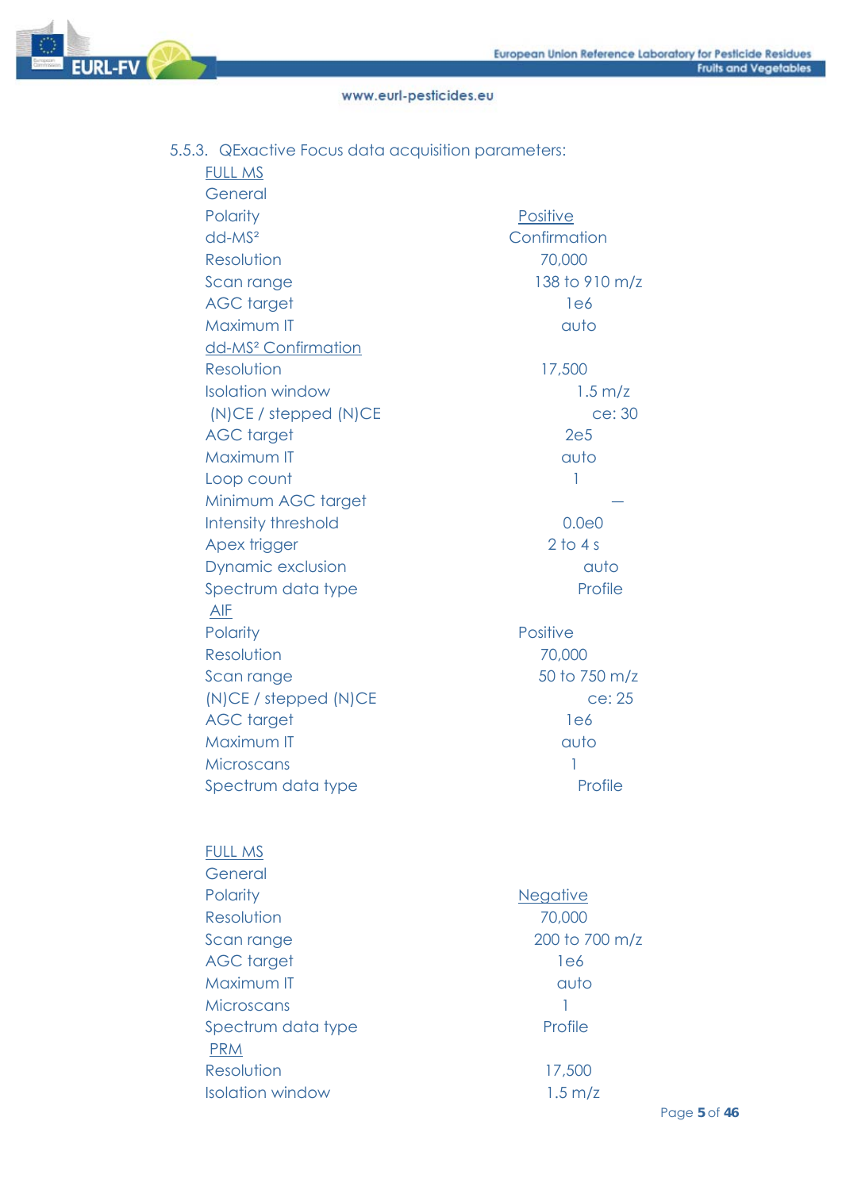### 5.5.3. QExactive Focus data acquisition parameters:

<u>FULL MS</u>

General

| | |
|---|---|
| Polarity | <u>Positive</u> |
| dd-MS² | Confirmation |
| Resolution | 70,000 |
| Scan range | 138 to 910 m/z |
| AGC target | 1e6 |
| Maximum IT | auto |

<u>dd-MS² Confirmation</u>

| | |
|---|---|
| Resolution | 17,500 |
| Isolation window | 1.5 m/z |
| (N)CE / stepped (N)CE | ce: 30 |
| AGC target | 2e5 |
| Maximum IT | auto |
| Loop count | 1 |
| Minimum AGC target | — |
| Intensity threshold | 0.0e0 |
| Apex trigger | 2 to 4 s |
| Dynamic exclusion | auto |
| Spectrum data type | Profile |

<u>AIF</u>

| | |
|---|---|
| Polarity | Positive |
| Resolution | 70,000 |
| Scan range | 50 to 750 m/z |
| (N)CE / stepped (N)CE | ce: 25 |
| AGC target | 1e6 |
| Maximum IT | auto |
| Microscans | 1 |
| Spectrum data type | Profile |

<u>FULL MS</u>

General

| | |
|---|---|
| Polarity | <u>Negative</u> |
| Resolution | 70,000 |
| Scan range | 200 to 700 m/z |
| AGC target | 1e6 |
| Maximum IT | auto |
| Microscans | 1 |
| Spectrum data type | Profile |

<u>PRM</u>

| | |
|---|---|
| Resolution | 17,500 |
| Isolation window | 1.5 m/z |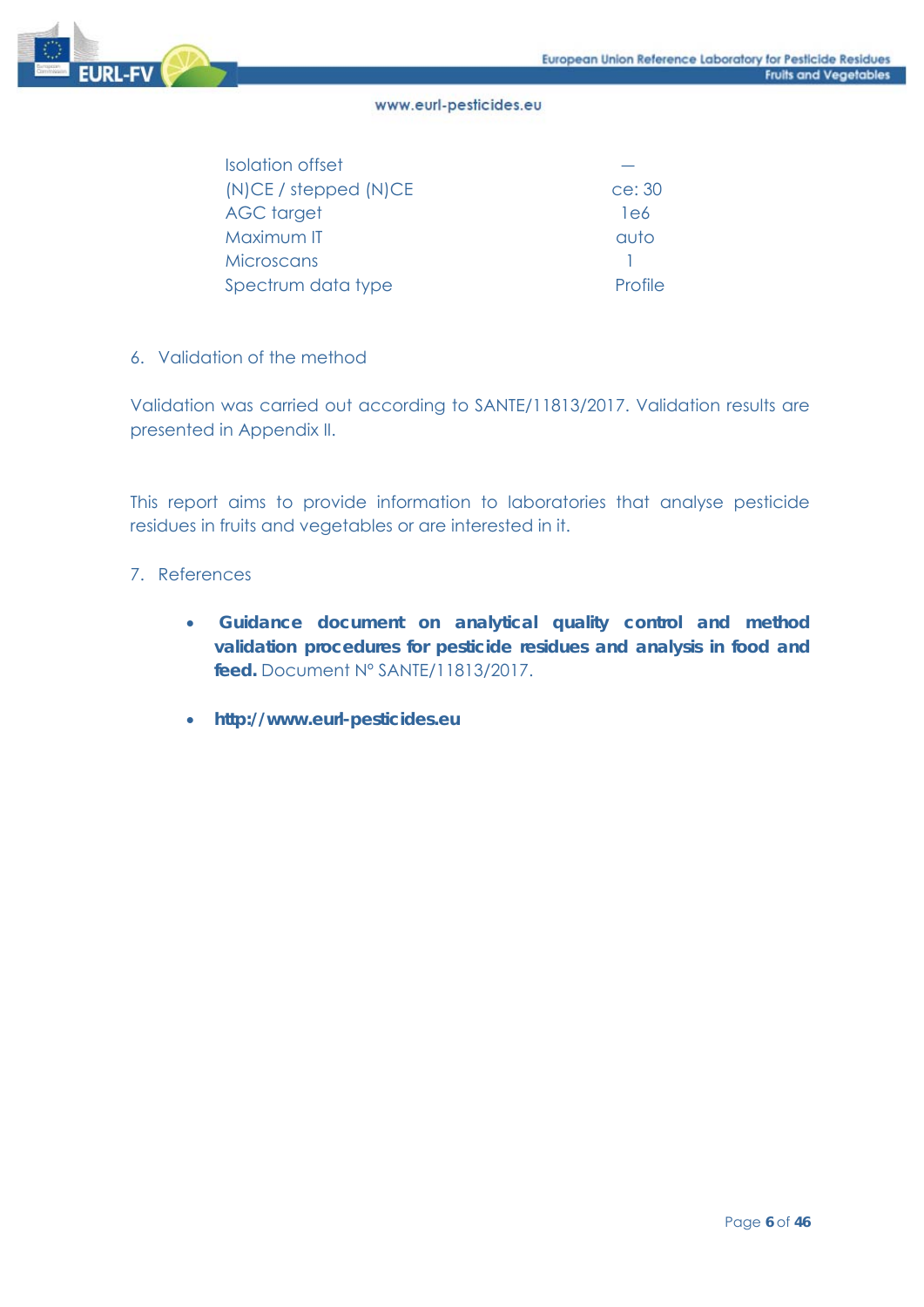| | |
|---|---|
| Isolation offset | — |
| (N)CE / stepped (N)CE | ce: 30 |
| AGC target | 1e6 |
| Maximum IT | auto |
| Microscans | 1 |
| Spectrum data type | Profile |

## 6. Validation of the method

Validation was carried out according to SANTE/11813/2017. Validation results are presented in Appendix II.

This report aims to provide information to laboratories that analyse pesticide residues in fruits and vegetables or are interested in it.

## 7. References

- **Guidance document on analytical quality control and method validation procedures for pesticide residues and analysis in food and feed.** Document Nº SANTE/11813/2017.
- **http://www.eurl-pesticides.eu**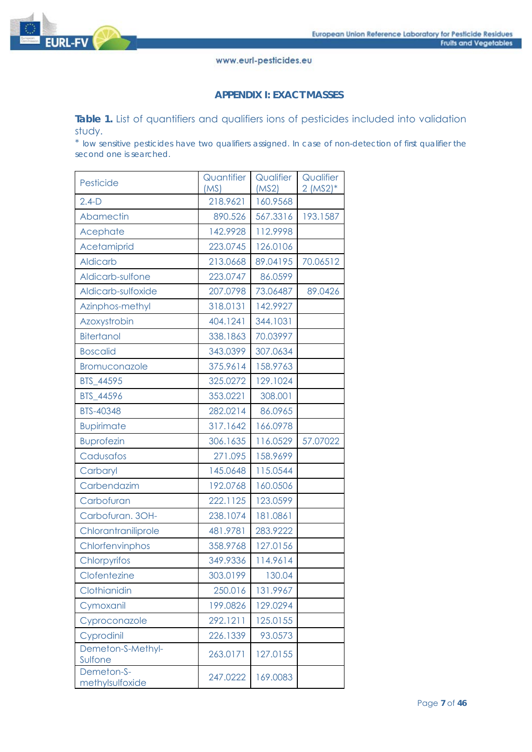## APPENDIX I: EXACT MASSES

**Table 1.** List of quantifiers and qualifiers ions of pesticides included into validation study.

\* low sensitive pesticides have two qualifiers assigned. In case of non-detection of first qualifier the second one is searched.

| Pesticide | Quantifier (MS) | Qualifier (MS2) | Qualifier 2 (MS2)* |
|---|---|---|---|
| 2.4-D | 218.9621 | 160.9568 | |
| Abamectin | 890.526 | 567.3316 | 193.1587 |
| Acephate | 142.9928 | 112.9998 | |
| Acetamiprid | 223.0745 | 126.0106 | |
| Aldicarb | 213.0668 | 89.04195 | 70.06512 |
| Aldicarb-sulfone | 223.0747 | 86.0599 | |
| Aldicarb-sulfoxide | 207.0798 | 73.06487 | 89.0426 |
| Azinphos-methyl | 318.0131 | 142.9927 | |
| Azoxystrobin | 404.1241 | 344.1031 | |
| Bitertanol | 338.1863 | 70.03997 | |
| Boscalid | 343.0399 | 307.0634 | |
| Bromuconazole | 375.9614 | 158.9763 | |
| BTS_44595 | 325.0272 | 129.1024 | |
| BTS_44596 | 353.0221 | 308.001 | |
| BTS-40348 | 282.0214 | 86.0965 | |
| Bupirimate | 317.1642 | 166.0978 | |
| Buprofezin | 306.1635 | 116.0529 | 57.07022 |
| Cadusafos | 271.095 | 158.9699 | |
| Carbaryl | 145.0648 | 115.0544 | |
| Carbendazim | 192.0768 | 160.0506 | |
| Carbofuran | 222.1125 | 123.0599 | |
| Carbofuran. 3OH- | 238.1074 | 181.0861 | |
| Chlorantraniliprole | 481.9781 | 283.9222 | |
| Chlorfenvinphos | 358.9768 | 127.0156 | |
| Chlorpyrifos | 349.9336 | 114.9614 | |
| Clofentezine | 303.0199 | 130.04 | |
| Clothianidin | 250.016 | 131.9967 | |
| Cymoxanil | 199.0826 | 129.0294 | |
| Cyproconazole | 292.1211 | 125.0155 | |
| Cyprodinil | 226.1339 | 93.0573 | |
| Demeton-S-Methyl-Sulfone | 263.0171 | 127.0155 | |
| Demeton-S-methylsulfoxide | 247.0222 | 169.0083 | |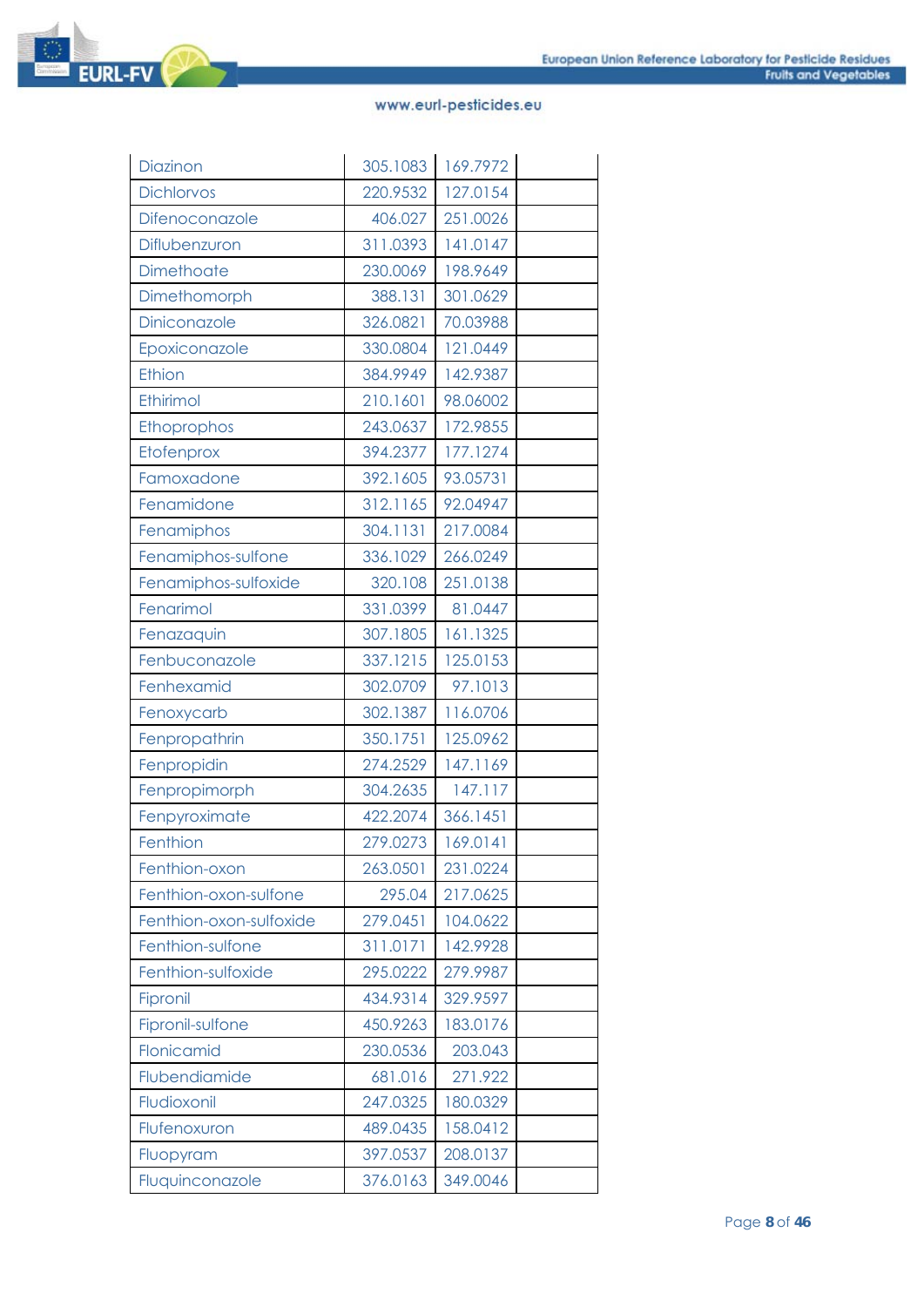| | | | |
|---|---|---|---|
| Diazinon | 305.1083 | 169.7972 | |
| Dichlorvos | 220.9532 | 127.0154 | |
| Difenoconazole | 406.027 | 251.0026 | |
| Diflubenzuron | 311.0393 | 141.0147 | |
| Dimethoate | 230.0069 | 198.9649 | |
| Dimethomorph | 388.131 | 301.0629 | |
| Diniconazole | 326.0821 | 70.03988 | |
| Epoxiconazole | 330.0804 | 121.0449 | |
| Ethion | 384.9949 | 142.9387 | |
| Ethirimol | 210.1601 | 98.06002 | |
| Ethoprophos | 243.0637 | 172.9855 | |
| Etofenprox | 394.2377 | 177.1274 | |
| Famoxadone | 392.1605 | 93.05731 | |
| Fenamidone | 312.1165 | 92.04947 | |
| Fenamiphos | 304.1131 | 217.0084 | |
| Fenamiphos-sulfone | 336.1029 | 266.0249 | |
| Fenamiphos-sulfoxide | 320.108 | 251.0138 | |
| Fenarimol | 331.0399 | 81.0447 | |
| Fenazaquin | 307.1805 | 161.1325 | |
| Fenbuconazole | 337.1215 | 125.0153 | |
| Fenhexamid | 302.0709 | 97.1013 | |
| Fenoxycarb | 302.1387 | 116.0706 | |
| Fenpropathrin | 350.1751 | 125.0962 | |
| Fenpropidin | 274.2529 | 147.1169 | |
| Fenpropimorph | 304.2635 | 147.117 | |
| Fenpyroximate | 422.2074 | 366.1451 | |
| Fenthion | 279.0273 | 169.0141 | |
| Fenthion-oxon | 263.0501 | 231.0224 | |
| Fenthion-oxon-sulfone | 295.04 | 217.0625 | |
| Fenthion-oxon-sulfoxide | 279.0451 | 104.0622 | |
| Fenthion-sulfone | 311.0171 | 142.9928 | |
| Fenthion-sulfoxide | 295.0222 | 279.9987 | |
| Fipronil | 434.9314 | 329.9597 | |
| Fipronil-sulfone | 450.9263 | 183.0176 | |
| Flonicamid | 230.0536 | 203.043 | |
| Flubendiamide | 681.016 | 271.922 | |
| Fludioxonil | 247.0325 | 180.0329 | |
| Flufenoxuron | 489.0435 | 158.0412 | |
| Fluopyram | 397.0537 | 208.0137 | |
| Fluquinconazole | 376.0163 | 349.0046 | |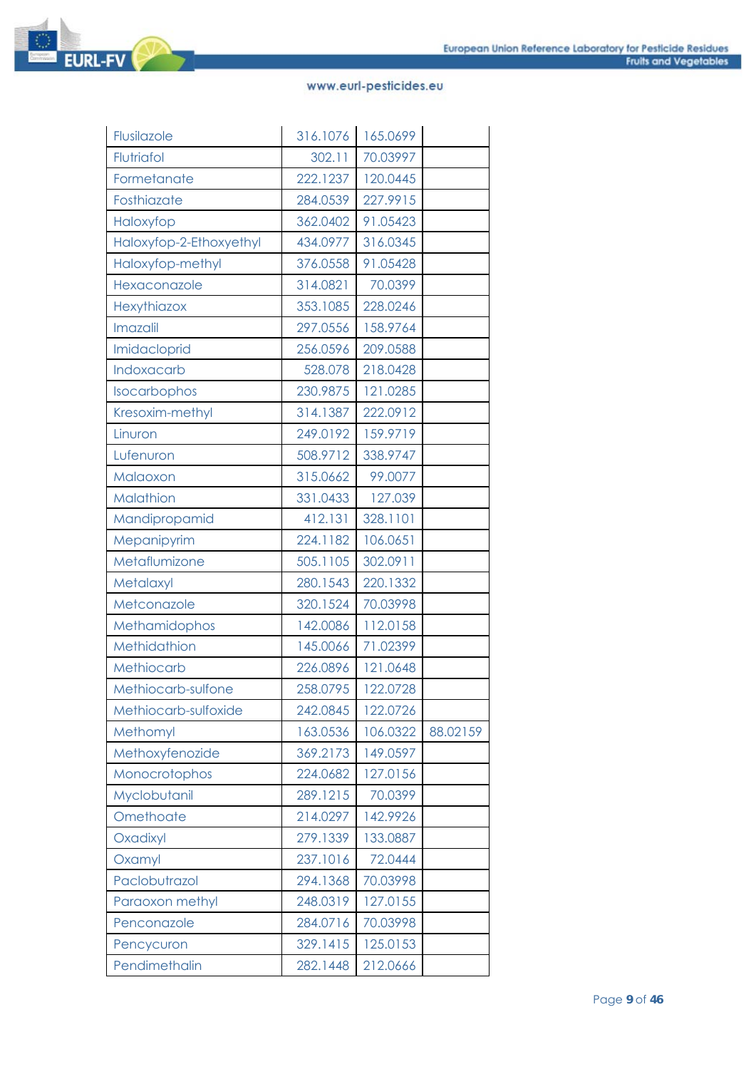| | | | |
|---|---|---|---|
| Flusilazole | 316.1076 | 165.0699 | |
| Flutriafol | 302.11 | 70.03997 | |
| Formetanate | 222.1237 | 120.0445 | |
| Fosthiazate | 284.0539 | 227.9915 | |
| Haloxyfop | 362.0402 | 91.05423 | |
| Haloxyfop-2-Ethoxyethyl | 434.0977 | 316.0345 | |
| Haloxyfop-methyl | 376.0558 | 91.05428 | |
| Hexaconazole | 314.0821 | 70.0399 | |
| Hexythiazox | 353.1085 | 228.0246 | |
| Imazalil | 297.0556 | 158.9764 | |
| Imidacloprid | 256.0596 | 209.0588 | |
| Indoxacarb | 528.078 | 218.0428 | |
| Isocarbophos | 230.9875 | 121.0285 | |
| Kresoxim-methyl | 314.1387 | 222.0912 | |
| Linuron | 249.0192 | 159.9719 | |
| Lufenuron | 508.9712 | 338.9747 | |
| Malaoxon | 315.0662 | 99.0077 | |
| Malathion | 331.0433 | 127.039 | |
| Mandipropamid | 412.131 | 328.1101 | |
| Mepanipyrim | 224.1182 | 106.0651 | |
| Metaflumizone | 505.1105 | 302.0911 | |
| Metalaxyl | 280.1543 | 220.1332 | |
| Metconazole | 320.1524 | 70.03998 | |
| Methamidophos | 142.0086 | 112.0158 | |
| Methidathion | 145.0066 | 71.02399 | |
| Methiocarb | 226.0896 | 121.0648 | |
| Methiocarb-sulfone | 258.0795 | 122.0728 | |
| Methiocarb-sulfoxide | 242.0845 | 122.0726 | |
| Methomyl | 163.0536 | 106.0322 | 88.02159 |
| Methoxyfenozide | 369.2173 | 149.0597 | |
| Monocrotophos | 224.0682 | 127.0156 | |
| Myclobutanil | 289.1215 | 70.0399 | |
| Omethoate | 214.0297 | 142.9926 | |
| Oxadixyl | 279.1339 | 133.0887 | |
| Oxamyl | 237.1016 | 72.0444 | |
| Paclobutrazol | 294.1368 | 70.03998 | |
| Paraoxon methyl | 248.0319 | 127.0155 | |
| Penconazole | 284.0716 | 70.03998 | |
| Pencycuron | 329.1415 | 125.0153 | |
| Pendimethalin | 282.1448 | 212.0666 | |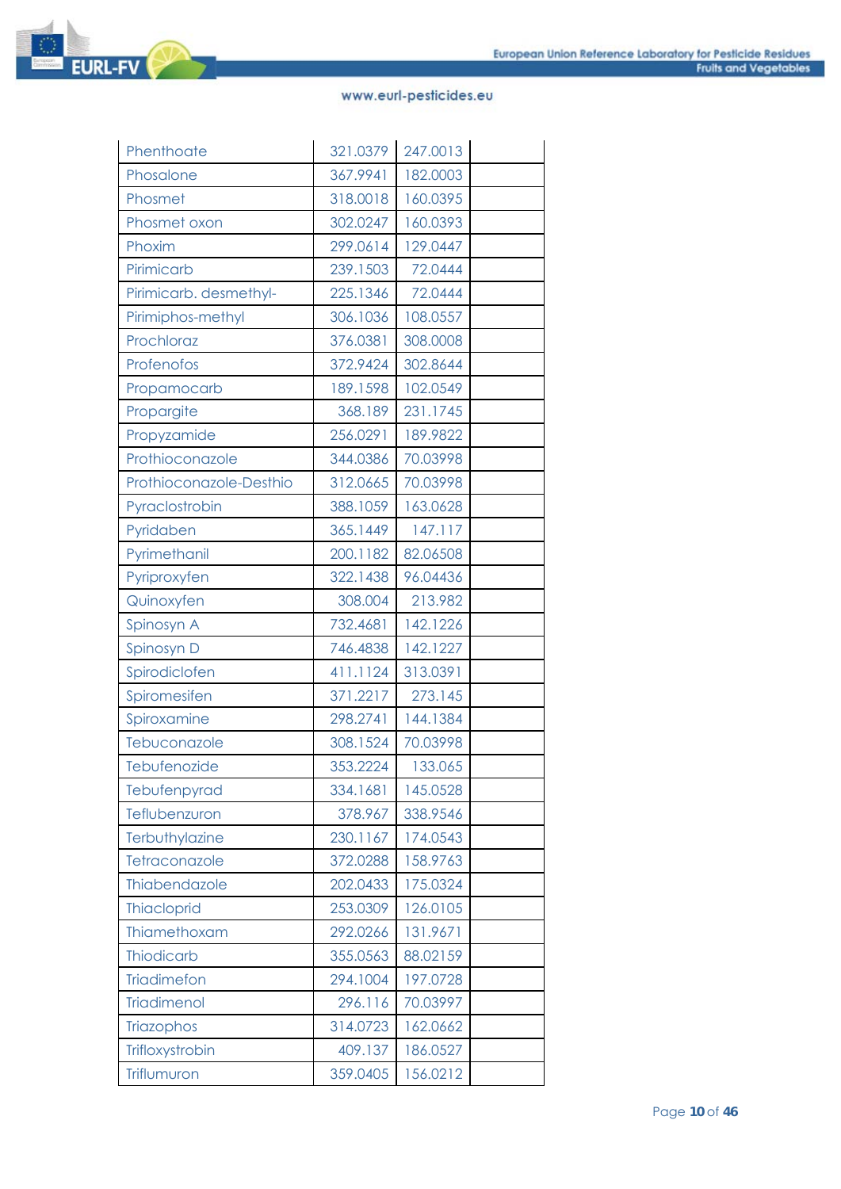| Phenthoate | 321.0379 | 247.0013 | |
|---|---|---|---|
| Phosalone | 367.9941 | 182.0003 | |
| Phosmet | 318.0018 | 160.0395 | |
| Phosmet oxon | 302.0247 | 160.0393 | |
| Phoxim | 299.0614 | 129.0447 | |
| Pirimicarb | 239.1503 | 72.0444 | |
| Pirimicarb. desmethyl- | 225.1346 | 72.0444 | |
| Pirimiphos-methyl | 306.1036 | 108.0557 | |
| Prochloraz | 376.0381 | 308.0008 | |
| Profenofos | 372.9424 | 302.8644 | |
| Propamocarb | 189.1598 | 102.0549 | |
| Propargite | 368.189 | 231.1745 | |
| Propyzamide | 256.0291 | 189.9822 | |
| Prothioconazole | 344.0386 | 70.03998 | |
| Prothioconazole-Desthio | 312.0665 | 70.03998 | |
| Pyraclostrobin | 388.1059 | 163.0628 | |
| Pyridaben | 365.1449 | 147.117 | |
| Pyrimethanil | 200.1182 | 82.06508 | |
| Pyriproxyfen | 322.1438 | 96.04436 | |
| Quinoxyfen | 308.004 | 213.982 | |
| Spinosyn A | 732.4681 | 142.1226 | |
| Spinosyn D | 746.4838 | 142.1227 | |
| Spirodiclofen | 411.1124 | 313.0391 | |
| Spiromesifen | 371.2217 | 273.145 | |
| Spiroxamine | 298.2741 | 144.1384 | |
| Tebuconazole | 308.1524 | 70.03998 | |
| Tebufenozide | 353.2224 | 133.065 | |
| Tebufenpyrad | 334.1681 | 145.0528 | |
| Teflubenzuron | 378.967 | 338.9546 | |
| Terbuthylazine | 230.1167 | 174.0543 | |
| Tetraconazole | 372.0288 | 158.9763 | |
| Thiabendazole | 202.0433 | 175.0324 | |
| Thiacloprid | 253.0309 | 126.0105 | |
| Thiamethoxam | 292.0266 | 131.9671 | |
| Thiodicarb | 355.0563 | 88.02159 | |
| Triadimefon | 294.1004 | 197.0728 | |
| Triadimenol | 296.116 | 70.03997 | |
| Triazophos | 314.0723 | 162.0662 | |
| Trifloxystrobin | 409.137 | 186.0527 | |
| Triflumuron | 359.0405 | 156.0212 | |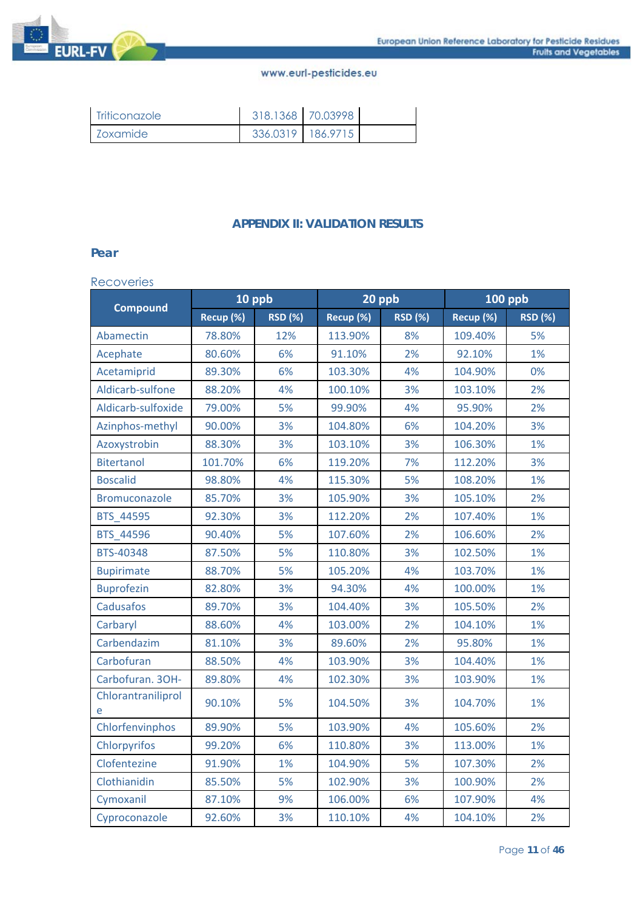| | | | |
|---|---|---|---|
| Triticonazole | 318.1368 | 70.03998 | |
| Zoxamide | 336.0319 | 186.9715 | |

## APPENDIX II: VALIDATION RESULTS

### Pear

Recoveries

| Compound | 10 ppb | | 20 ppb | | 100 ppb | |
|---|---|---|---|---|---|---|
| | Recup (%) | RSD (%) | Recup (%) | RSD (%) | Recup (%) | RSD (%) |
| Abamectin | 78.80% | 12% | 113.90% | 8% | 109.40% | 5% |
| Acephate | 80.60% | 6% | 91.10% | 2% | 92.10% | 1% |
| Acetamiprid | 89.30% | 6% | 103.30% | 4% | 104.90% | 0% |
| Aldicarb-sulfone | 88.20% | 4% | 100.10% | 3% | 103.10% | 2% |
| Aldicarb-sulfoxide | 79.00% | 5% | 99.90% | 4% | 95.90% | 2% |
| Azinphos-methyl | 90.00% | 3% | 104.80% | 6% | 104.20% | 3% |
| Azoxystrobin | 88.30% | 3% | 103.10% | 3% | 106.30% | 1% |
| Bitertanol | 101.70% | 6% | 119.20% | 7% | 112.20% | 3% |
| Boscalid | 98.80% | 4% | 115.30% | 5% | 108.20% | 1% |
| Bromuconazole | 85.70% | 3% | 105.90% | 3% | 105.10% | 2% |
| BTS_44595 | 92.30% | 3% | 112.20% | 2% | 107.40% | 1% |
| BTS_44596 | 90.40% | 5% | 107.60% | 2% | 106.60% | 2% |
| BTS-40348 | 87.50% | 5% | 110.80% | 3% | 102.50% | 1% |
| Bupirimate | 88.70% | 5% | 105.20% | 4% | 103.70% | 1% |
| Buprofezin | 82.80% | 3% | 94.30% | 4% | 100.00% | 1% |
| Cadusafos | 89.70% | 3% | 104.40% | 3% | 105.50% | 2% |
| Carbaryl | 88.60% | 4% | 103.00% | 2% | 104.10% | 1% |
| Carbendazim | 81.10% | 3% | 89.60% | 2% | 95.80% | 1% |
| Carbofuran | 88.50% | 4% | 103.90% | 3% | 104.40% | 1% |
| Carbofuran. 3OH- | 89.80% | 4% | 102.30% | 3% | 103.90% | 1% |
| Chlorantraniliprole | 90.10% | 5% | 104.50% | 3% | 104.70% | 1% |
| Chlorfenvinphos | 89.90% | 5% | 103.90% | 4% | 105.60% | 2% |
| Chlorpyrifos | 99.20% | 6% | 110.80% | 3% | 113.00% | 1% |
| Clofentezine | 91.90% | 1% | 104.90% | 5% | 107.30% | 2% |
| Clothianidin | 85.50% | 5% | 102.90% | 3% | 100.90% | 2% |
| Cymoxanil | 87.10% | 9% | 106.00% | 6% | 107.90% | 4% |
| Cyproconazole | 92.60% | 3% | 110.10% | 4% | 104.10% | 2% |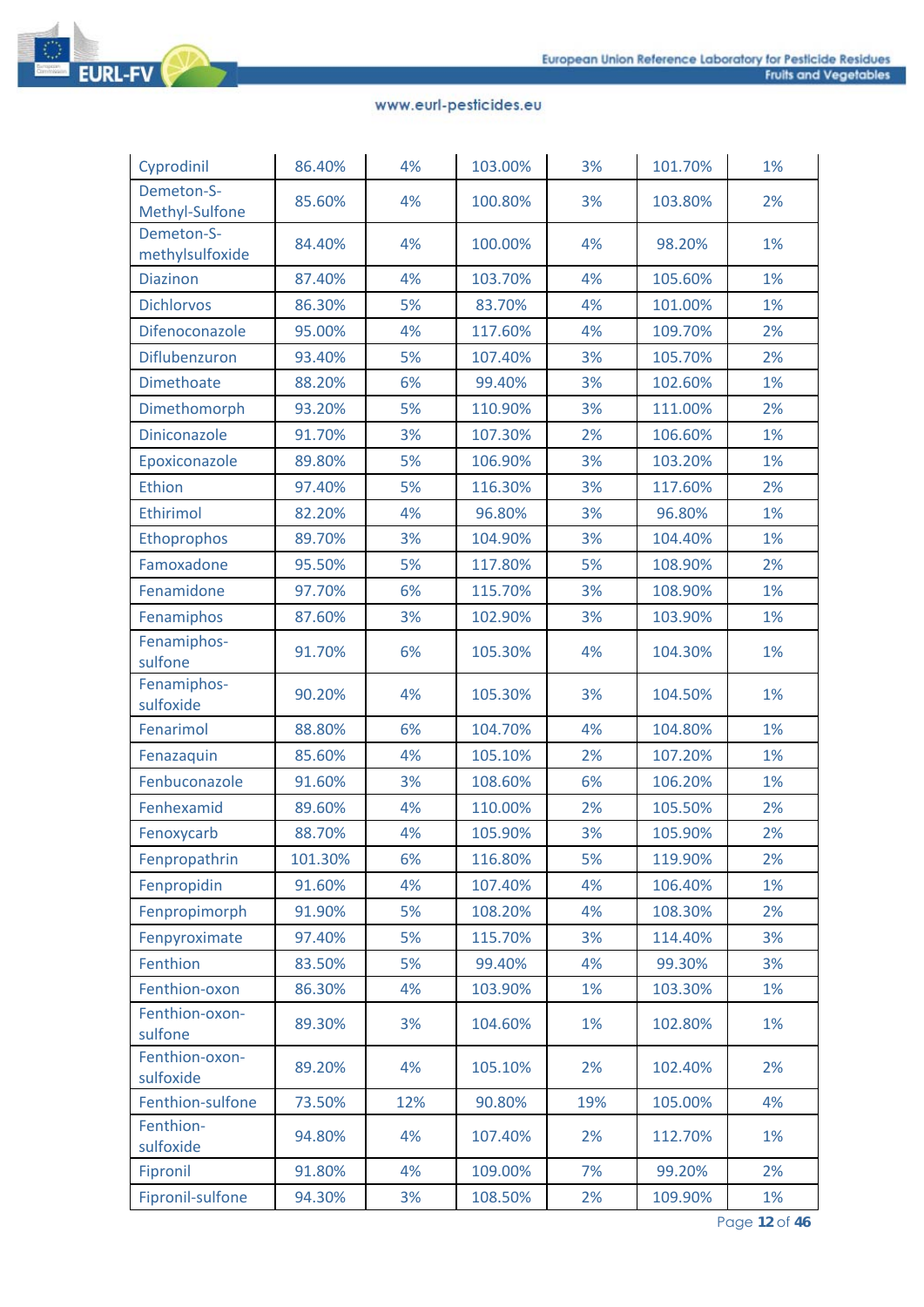| | | | | | | |
|---|---|---|---|---|---|---|
| Cyprodinil | 86.40% | 4% | 103.00% | 3% | 101.70% | 1% |
| Demeton-S-Methyl-Sulfone | 85.60% | 4% | 100.80% | 3% | 103.80% | 2% |
| Demeton-S-methylsulfoxide | 84.40% | 4% | 100.00% | 4% | 98.20% | 1% |
| Diazinon | 87.40% | 4% | 103.70% | 4% | 105.60% | 1% |
| Dichlorvos | 86.30% | 5% | 83.70% | 4% | 101.00% | 1% |
| Difenoconazole | 95.00% | 4% | 117.60% | 4% | 109.70% | 2% |
| Diflubenzuron | 93.40% | 5% | 107.40% | 3% | 105.70% | 2% |
| Dimethoate | 88.20% | 6% | 99.40% | 3% | 102.60% | 1% |
| Dimethomorph | 93.20% | 5% | 110.90% | 3% | 111.00% | 2% |
| Diniconazole | 91.70% | 3% | 107.30% | 2% | 106.60% | 1% |
| Epoxiconazole | 89.80% | 5% | 106.90% | 3% | 103.20% | 1% |
| Ethion | 97.40% | 5% | 116.30% | 3% | 117.60% | 2% |
| Ethirimol | 82.20% | 4% | 96.80% | 3% | 96.80% | 1% |
| Ethoprophos | 89.70% | 3% | 104.90% | 3% | 104.40% | 1% |
| Famoxadone | 95.50% | 5% | 117.80% | 5% | 108.90% | 2% |
| Fenamidone | 97.70% | 6% | 115.70% | 3% | 108.90% | 1% |
| Fenamiphos | 87.60% | 3% | 102.90% | 3% | 103.90% | 1% |
| Fenamiphos-sulfone | 91.70% | 6% | 105.30% | 4% | 104.30% | 1% |
| Fenamiphos-sulfoxide | 90.20% | 4% | 105.30% | 3% | 104.50% | 1% |
| Fenarimol | 88.80% | 6% | 104.70% | 4% | 104.80% | 1% |
| Fenazaquin | 85.60% | 4% | 105.10% | 2% | 107.20% | 1% |
| Fenbuconazole | 91.60% | 3% | 108.60% | 6% | 106.20% | 1% |
| Fenhexamid | 89.60% | 4% | 110.00% | 2% | 105.50% | 2% |
| Fenoxycarb | 88.70% | 4% | 105.90% | 3% | 105.90% | 2% |
| Fenpropathrin | 101.30% | 6% | 116.80% | 5% | 119.90% | 2% |
| Fenpropidin | 91.60% | 4% | 107.40% | 4% | 106.40% | 1% |
| Fenpropimorph | 91.90% | 5% | 108.20% | 4% | 108.30% | 2% |
| Fenpyroximate | 97.40% | 5% | 115.70% | 3% | 114.40% | 3% |
| Fenthion | 83.50% | 5% | 99.40% | 4% | 99.30% | 3% |
| Fenthion-oxon | 86.30% | 4% | 103.90% | 1% | 103.30% | 1% |
| Fenthion-oxon-sulfone | 89.30% | 3% | 104.60% | 1% | 102.80% | 1% |
| Fenthion-oxon-sulfoxide | 89.20% | 4% | 105.10% | 2% | 102.40% | 2% |
| Fenthion-sulfone | 73.50% | 12% | 90.80% | 19% | 105.00% | 4% |
| Fenthion-sulfoxide | 94.80% | 4% | 107.40% | 2% | 112.70% | 1% |
| Fipronil | 91.80% | 4% | 109.00% | 7% | 99.20% | 2% |
| Fipronil-sulfone | 94.30% | 3% | 108.50% | 2% | 109.90% | 1% |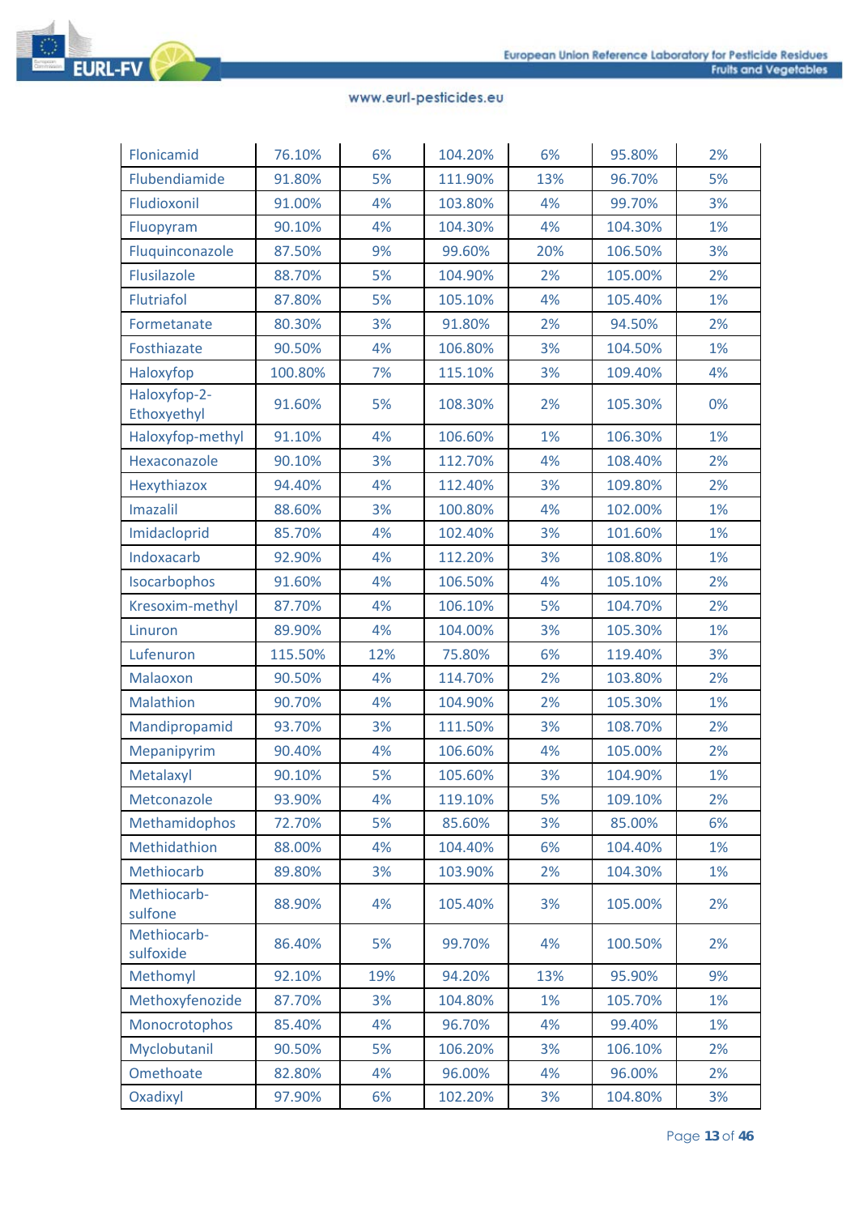| Flonicamid | 76.10% | 6% | 104.20% | 6% | 95.80% | 2% |
|---|---|---|---|---|---|---|
| Flubendiamide | 91.80% | 5% | 111.90% | 13% | 96.70% | 5% |
| Fludioxonil | 91.00% | 4% | 103.80% | 4% | 99.70% | 3% |
| Fluopyram | 90.10% | 4% | 104.30% | 4% | 104.30% | 1% |
| Fluquinconazole | 87.50% | 9% | 99.60% | 20% | 106.50% | 3% |
| Flusilazole | 88.70% | 5% | 104.90% | 2% | 105.00% | 2% |
| Flutriafol | 87.80% | 5% | 105.10% | 4% | 105.40% | 1% |
| Formetanate | 80.30% | 3% | 91.80% | 2% | 94.50% | 2% |
| Fosthiazate | 90.50% | 4% | 106.80% | 3% | 104.50% | 1% |
| Haloxyfop | 100.80% | 7% | 115.10% | 3% | 109.40% | 4% |
| Haloxyfop-2-Ethoxyethyl | 91.60% | 5% | 108.30% | 2% | 105.30% | 0% |
| Haloxyfop-methyl | 91.10% | 4% | 106.60% | 1% | 106.30% | 1% |
| Hexaconazole | 90.10% | 3% | 112.70% | 4% | 108.40% | 2% |
| Hexythiazox | 94.40% | 4% | 112.40% | 3% | 109.80% | 2% |
| Imazalil | 88.60% | 3% | 100.80% | 4% | 102.00% | 1% |
| Imidacloprid | 85.70% | 4% | 102.40% | 3% | 101.60% | 1% |
| Indoxacarb | 92.90% | 4% | 112.20% | 3% | 108.80% | 1% |
| Isocarbophos | 91.60% | 4% | 106.50% | 4% | 105.10% | 2% |
| Kresoxim-methyl | 87.70% | 4% | 106.10% | 5% | 104.70% | 2% |
| Linuron | 89.90% | 4% | 104.00% | 3% | 105.30% | 1% |
| Lufenuron | 115.50% | 12% | 75.80% | 6% | 119.40% | 3% |
| Malaoxon | 90.50% | 4% | 114.70% | 2% | 103.80% | 2% |
| Malathion | 90.70% | 4% | 104.90% | 2% | 105.30% | 1% |
| Mandipropamid | 93.70% | 3% | 111.50% | 3% | 108.70% | 2% |
| Mepanipyrim | 90.40% | 4% | 106.60% | 4% | 105.00% | 2% |
| Metalaxyl | 90.10% | 5% | 105.60% | 3% | 104.90% | 1% |
| Metconazole | 93.90% | 4% | 119.10% | 5% | 109.10% | 2% |
| Methamidophos | 72.70% | 5% | 85.60% | 3% | 85.00% | 6% |
| Methidathion | 88.00% | 4% | 104.40% | 6% | 104.40% | 1% |
| Methiocarb | 89.80% | 3% | 103.90% | 2% | 104.30% | 1% |
| Methiocarb-sulfone | 88.90% | 4% | 105.40% | 3% | 105.00% | 2% |
| Methiocarb-sulfoxide | 86.40% | 5% | 99.70% | 4% | 100.50% | 2% |
| Methomyl | 92.10% | 19% | 94.20% | 13% | 95.90% | 9% |
| Methoxyfenozide | 87.70% | 3% | 104.80% | 1% | 105.70% | 1% |
| Monocrotophos | 85.40% | 4% | 96.70% | 4% | 99.40% | 1% |
| Myclobutanil | 90.50% | 5% | 106.20% | 3% | 106.10% | 2% |
| Omethoate | 82.80% | 4% | 96.00% | 4% | 96.00% | 2% |
| Oxadixyl | 97.90% | 6% | 102.20% | 3% | 104.80% | 3% |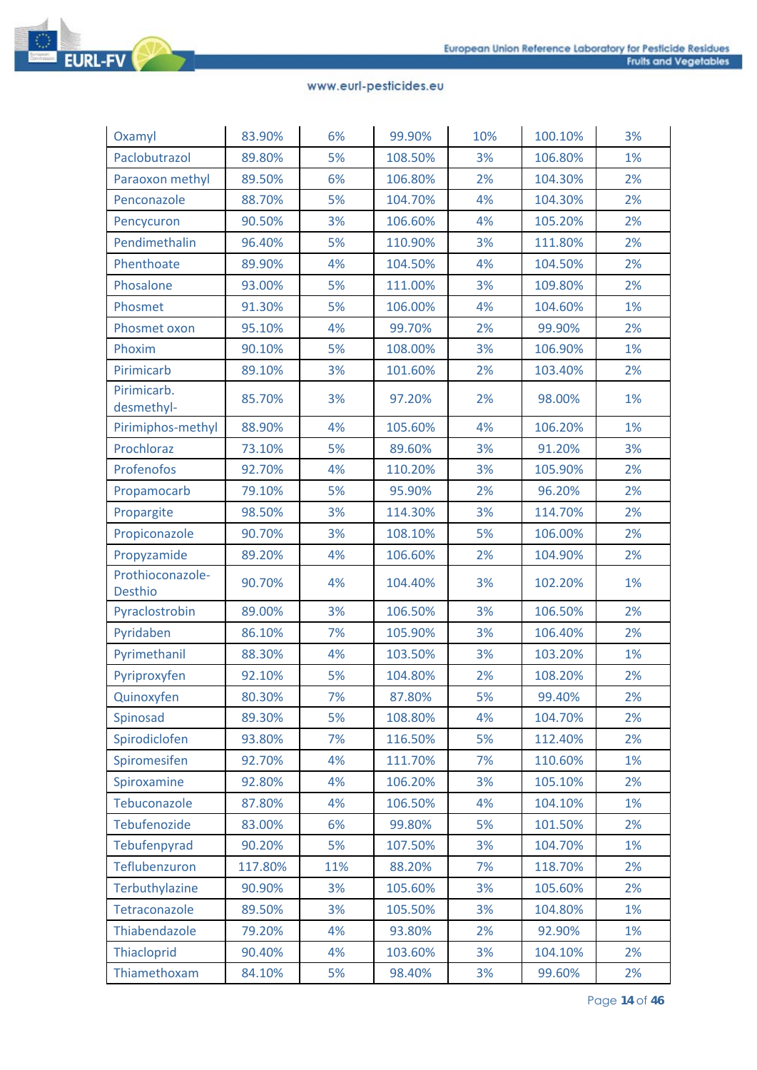| | | | | | | |
|---|---|---|---|---|---|---|
| Oxamyl | 83.90% | 6% | 99.90% | 10% | 100.10% | 3% |
| Paclobutrazol | 89.80% | 5% | 108.50% | 3% | 106.80% | 1% |
| Paraoxon methyl | 89.50% | 6% | 106.80% | 2% | 104.30% | 2% |
| Penconazole | 88.70% | 5% | 104.70% | 4% | 104.30% | 2% |
| Pencycuron | 90.50% | 3% | 106.60% | 4% | 105.20% | 2% |
| Pendimethalin | 96.40% | 5% | 110.90% | 3% | 111.80% | 2% |
| Phenthoate | 89.90% | 4% | 104.50% | 4% | 104.50% | 2% |
| Phosalone | 93.00% | 5% | 111.00% | 3% | 109.80% | 2% |
| Phosmet | 91.30% | 5% | 106.00% | 4% | 104.60% | 1% |
| Phosmet oxon | 95.10% | 4% | 99.70% | 2% | 99.90% | 2% |
| Phoxim | 90.10% | 5% | 108.00% | 3% | 106.90% | 1% |
| Pirimicarb | 89.10% | 3% | 101.60% | 2% | 103.40% | 2% |
| Pirimicarb. desmethyl- | 85.70% | 3% | 97.20% | 2% | 98.00% | 1% |
| Pirimiphos-methyl | 88.90% | 4% | 105.60% | 4% | 106.20% | 1% |
| Prochloraz | 73.10% | 5% | 89.60% | 3% | 91.20% | 3% |
| Profenofos | 92.70% | 4% | 110.20% | 3% | 105.90% | 2% |
| Propamocarb | 79.10% | 5% | 95.90% | 2% | 96.20% | 2% |
| Propargite | 98.50% | 3% | 114.30% | 3% | 114.70% | 2% |
| Propiconazole | 90.70% | 3% | 108.10% | 5% | 106.00% | 2% |
| Propyzamide | 89.20% | 4% | 106.60% | 2% | 104.90% | 2% |
| Prothioconazole-Desthio | 90.70% | 4% | 104.40% | 3% | 102.20% | 1% |
| Pyraclostrobin | 89.00% | 3% | 106.50% | 3% | 106.50% | 2% |
| Pyridaben | 86.10% | 7% | 105.90% | 3% | 106.40% | 2% |
| Pyrimethanil | 88.30% | 4% | 103.50% | 3% | 103.20% | 1% |
| Pyriproxyfen | 92.10% | 5% | 104.80% | 2% | 108.20% | 2% |
| Quinoxyfen | 80.30% | 7% | 87.80% | 5% | 99.40% | 2% |
| Spinosad | 89.30% | 5% | 108.80% | 4% | 104.70% | 2% |
| Spirodiclofen | 93.80% | 7% | 116.50% | 5% | 112.40% | 2% |
| Spiromesifen | 92.70% | 4% | 111.70% | 7% | 110.60% | 1% |
| Spiroxamine | 92.80% | 4% | 106.20% | 3% | 105.10% | 2% |
| Tebuconazole | 87.80% | 4% | 106.50% | 4% | 104.10% | 1% |
| Tebufenozide | 83.00% | 6% | 99.80% | 5% | 101.50% | 2% |
| Tebufenpyrad | 90.20% | 5% | 107.50% | 3% | 104.70% | 1% |
| Teflubenzuron | 117.80% | 11% | 88.20% | 7% | 118.70% | 2% |
| Terbuthylazine | 90.90% | 3% | 105.60% | 3% | 105.60% | 2% |
| Tetraconazole | 89.50% | 3% | 105.50% | 3% | 104.80% | 1% |
| Thiabendazole | 79.20% | 4% | 93.80% | 2% | 92.90% | 1% |
| Thiacloprid | 90.40% | 4% | 103.60% | 3% | 104.10% | 2% |
| Thiamethoxam | 84.10% | 5% | 98.40% | 3% | 99.60% | 2% |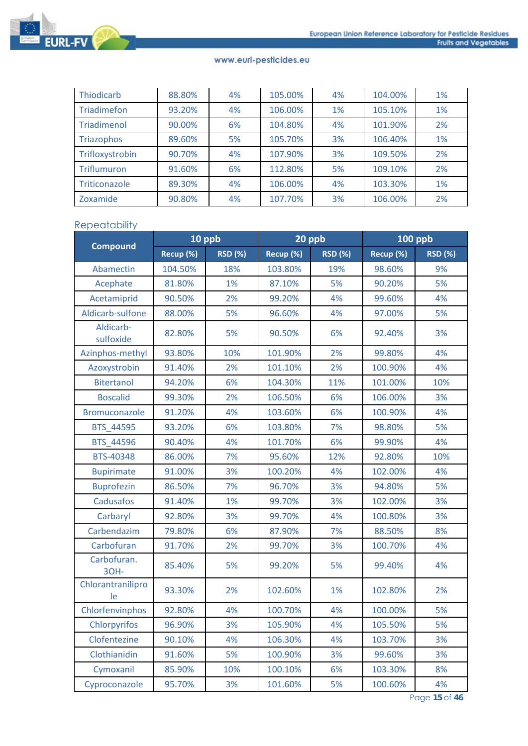| Thiodicarb | 88.80% | 4% | 105.00% | 4% | 104.00% | 1% |
|---|---|---|---|---|---|---|
| Triadimefon | 93.20% | 4% | 106.00% | 1% | 105.10% | 1% |
| Triadimenol | 90.00% | 6% | 104.80% | 4% | 101.90% | 2% |
| Triazophos | 89.60% | 5% | 105.70% | 3% | 106.40% | 1% |
| Trifloxystrobin | 90.70% | 4% | 107.90% | 3% | 109.50% | 2% |
| Triflumuron | 91.60% | 6% | 112.80% | 5% | 109.10% | 2% |
| Triticonazole | 89.30% | 4% | 106.00% | 4% | 103.30% | 1% |
| Zoxamide | 90.80% | 4% | 107.70% | 3% | 106.00% | 2% |

Repeatability

| Compound | 10 ppb | | 20 ppb | | 100 ppb | |
|---|---|---|---|---|---|---|
| | Recup (%) | RSD (%) | Recup (%) | RSD (%) | Recup (%) | RSD (%) |
| Abamectin | 104.50% | 18% | 103.80% | 19% | 98.60% | 9% |
| Acephate | 81.80% | 1% | 87.10% | 5% | 90.20% | 5% |
| Acetamiprid | 90.50% | 2% | 99.20% | 4% | 99.60% | 4% |
| Aldicarb-sulfone | 88.00% | 5% | 96.60% | 4% | 97.00% | 5% |
| Aldicarb-sulfoxide | 82.80% | 5% | 90.50% | 6% | 92.40% | 3% |
| Azinphos-methyl | 93.80% | 10% | 101.90% | 2% | 99.80% | 4% |
| Azoxystrobin | 91.40% | 2% | 101.10% | 2% | 100.90% | 4% |
| Bitertanol | 94.20% | 6% | 104.30% | 11% | 101.00% | 10% |
| Boscalid | 99.30% | 2% | 106.50% | 6% | 106.00% | 3% |
| Bromuconazole | 91.20% | 4% | 103.60% | 6% | 100.90% | 4% |
| BTS_44595 | 93.20% | 6% | 103.80% | 7% | 98.80% | 5% |
| BTS_44596 | 90.40% | 4% | 101.70% | 6% | 99.90% | 4% |
| BTS-40348 | 86.00% | 7% | 95.60% | 12% | 92.80% | 10% |
| Bupirimate | 91.00% | 3% | 100.20% | 4% | 102.00% | 4% |
| Buprofezin | 86.50% | 7% | 96.70% | 3% | 94.80% | 5% |
| Cadusafos | 91.40% | 1% | 99.70% | 3% | 102.00% | 3% |
| Carbaryl | 92.80% | 3% | 99.70% | 4% | 100.80% | 3% |
| Carbendazim | 79.80% | 6% | 87.90% | 7% | 88.50% | 8% |
| Carbofuran | 91.70% | 2% | 99.70% | 3% | 100.70% | 4% |
| Carbofuran. 3OH- | 85.40% | 5% | 99.20% | 5% | 99.40% | 4% |
| Chlorantraniliprole | 93.30% | 2% | 102.60% | 1% | 102.80% | 2% |
| Chlorfenvinphos | 92.80% | 4% | 100.70% | 4% | 100.00% | 5% |
| Chlorpyrifos | 96.90% | 3% | 105.90% | 4% | 105.50% | 5% |
| Clofentezine | 90.10% | 4% | 106.30% | 4% | 103.70% | 3% |
| Clothianidin | 91.60% | 5% | 100.90% | 3% | 99.60% | 3% |
| Cymoxanil | 85.90% | 10% | 100.10% | 6% | 103.30% | 8% |
| Cyproconazole | 95.70% | 3% | 101.60% | 5% | 100.60% | 4% |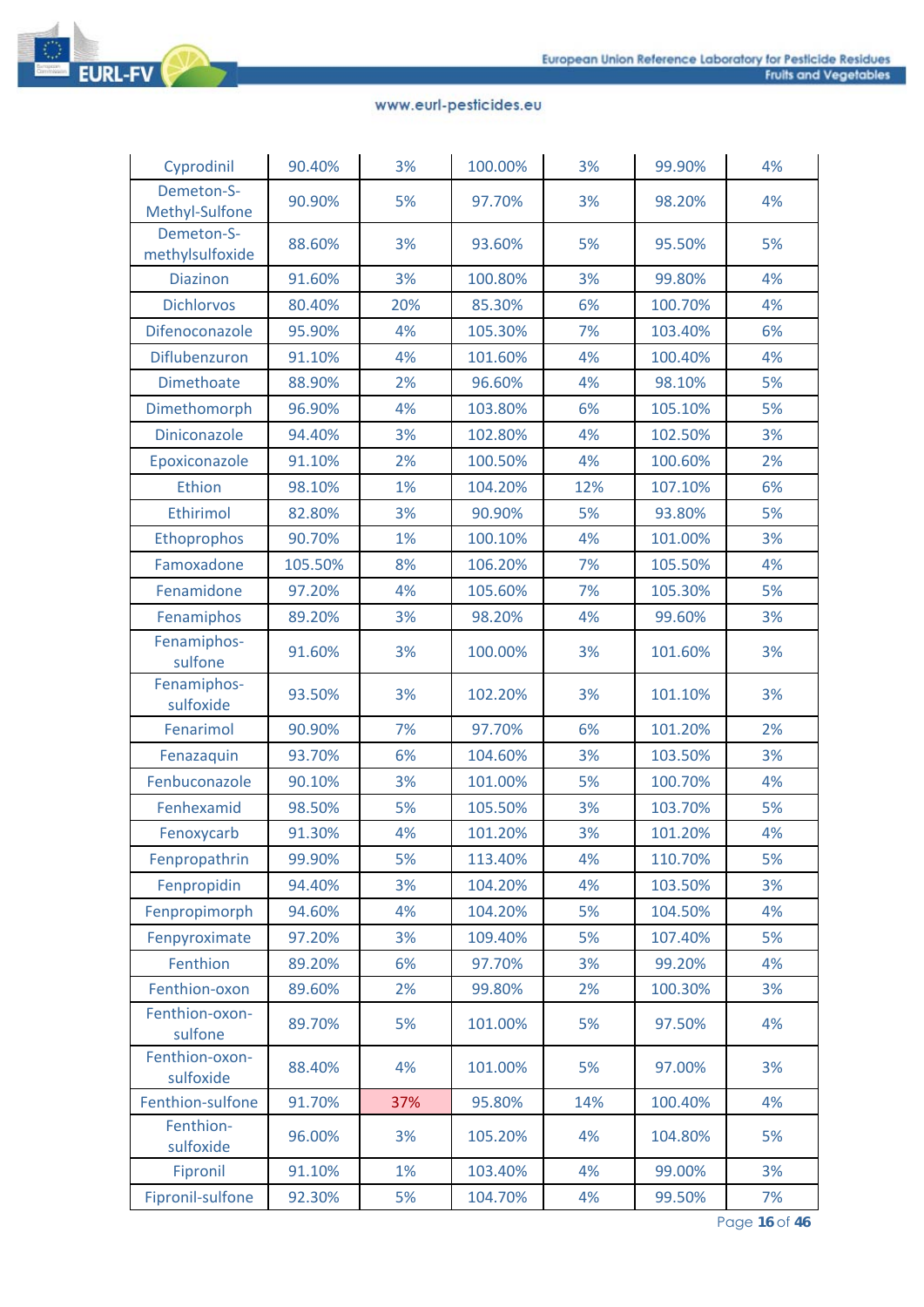| | | | | | | |
|---|---|---|---|---|---|---|
| Cyprodinil | 90.40% | 3% | 100.00% | 3% | 99.90% | 4% |
| Demeton-S-Methyl-Sulfone | 90.90% | 5% | 97.70% | 3% | 98.20% | 4% |
| Demeton-S-methylsulfoxide | 88.60% | 3% | 93.60% | 5% | 95.50% | 5% |
| Diazinon | 91.60% | 3% | 100.80% | 3% | 99.80% | 4% |
| Dichlorvos | 80.40% | 20% | 85.30% | 6% | 100.70% | 4% |
| Difenoconazole | 95.90% | 4% | 105.30% | 7% | 103.40% | 6% |
| Diflubenzuron | 91.10% | 4% | 101.60% | 4% | 100.40% | 4% |
| Dimethoate | 88.90% | 2% | 96.60% | 4% | 98.10% | 5% |
| Dimethomorph | 96.90% | 4% | 103.80% | 6% | 105.10% | 5% |
| Diniconazole | 94.40% | 3% | 102.80% | 4% | 102.50% | 3% |
| Epoxiconazole | 91.10% | 2% | 100.50% | 4% | 100.60% | 2% |
| Ethion | 98.10% | 1% | 104.20% | 12% | 107.10% | 6% |
| Ethirimol | 82.80% | 3% | 90.90% | 5% | 93.80% | 5% |
| Ethoprophos | 90.70% | 1% | 100.10% | 4% | 101.00% | 3% |
| Famoxadone | 105.50% | 8% | 106.20% | 7% | 105.50% | 4% |
| Fenamidone | 97.20% | 4% | 105.60% | 7% | 105.30% | 5% |
| Fenamiphos | 89.20% | 3% | 98.20% | 4% | 99.60% | 3% |
| Fenamiphos-sulfone | 91.60% | 3% | 100.00% | 3% | 101.60% | 3% |
| Fenamiphos-sulfoxide | 93.50% | 3% | 102.20% | 3% | 101.10% | 3% |
| Fenarimol | 90.90% | 7% | 97.70% | 6% | 101.20% | 2% |
| Fenazaquin | 93.70% | 6% | 104.60% | 3% | 103.50% | 3% |
| Fenbuconazole | 90.10% | 3% | 101.00% | 5% | 100.70% | 4% |
| Fenhexamid | 98.50% | 5% | 105.50% | 3% | 103.70% | 5% |
| Fenoxycarb | 91.30% | 4% | 101.20% | 3% | 101.20% | 4% |
| Fenpropathrin | 99.90% | 5% | 113.40% | 4% | 110.70% | 5% |
| Fenpropidin | 94.40% | 3% | 104.20% | 4% | 103.50% | 3% |
| Fenpropimorph | 94.60% | 4% | 104.20% | 5% | 104.50% | 4% |
| Fenpyroximate | 97.20% | 3% | 109.40% | 5% | 107.40% | 5% |
| Fenthion | 89.20% | 6% | 97.70% | 3% | 99.20% | 4% |
| Fenthion-oxon | 89.60% | 2% | 99.80% | 2% | 100.30% | 3% |
| Fenthion-oxon-sulfone | 89.70% | 5% | 101.00% | 5% | 97.50% | 4% |
| Fenthion-oxon-sulfoxide | 88.40% | 4% | 101.00% | 5% | 97.00% | 3% |
| Fenthion-sulfone | 91.70% | 37% | 95.80% | 14% | 100.40% | 4% |
| Fenthion-sulfoxide | 96.00% | 3% | 105.20% | 4% | 104.80% | 5% |
| Fipronil | 91.10% | 1% | 103.40% | 4% | 99.00% | 3% |
| Fipronil-sulfone | 92.30% | 5% | 104.70% | 4% | 99.50% | 7% |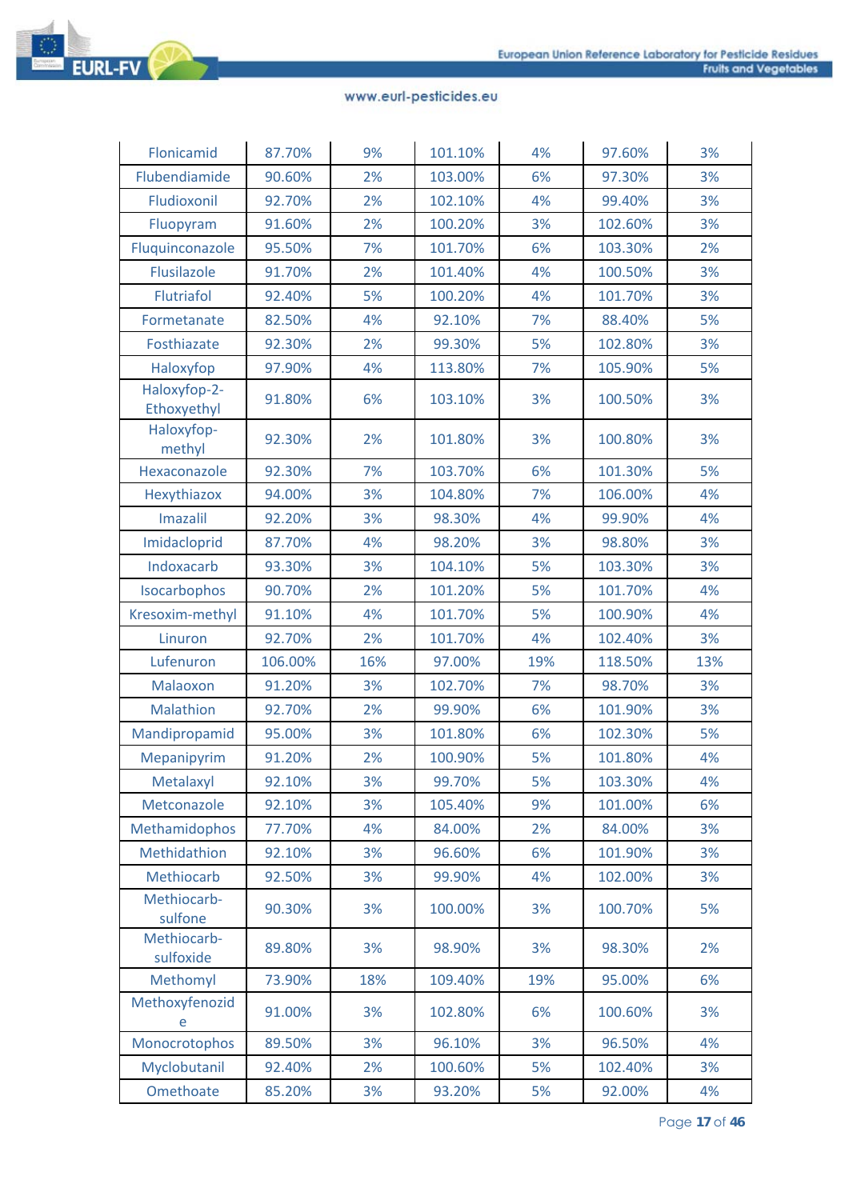| | | | | | | |
|---|---|---|---|---|---|---|
| Flonicamid | 87.70% | 9% | 101.10% | 4% | 97.60% | 3% |
| Flubendiamide | 90.60% | 2% | 103.00% | 6% | 97.30% | 3% |
| Fludioxonil | 92.70% | 2% | 102.10% | 4% | 99.40% | 3% |
| Fluopyram | 91.60% | 2% | 100.20% | 3% | 102.60% | 3% |
| Fluquinconazole | 95.50% | 7% | 101.70% | 6% | 103.30% | 2% |
| Flusilazole | 91.70% | 2% | 101.40% | 4% | 100.50% | 3% |
| Flutriafol | 92.40% | 5% | 100.20% | 4% | 101.70% | 3% |
| Formetanate | 82.50% | 4% | 92.10% | 7% | 88.40% | 5% |
| Fosthiazate | 92.30% | 2% | 99.30% | 5% | 102.80% | 3% |
| Haloxyfop | 97.90% | 4% | 113.80% | 7% | 105.90% | 5% |
| Haloxyfop-2-Ethoxyethyl | 91.80% | 6% | 103.10% | 3% | 100.50% | 3% |
| Haloxyfop-methyl | 92.30% | 2% | 101.80% | 3% | 100.80% | 3% |
| Hexaconazole | 92.30% | 7% | 103.70% | 6% | 101.30% | 5% |
| Hexythiazox | 94.00% | 3% | 104.80% | 7% | 106.00% | 4% |
| Imazalil | 92.20% | 3% | 98.30% | 4% | 99.90% | 4% |
| Imidacloprid | 87.70% | 4% | 98.20% | 3% | 98.80% | 3% |
| Indoxacarb | 93.30% | 3% | 104.10% | 5% | 103.30% | 3% |
| Isocarbophos | 90.70% | 2% | 101.20% | 5% | 101.70% | 4% |
| Kresoxim-methyl | 91.10% | 4% | 101.70% | 5% | 100.90% | 4% |
| Linuron | 92.70% | 2% | 101.70% | 4% | 102.40% | 3% |
| Lufenuron | 106.00% | 16% | 97.00% | 19% | 118.50% | 13% |
| Malaoxon | 91.20% | 3% | 102.70% | 7% | 98.70% | 3% |
| Malathion | 92.70% | 2% | 99.90% | 6% | 101.90% | 3% |
| Mandipropamid | 95.00% | 3% | 101.80% | 6% | 102.30% | 5% |
| Mepanipyrim | 91.20% | 2% | 100.90% | 5% | 101.80% | 4% |
| Metalaxyl | 92.10% | 3% | 99.70% | 5% | 103.30% | 4% |
| Metconazole | 92.10% | 3% | 105.40% | 9% | 101.00% | 6% |
| Methamidophos | 77.70% | 4% | 84.00% | 2% | 84.00% | 3% |
| Methidathion | 92.10% | 3% | 96.60% | 6% | 101.90% | 3% |
| Methiocarb | 92.50% | 3% | 99.90% | 4% | 102.00% | 3% |
| Methiocarb-sulfone | 90.30% | 3% | 100.00% | 3% | 100.70% | 5% |
| Methiocarb-sulfoxide | 89.80% | 3% | 98.90% | 3% | 98.30% | 2% |
| Methomyl | 73.90% | 18% | 109.40% | 19% | 95.00% | 6% |
| Methoxyfenozide | 91.00% | 3% | 102.80% | 6% | 100.60% | 3% |
| Monocrotophos | 89.50% | 3% | 96.10% | 3% | 96.50% | 4% |
| Myclobutanil | 92.40% | 2% | 100.60% | 5% | 102.40% | 3% |
| Omethoate | 85.20% | 3% | 93.20% | 5% | 92.00% | 4% |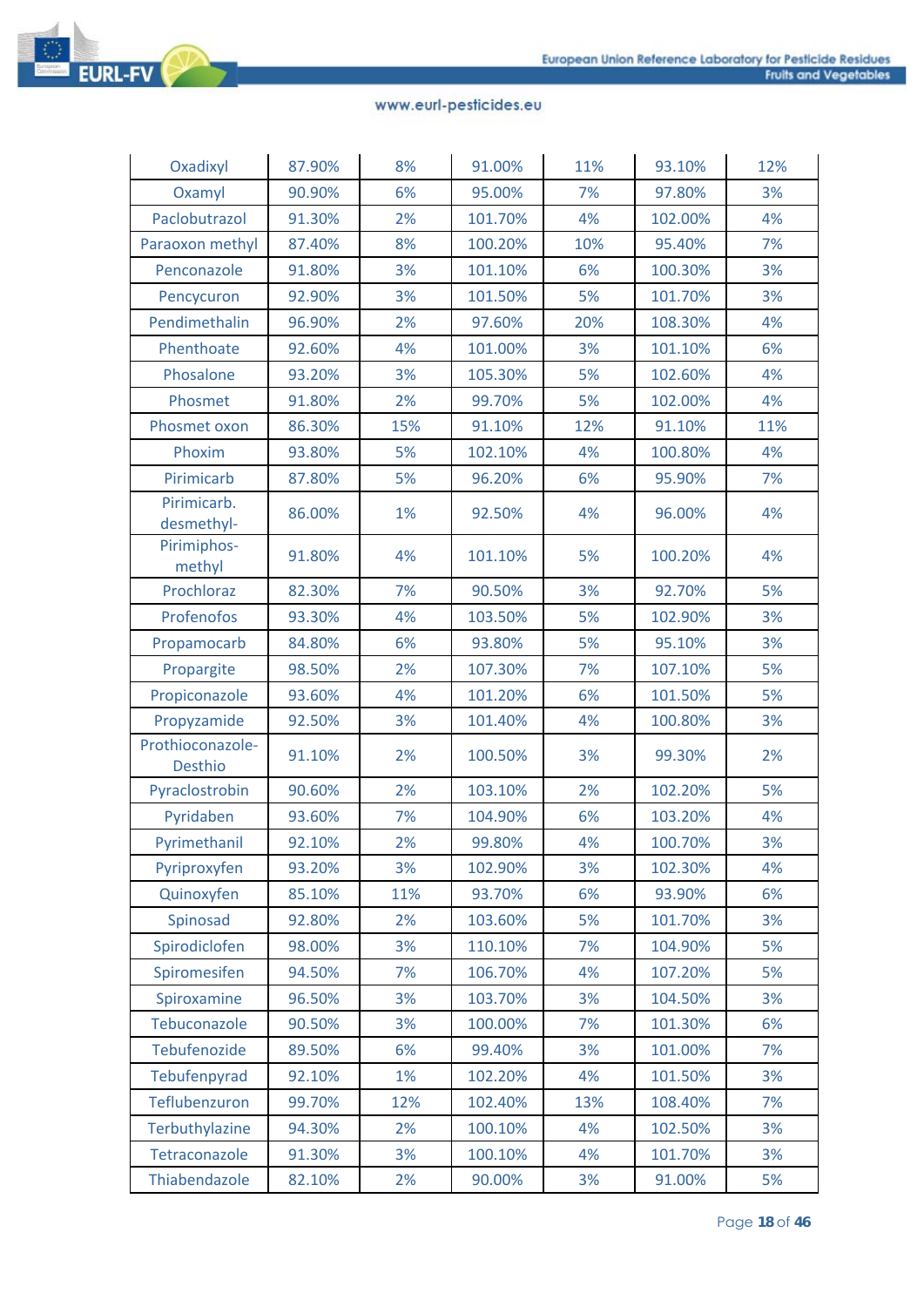| | | | | | | |
|---|---|---|---|---|---|---|
| Oxadixyl | 87.90% | 8% | 91.00% | 11% | 93.10% | 12% |
| Oxamyl | 90.90% | 6% | 95.00% | 7% | 97.80% | 3% |
| Paclobutrazol | 91.30% | 2% | 101.70% | 4% | 102.00% | 4% |
| Paraoxon methyl | 87.40% | 8% | 100.20% | 10% | 95.40% | 7% |
| Penconazole | 91.80% | 3% | 101.10% | 6% | 100.30% | 3% |
| Pencycuron | 92.90% | 3% | 101.50% | 5% | 101.70% | 3% |
| Pendimethalin | 96.90% | 2% | 97.60% | 20% | 108.30% | 4% |
| Phenthoate | 92.60% | 4% | 101.00% | 3% | 101.10% | 6% |
| Phosalone | 93.20% | 3% | 105.30% | 5% | 102.60% | 4% |
| Phosmet | 91.80% | 2% | 99.70% | 5% | 102.00% | 4% |
| Phosmet oxon | 86.30% | 15% | 91.10% | 12% | 91.10% | 11% |
| Phoxim | 93.80% | 5% | 102.10% | 4% | 100.80% | 4% |
| Pirimicarb | 87.80% | 5% | 96.20% | 6% | 95.90% | 7% |
| Pirimicarb. desmethyl- | 86.00% | 1% | 92.50% | 4% | 96.00% | 4% |
| Pirimiphos-methyl | 91.80% | 4% | 101.10% | 5% | 100.20% | 4% |
| Prochloraz | 82.30% | 7% | 90.50% | 3% | 92.70% | 5% |
| Profenofos | 93.30% | 4% | 103.50% | 5% | 102.90% | 3% |
| Propamocarb | 84.80% | 6% | 93.80% | 5% | 95.10% | 3% |
| Propargite | 98.50% | 2% | 107.30% | 7% | 107.10% | 5% |
| Propiconazole | 93.60% | 4% | 101.20% | 6% | 101.50% | 5% |
| Propyzamide | 92.50% | 3% | 101.40% | 4% | 100.80% | 3% |
| Prothioconazole-Desthio | 91.10% | 2% | 100.50% | 3% | 99.30% | 2% |
| Pyraclostrobin | 90.60% | 2% | 103.10% | 2% | 102.20% | 5% |
| Pyridaben | 93.60% | 7% | 104.90% | 6% | 103.20% | 4% |
| Pyrimethanil | 92.10% | 2% | 99.80% | 4% | 100.70% | 3% |
| Pyriproxyfen | 93.20% | 3% | 102.90% | 3% | 102.30% | 4% |
| Quinoxyfen | 85.10% | 11% | 93.70% | 6% | 93.90% | 6% |
| Spinosad | 92.80% | 2% | 103.60% | 5% | 101.70% | 3% |
| Spirodiclofen | 98.00% | 3% | 110.10% | 7% | 104.90% | 5% |
| Spiromesifen | 94.50% | 7% | 106.70% | 4% | 107.20% | 5% |
| Spiroxamine | 96.50% | 3% | 103.70% | 3% | 104.50% | 3% |
| Tebuconazole | 90.50% | 3% | 100.00% | 7% | 101.30% | 6% |
| Tebufenozide | 89.50% | 6% | 99.40% | 3% | 101.00% | 7% |
| Tebufenpyrad | 92.10% | 1% | 102.20% | 4% | 101.50% | 3% |
| Teflubenzuron | 99.70% | 12% | 102.40% | 13% | 108.40% | 7% |
| Terbuthylazine | 94.30% | 2% | 100.10% | 4% | 102.50% | 3% |
| Tetraconazole | 91.30% | 3% | 100.10% | 4% | 101.70% | 3% |
| Thiabendazole | 82.10% | 2% | 90.00% | 3% | 91.00% | 5% |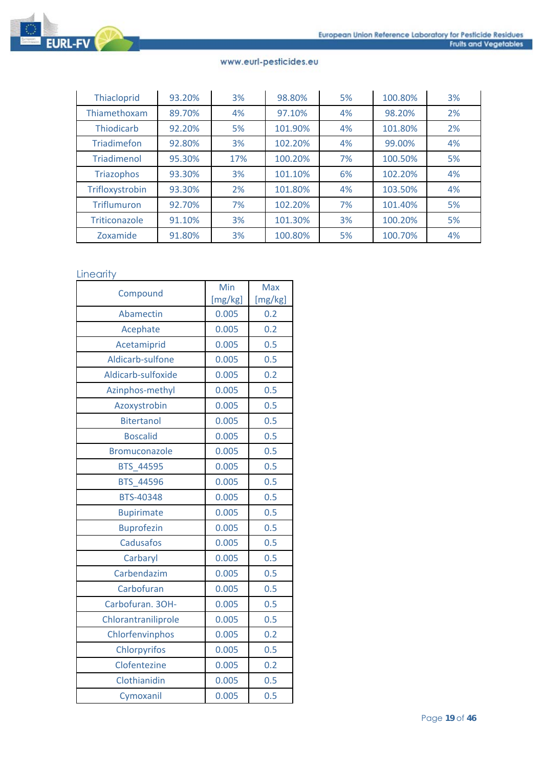| Thiacloprid | 93.20% | 3% | 98.80% | 5% | 100.80% | 3% |
|---|---|---|---|---|---|---|
| Thiamethoxam | 89.70% | 4% | 97.10% | 4% | 98.20% | 2% |
| Thiodicarb | 92.20% | 5% | 101.90% | 4% | 101.80% | 2% |
| Triadimefon | 92.80% | 3% | 102.20% | 4% | 99.00% | 4% |
| Triadimenol | 95.30% | 17% | 100.20% | 7% | 100.50% | 5% |
| Triazophos | 93.30% | 3% | 101.10% | 6% | 102.20% | 4% |
| Trifloxystrobin | 93.30% | 2% | 101.80% | 4% | 103.50% | 4% |
| Triflumuron | 92.70% | 7% | 102.20% | 7% | 101.40% | 5% |
| Triticonazole | 91.10% | 3% | 101.30% | 3% | 100.20% | 5% |
| Zoxamide | 91.80% | 3% | 100.80% | 5% | 100.70% | 4% |

## Linearity

| Compound | Min [mg/kg] | Max [mg/kg] |
|---|---|---|
| Abamectin | 0.005 | 0.2 |
| Acephate | 0.005 | 0.2 |
| Acetamiprid | 0.005 | 0.5 |
| Aldicarb-sulfone | 0.005 | 0.5 |
| Aldicarb-sulfoxide | 0.005 | 0.2 |
| Azinphos-methyl | 0.005 | 0.5 |
| Azoxystrobin | 0.005 | 0.5 |
| Bitertanol | 0.005 | 0.5 |
| Boscalid | 0.005 | 0.5 |
| Bromuconazole | 0.005 | 0.5 |
| BTS_44595 | 0.005 | 0.5 |
| BTS_44596 | 0.005 | 0.5 |
| BTS-40348 | 0.005 | 0.5 |
| Bupirimate | 0.005 | 0.5 |
| Buprofezin | 0.005 | 0.5 |
| Cadusafos | 0.005 | 0.5 |
| Carbaryl | 0.005 | 0.5 |
| Carbendazim | 0.005 | 0.5 |
| Carbofuran | 0.005 | 0.5 |
| Carbofuran. 3OH- | 0.005 | 0.5 |
| Chlorantraniliprole | 0.005 | 0.5 |
| Chlorfenvinphos | 0.005 | 0.2 |
| Chlorpyrifos | 0.005 | 0.5 |
| Clofentezine | 0.005 | 0.2 |
| Clothianidin | 0.005 | 0.5 |
| Cymoxanil | 0.005 | 0.5 |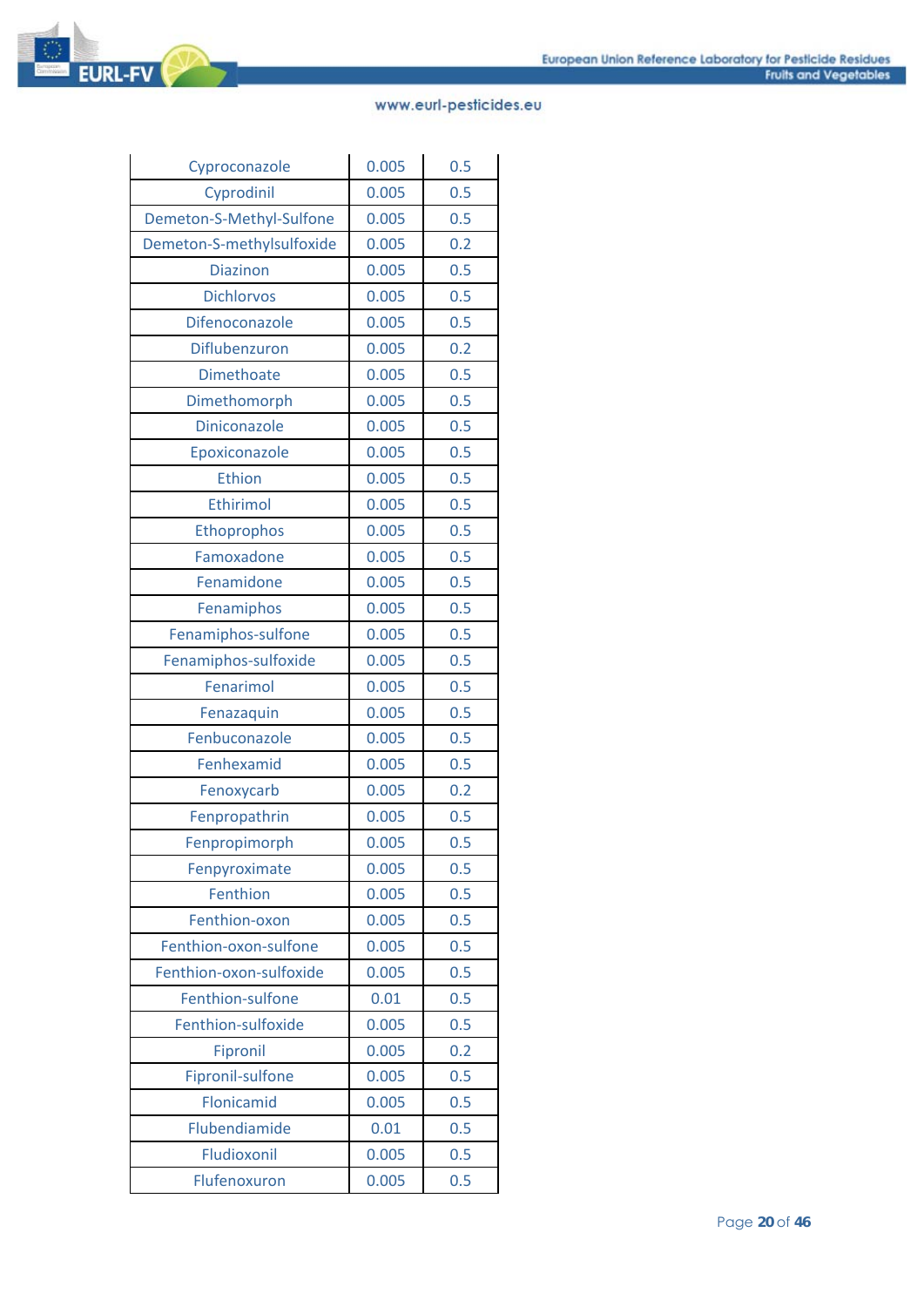| Cyproconazole | 0.005 | 0.5 |
|---|---|---|
| Cyprodinil | 0.005 | 0.5 |
| Demeton-S-Methyl-Sulfone | 0.005 | 0.5 |
| Demeton-S-methylsulfoxide | 0.005 | 0.2 |
| Diazinon | 0.005 | 0.5 |
| Dichlorvos | 0.005 | 0.5 |
| Difenoconazole | 0.005 | 0.5 |
| Diflubenzuron | 0.005 | 0.2 |
| Dimethoate | 0.005 | 0.5 |
| Dimethomorph | 0.005 | 0.5 |
| Diniconazole | 0.005 | 0.5 |
| Epoxiconazole | 0.005 | 0.5 |
| Ethion | 0.005 | 0.5 |
| Ethirimol | 0.005 | 0.5 |
| Ethoprophos | 0.005 | 0.5 |
| Famoxadone | 0.005 | 0.5 |
| Fenamidone | 0.005 | 0.5 |
| Fenamiphos | 0.005 | 0.5 |
| Fenamiphos-sulfone | 0.005 | 0.5 |
| Fenamiphos-sulfoxide | 0.005 | 0.5 |
| Fenarimol | 0.005 | 0.5 |
| Fenazaquin | 0.005 | 0.5 |
| Fenbuconazole | 0.005 | 0.5 |
| Fenhexamid | 0.005 | 0.5 |
| Fenoxycarb | 0.005 | 0.2 |
| Fenpropathrin | 0.005 | 0.5 |
| Fenpropimorph | 0.005 | 0.5 |
| Fenpyroximate | 0.005 | 0.5 |
| Fenthion | 0.005 | 0.5 |
| Fenthion-oxon | 0.005 | 0.5 |
| Fenthion-oxon-sulfone | 0.005 | 0.5 |
| Fenthion-oxon-sulfoxide | 0.005 | 0.5 |
| Fenthion-sulfone | 0.01 | 0.5 |
| Fenthion-sulfoxide | 0.005 | 0.5 |
| Fipronil | 0.005 | 0.2 |
| Fipronil-sulfone | 0.005 | 0.5 |
| Flonicamid | 0.005 | 0.5 |
| Flubendiamide | 0.01 | 0.5 |
| Fludioxonil | 0.005 | 0.5 |
| Flufenoxuron | 0.005 | 0.5 |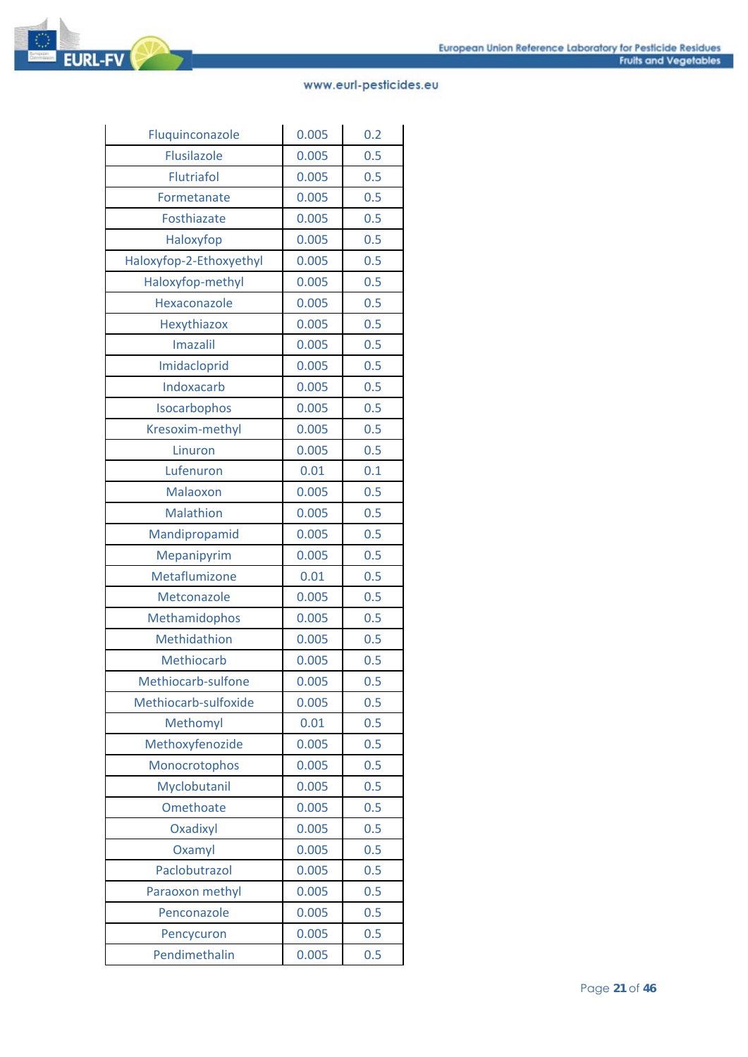| | | |
|---|---|---|
| Fluquinconazole | 0.005 | 0.2 |
| Flusilazole | 0.005 | 0.5 |
| Flutriafol | 0.005 | 0.5 |
| Formetanate | 0.005 | 0.5 |
| Fosthiazate | 0.005 | 0.5 |
| Haloxyfop | 0.005 | 0.5 |
| Haloxyfop-2-Ethoxyethyl | 0.005 | 0.5 |
| Haloxyfop-methyl | 0.005 | 0.5 |
| Hexaconazole | 0.005 | 0.5 |
| Hexythiazox | 0.005 | 0.5 |
| Imazalil | 0.005 | 0.5 |
| Imidacloprid | 0.005 | 0.5 |
| Indoxacarb | 0.005 | 0.5 |
| Isocarbophos | 0.005 | 0.5 |
| Kresoxim-methyl | 0.005 | 0.5 |
| Linuron | 0.005 | 0.5 |
| Lufenuron | 0.01 | 0.1 |
| Malaoxon | 0.005 | 0.5 |
| Malathion | 0.005 | 0.5 |
| Mandipropamid | 0.005 | 0.5 |
| Mepanipyrim | 0.005 | 0.5 |
| Metaflumizone | 0.01 | 0.5 |
| Metconazole | 0.005 | 0.5 |
| Methamidophos | 0.005 | 0.5 |
| Methidathion | 0.005 | 0.5 |
| Methiocarb | 0.005 | 0.5 |
| Methiocarb-sulfone | 0.005 | 0.5 |
| Methiocarb-sulfoxide | 0.005 | 0.5 |
| Methomyl | 0.01 | 0.5 |
| Methoxyfenozide | 0.005 | 0.5 |
| Monocrotophos | 0.005 | 0.5 |
| Myclobutanil | 0.005 | 0.5 |
| Omethoate | 0.005 | 0.5 |
| Oxadixyl | 0.005 | 0.5 |
| Oxamyl | 0.005 | 0.5 |
| Paclobutrazol | 0.005 | 0.5 |
| Paraoxon methyl | 0.005 | 0.5 |
| Penconazole | 0.005 | 0.5 |
| Pencycuron | 0.005 | 0.5 |
| Pendimethalin | 0.005 | 0.5 |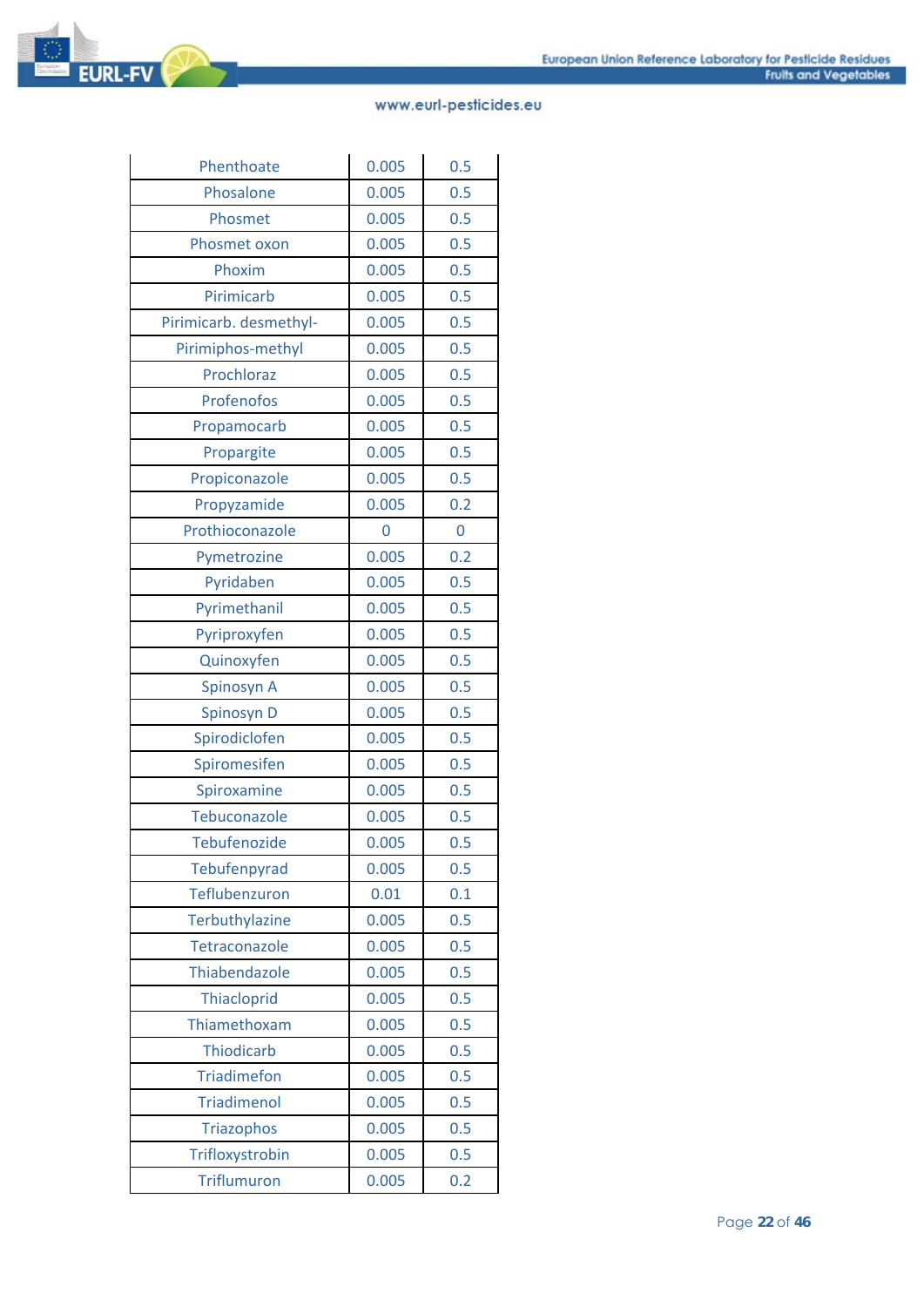| | | |
|---|---|---|
| Phenthoate | 0.005 | 0.5 |
| Phosalone | 0.005 | 0.5 |
| Phosmet | 0.005 | 0.5 |
| Phosmet oxon | 0.005 | 0.5 |
| Phoxim | 0.005 | 0.5 |
| Pirimicarb | 0.005 | 0.5 |
| Pirimicarb. desmethyl- | 0.005 | 0.5 |
| Pirimiphos-methyl | 0.005 | 0.5 |
| Prochloraz | 0.005 | 0.5 |
| Profenofos | 0.005 | 0.5 |
| Propamocarb | 0.005 | 0.5 |
| Propargite | 0.005 | 0.5 |
| Propiconazole | 0.005 | 0.5 |
| Propyzamide | 0.005 | 0.2 |
| Prothioconazole | 0 | 0 |
| Pymetrozine | 0.005 | 0.2 |
| Pyridaben | 0.005 | 0.5 |
| Pyrimethanil | 0.005 | 0.5 |
| Pyriproxyfen | 0.005 | 0.5 |
| Quinoxyfen | 0.005 | 0.5 |
| Spinosyn A | 0.005 | 0.5 |
| Spinosyn D | 0.005 | 0.5 |
| Spirodiclofen | 0.005 | 0.5 |
| Spiromesifen | 0.005 | 0.5 |
| Spiroxamine | 0.005 | 0.5 |
| Tebuconazole | 0.005 | 0.5 |
| Tebufenozide | 0.005 | 0.5 |
| Tebufenpyrad | 0.005 | 0.5 |
| Teflubenzuron | 0.01 | 0.1 |
| Terbuthylazine | 0.005 | 0.5 |
| Tetraconazole | 0.005 | 0.5 |
| Thiabendazole | 0.005 | 0.5 |
| Thiacloprid | 0.005 | 0.5 |
| Thiamethoxam | 0.005 | 0.5 |
| Thiodicarb | 0.005 | 0.5 |
| Triadimefon | 0.005 | 0.5 |
| Triadimenol | 0.005 | 0.5 |
| Triazophos | 0.005 | 0.5 |
| Trifloxystrobin | 0.005 | 0.5 |
| Triflumuron | 0.005 | 0.2 |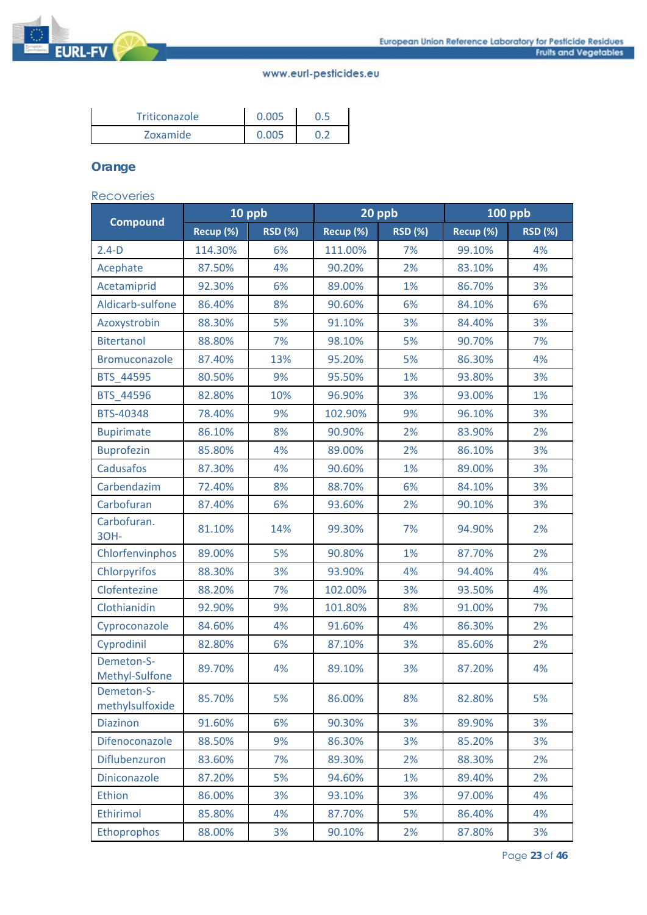| Triticonazole | 0.005 | 0.5 |
|---|---|---|
| Zoxamide | 0.005 | 0.2 |

## Orange

### Recoveries

| Compound | 10 ppb | | 20 ppb | | 100 ppb | |
|---|---|---|---|---|---|---|
| | Recup (%) | RSD (%) | Recup (%) | RSD (%) | Recup (%) | RSD (%) |
| 2.4-D | 114.30% | 6% | 111.00% | 7% | 99.10% | 4% |
| Acephate | 87.50% | 4% | 90.20% | 2% | 83.10% | 4% |
| Acetamiprid | 92.30% | 6% | 89.00% | 1% | 86.70% | 3% |
| Aldicarb-sulfone | 86.40% | 8% | 90.60% | 6% | 84.10% | 6% |
| Azoxystrobin | 88.30% | 5% | 91.10% | 3% | 84.40% | 3% |
| Bitertanol | 88.80% | 7% | 98.10% | 5% | 90.70% | 7% |
| Bromuconazole | 87.40% | 13% | 95.20% | 5% | 86.30% | 4% |
| BTS_44595 | 80.50% | 9% | 95.50% | 1% | 93.80% | 3% |
| BTS_44596 | 82.80% | 10% | 96.90% | 3% | 93.00% | 1% |
| BTS-40348 | 78.40% | 9% | 102.90% | 9% | 96.10% | 3% |
| Bupirimate | 86.10% | 8% | 90.90% | 2% | 83.90% | 2% |
| Buprofezin | 85.80% | 4% | 89.00% | 2% | 86.10% | 3% |
| Cadusafos | 87.30% | 4% | 90.60% | 1% | 89.00% | 3% |
| Carbendazim | 72.40% | 8% | 88.70% | 6% | 84.10% | 3% |
| Carbofuran | 87.40% | 6% | 93.60% | 2% | 90.10% | 3% |
| Carbofuran. 3OH- | 81.10% | 14% | 99.30% | 7% | 94.90% | 2% |
| Chlorfenvinphos | 89.00% | 5% | 90.80% | 1% | 87.70% | 2% |
| Chlorpyrifos | 88.30% | 3% | 93.90% | 4% | 94.40% | 4% |
| Clofentezine | 88.20% | 7% | 102.00% | 3% | 93.50% | 4% |
| Clothianidin | 92.90% | 9% | 101.80% | 8% | 91.00% | 7% |
| Cyproconazole | 84.60% | 4% | 91.60% | 4% | 86.30% | 2% |
| Cyprodinil | 82.80% | 6% | 87.10% | 3% | 85.60% | 2% |
| Demeton-S-Methyl-Sulfone | 89.70% | 4% | 89.10% | 3% | 87.20% | 4% |
| Demeton-S-methylsulfoxide | 85.70% | 5% | 86.00% | 8% | 82.80% | 5% |
| Diazinon | 91.60% | 6% | 90.30% | 3% | 89.90% | 3% |
| Difenoconazole | 88.50% | 9% | 86.30% | 3% | 85.20% | 3% |
| Diflubenzuron | 83.60% | 7% | 89.30% | 2% | 88.30% | 2% |
| Diniconazole | 87.20% | 5% | 94.60% | 1% | 89.40% | 2% |
| Ethion | 86.00% | 3% | 93.10% | 3% | 97.00% | 4% |
| Ethirimol | 85.80% | 4% | 87.70% | 5% | 86.40% | 4% |
| Ethoprophos | 88.00% | 3% | 90.10% | 2% | 87.80% | 3% |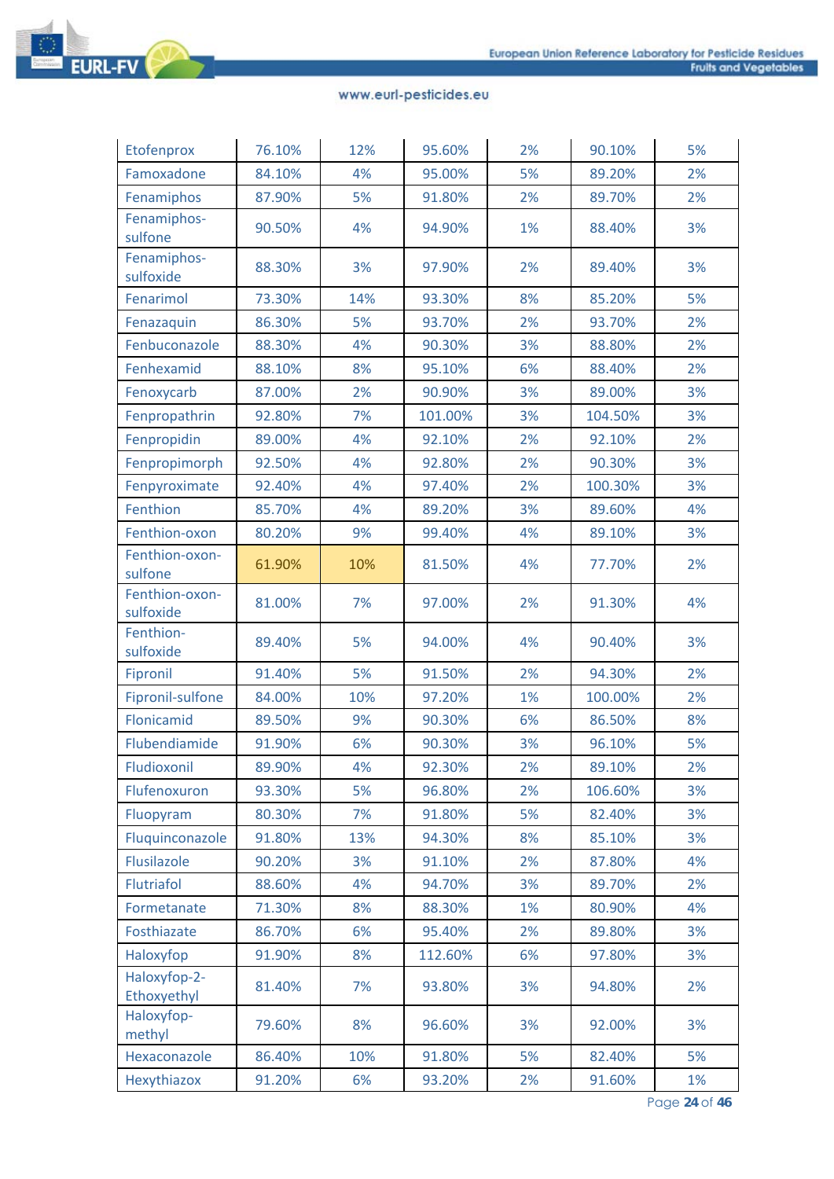| Etofenprox | 76.10% | 12% | 95.60% | 2% | 90.10% | 5% |
|---|---|---|---|---|---|---|
| Famoxadone | 84.10% | 4% | 95.00% | 5% | 89.20% | 2% |
| Fenamiphos | 87.90% | 5% | 91.80% | 2% | 89.70% | 2% |
| Fenamiphos-sulfone | 90.50% | 4% | 94.90% | 1% | 88.40% | 3% |
| Fenamiphos-sulfoxide | 88.30% | 3% | 97.90% | 2% | 89.40% | 3% |
| Fenarimol | 73.30% | 14% | 93.30% | 8% | 85.20% | 5% |
| Fenazaquin | 86.30% | 5% | 93.70% | 2% | 93.70% | 2% |
| Fenbuconazole | 88.30% | 4% | 90.30% | 3% | 88.80% | 2% |
| Fenhexamid | 88.10% | 8% | 95.10% | 6% | 88.40% | 2% |
| Fenoxycarb | 87.00% | 2% | 90.90% | 3% | 89.00% | 3% |
| Fenpropathrin | 92.80% | 7% | 101.00% | 3% | 104.50% | 3% |
| Fenpropidin | 89.00% | 4% | 92.10% | 2% | 92.10% | 2% |
| Fenpropimorph | 92.50% | 4% | 92.80% | 2% | 90.30% | 3% |
| Fenpyroximate | 92.40% | 4% | 97.40% | 2% | 100.30% | 3% |
| Fenthion | 85.70% | 4% | 89.20% | 3% | 89.60% | 4% |
| Fenthion-oxon | 80.20% | 9% | 99.40% | 4% | 89.10% | 3% |
| Fenthion-oxon-sulfone | 61.90% | 10% | 81.50% | 4% | 77.70% | 2% |
| Fenthion-oxon-sulfoxide | 81.00% | 7% | 97.00% | 2% | 91.30% | 4% |
| Fenthion-sulfoxide | 89.40% | 5% | 94.00% | 4% | 90.40% | 3% |
| Fipronil | 91.40% | 5% | 91.50% | 2% | 94.30% | 2% |
| Fipronil-sulfone | 84.00% | 10% | 97.20% | 1% | 100.00% | 2% |
| Flonicamid | 89.50% | 9% | 90.30% | 6% | 86.50% | 8% |
| Flubendiamide | 91.90% | 6% | 90.30% | 3% | 96.10% | 5% |
| Fludioxonil | 89.90% | 4% | 92.30% | 2% | 89.10% | 2% |
| Flufenoxuron | 93.30% | 5% | 96.80% | 2% | 106.60% | 3% |
| Fluopyram | 80.30% | 7% | 91.80% | 5% | 82.40% | 3% |
| Fluquinconazole | 91.80% | 13% | 94.30% | 8% | 85.10% | 3% |
| Flusilazole | 90.20% | 3% | 91.10% | 2% | 87.80% | 4% |
| Flutriafol | 88.60% | 4% | 94.70% | 3% | 89.70% | 2% |
| Formetanate | 71.30% | 8% | 88.30% | 1% | 80.90% | 4% |
| Fosthiazate | 86.70% | 6% | 95.40% | 2% | 89.80% | 3% |
| Haloxyfop | 91.90% | 8% | 112.60% | 6% | 97.80% | 3% |
| Haloxyfop-2-Ethoxyethyl | 81.40% | 7% | 93.80% | 3% | 94.80% | 2% |
| Haloxyfop-methyl | 79.60% | 8% | 96.60% | 3% | 92.00% | 3% |
| Hexaconazole | 86.40% | 10% | 91.80% | 5% | 82.40% | 5% |
| Hexythiazox | 91.20% | 6% | 93.20% | 2% | 91.60% | 1% |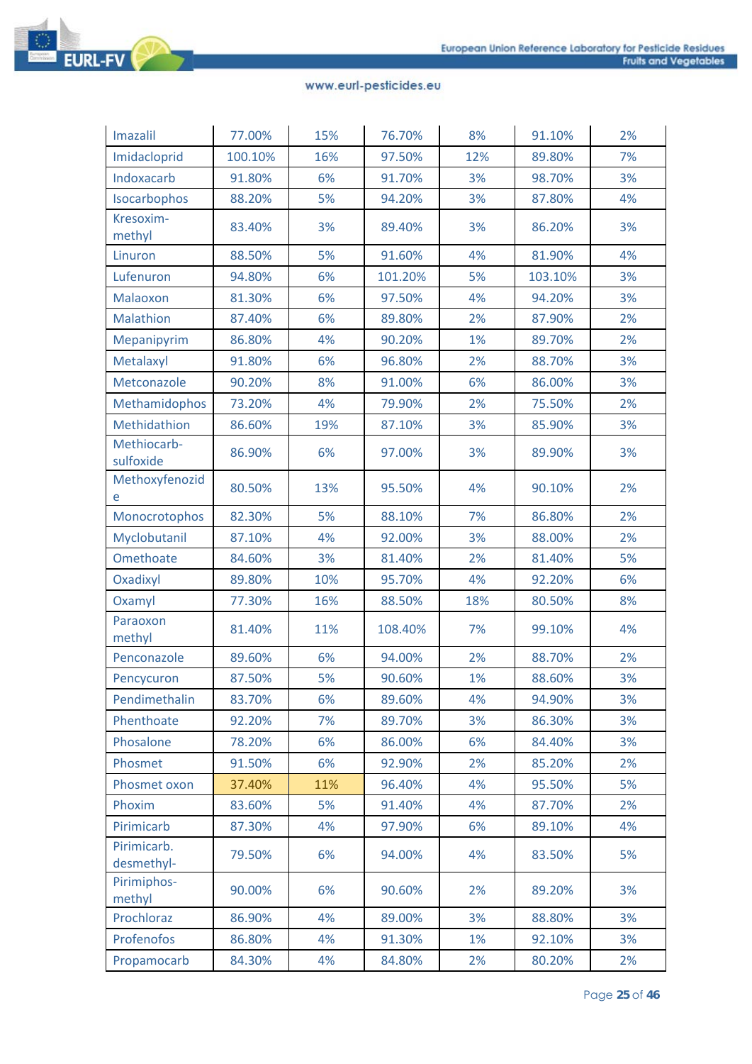| | | | | | | |
|---|---|---|---|---|---|---|
| Imazalil | 77.00% | 15% | 76.70% | 8% | 91.10% | 2% |
| Imidacloprid | 100.10% | 16% | 97.50% | 12% | 89.80% | 7% |
| Indoxacarb | 91.80% | 6% | 91.70% | 3% | 98.70% | 3% |
| Isocarbophos | 88.20% | 5% | 94.20% | 3% | 87.80% | 4% |
| Kresoxim-methyl | 83.40% | 3% | 89.40% | 3% | 86.20% | 3% |
| Linuron | 88.50% | 5% | 91.60% | 4% | 81.90% | 4% |
| Lufenuron | 94.80% | 6% | 101.20% | 5% | 103.10% | 3% |
| Malaoxon | 81.30% | 6% | 97.50% | 4% | 94.20% | 3% |
| Malathion | 87.40% | 6% | 89.80% | 2% | 87.90% | 2% |
| Mepanipyrim | 86.80% | 4% | 90.20% | 1% | 89.70% | 2% |
| Metalaxyl | 91.80% | 6% | 96.80% | 2% | 88.70% | 3% |
| Metconazole | 90.20% | 8% | 91.00% | 6% | 86.00% | 3% |
| Methamidophos | 73.20% | 4% | 79.90% | 2% | 75.50% | 2% |
| Methidathion | 86.60% | 19% | 87.10% | 3% | 85.90% | 3% |
| Methiocarb-sulfoxide | 86.90% | 6% | 97.00% | 3% | 89.90% | 3% |
| Methoxyfenozide | 80.50% | 13% | 95.50% | 4% | 90.10% | 2% |
| Monocrotophos | 82.30% | 5% | 88.10% | 7% | 86.80% | 2% |
| Myclobutanil | 87.10% | 4% | 92.00% | 3% | 88.00% | 2% |
| Omethoate | 84.60% | 3% | 81.40% | 2% | 81.40% | 5% |
| Oxadixyl | 89.80% | 10% | 95.70% | 4% | 92.20% | 6% |
| Oxamyl | 77.30% | 16% | 88.50% | 18% | 80.50% | 8% |
| Paraoxon methyl | 81.40% | 11% | 108.40% | 7% | 99.10% | 4% |
| Penconazole | 89.60% | 6% | 94.00% | 2% | 88.70% | 2% |
| Pencycuron | 87.50% | 5% | 90.60% | 1% | 88.60% | 3% |
| Pendimethalin | 83.70% | 6% | 89.60% | 4% | 94.90% | 3% |
| Phenthoate | 92.20% | 7% | 89.70% | 3% | 86.30% | 3% |
| Phosalone | 78.20% | 6% | 86.00% | 6% | 84.40% | 3% |
| Phosmet | 91.50% | 6% | 92.90% | 2% | 85.20% | 2% |
| Phosmet oxon | 37.40% | 11% | 96.40% | 4% | 95.50% | 5% |
| Phoxim | 83.60% | 5% | 91.40% | 4% | 87.70% | 2% |
| Pirimicarb | 87.30% | 4% | 97.90% | 6% | 89.10% | 4% |
| Pirimicarb. desmethyl- | 79.50% | 6% | 94.00% | 4% | 83.50% | 5% |
| Pirimiphos-methyl | 90.00% | 6% | 90.60% | 2% | 89.20% | 3% |
| Prochloraz | 86.90% | 4% | 89.00% | 3% | 88.80% | 3% |
| Profenofos | 86.80% | 4% | 91.30% | 1% | 92.10% | 3% |
| Propamocarb | 84.30% | 4% | 84.80% | 2% | 80.20% | 2% |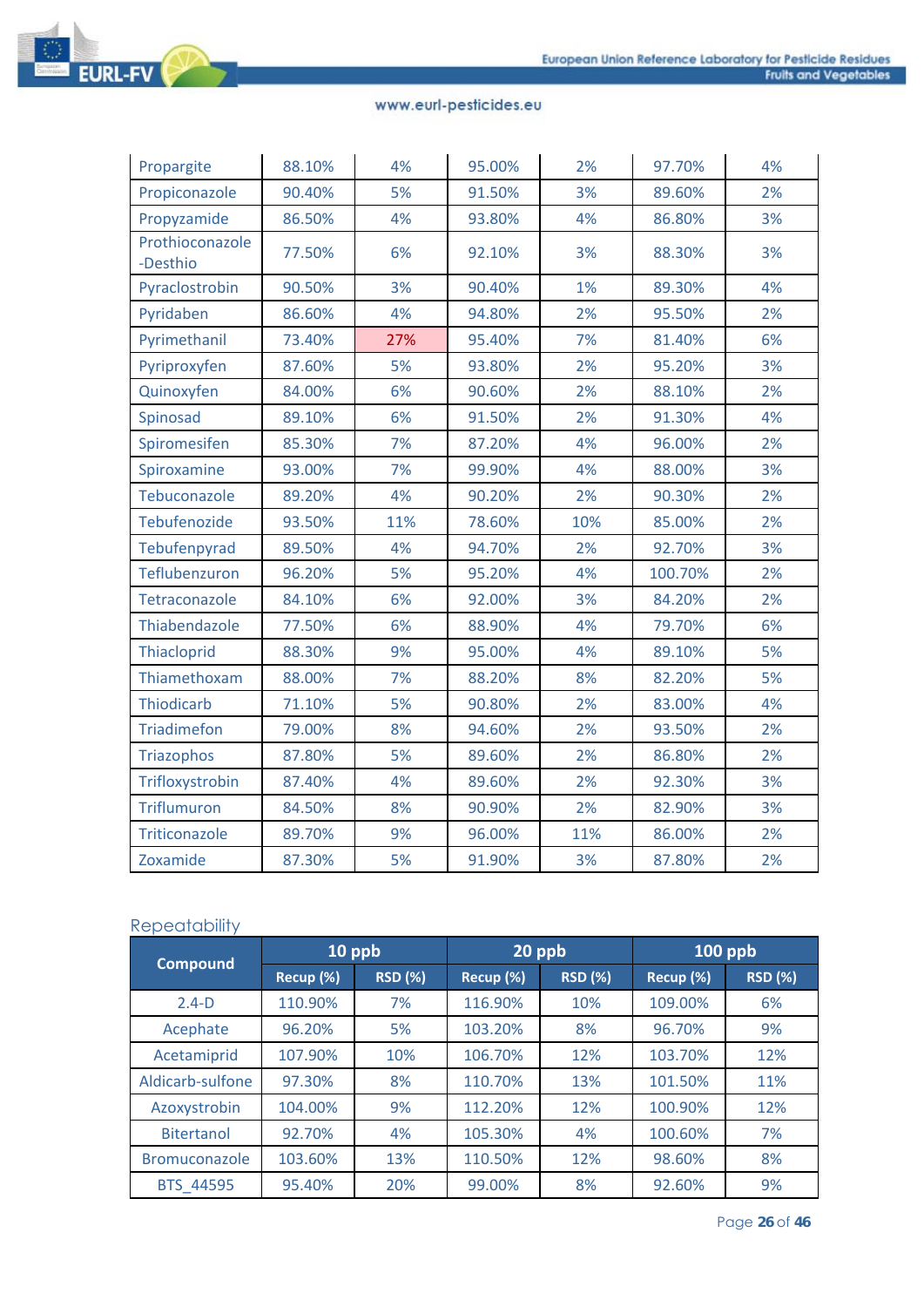| | | | | | | |
|---|---|---|---|---|---|---|
| Propargite | 88.10% | 4% | 95.00% | 2% | 97.70% | 4% |
| Propiconazole | 90.40% | 5% | 91.50% | 3% | 89.60% | 2% |
| Propyzamide | 86.50% | 4% | 93.80% | 4% | 86.80% | 3% |
| Prothioconazole -Desthio | 77.50% | 6% | 92.10% | 3% | 88.30% | 3% |
| Pyraclostrobin | 90.50% | 3% | 90.40% | 1% | 89.30% | 4% |
| Pyridaben | 86.60% | 4% | 94.80% | 2% | 95.50% | 2% |
| Pyrimethanil | 73.40% | 27% | 95.40% | 7% | 81.40% | 6% |
| Pyriproxyfen | 87.60% | 5% | 93.80% | 2% | 95.20% | 3% |
| Quinoxyfen | 84.00% | 6% | 90.60% | 2% | 88.10% | 2% |
| Spinosad | 89.10% | 6% | 91.50% | 2% | 91.30% | 4% |
| Spiromesifen | 85.30% | 7% | 87.20% | 4% | 96.00% | 2% |
| Spiroxamine | 93.00% | 7% | 99.90% | 4% | 88.00% | 3% |
| Tebuconazole | 89.20% | 4% | 90.20% | 2% | 90.30% | 2% |
| Tebufenozide | 93.50% | 11% | 78.60% | 10% | 85.00% | 2% |
| Tebufenpyrad | 89.50% | 4% | 94.70% | 2% | 92.70% | 3% |
| Teflubenzuron | 96.20% | 5% | 95.20% | 4% | 100.70% | 2% |
| Tetraconazole | 84.10% | 6% | 92.00% | 3% | 84.20% | 2% |
| Thiabendazole | 77.50% | 6% | 88.90% | 4% | 79.70% | 6% |
| Thiacloprid | 88.30% | 9% | 95.00% | 4% | 89.10% | 5% |
| Thiamethoxam | 88.00% | 7% | 88.20% | 8% | 82.20% | 5% |
| Thiodicarb | 71.10% | 5% | 90.80% | 2% | 83.00% | 4% |
| Triadimefon | 79.00% | 8% | 94.60% | 2% | 93.50% | 2% |
| Triazophos | 87.80% | 5% | 89.60% | 2% | 86.80% | 2% |
| Trifloxystrobin | 87.40% | 4% | 89.60% | 2% | 92.30% | 3% |
| Triflumuron | 84.50% | 8% | 90.90% | 2% | 82.90% | 3% |
| Triticonazole | 89.70% | 9% | 96.00% | 11% | 86.00% | 2% |
| Zoxamide | 87.30% | 5% | 91.90% | 3% | 87.80% | 2% |

## Repeatability

| Compound | 10 ppb | | 20 ppb | | 100 ppb | |
|---|---|---|---|---|---|---|
| | Recup (%) | RSD (%) | Recup (%) | RSD (%) | Recup (%) | RSD (%) |
| 2.4-D | 110.90% | 7% | 116.90% | 10% | 109.00% | 6% |
| Acephate | 96.20% | 5% | 103.20% | 8% | 96.70% | 9% |
| Acetamiprid | 107.90% | 10% | 106.70% | 12% | 103.70% | 12% |
| Aldicarb-sulfone | 97.30% | 8% | 110.70% | 13% | 101.50% | 11% |
| Azoxystrobin | 104.00% | 9% | 112.20% | 12% | 100.90% | 12% |
| Bitertanol | 92.70% | 4% | 105.30% | 4% | 100.60% | 7% |
| Bromuconazole | 103.60% | 13% | 110.50% | 12% | 98.60% | 8% |
| BTS_44595 | 95.40% | 20% | 99.00% | 8% | 92.60% | 9% |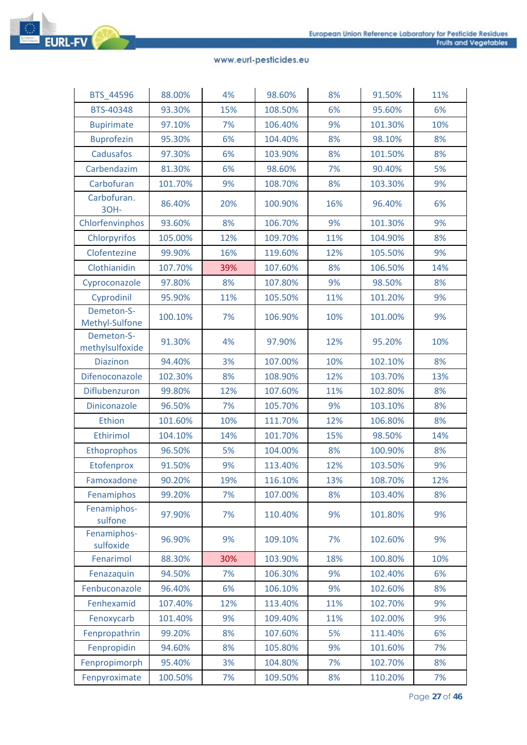| BTS_44596 | 88.00% | 4% | 98.60% | 8% | 91.50% | 11% |
|---|---|---|---|---|---|---|
| BTS-40348 | 93.30% | 15% | 108.50% | 6% | 95.60% | 6% |
| Bupirimate | 97.10% | 7% | 106.40% | 9% | 101.30% | 10% |
| Buprofezin | 95.30% | 6% | 104.40% | 8% | 98.10% | 8% |
| Cadusafos | 97.30% | 6% | 103.90% | 8% | 101.50% | 8% |
| Carbendazim | 81.30% | 6% | 98.60% | 7% | 90.40% | 5% |
| Carbofuran | 101.70% | 9% | 108.70% | 8% | 103.30% | 9% |
| Carbofuran. 3OH- | 86.40% | 20% | 100.90% | 16% | 96.40% | 6% |
| Chlorfenvinphos | 93.60% | 8% | 106.70% | 9% | 101.30% | 9% |
| Chlorpyrifos | 105.00% | 12% | 109.70% | 11% | 104.90% | 8% |
| Clofentezine | 99.90% | 16% | 119.60% | 12% | 105.50% | 9% |
| Clothianidin | 107.70% | 39% | 107.60% | 8% | 106.50% | 14% |
| Cyproconazole | 97.80% | 8% | 107.80% | 9% | 98.50% | 8% |
| Cyprodinil | 95.90% | 11% | 105.50% | 11% | 101.20% | 9% |
| Demeton-S-Methyl-Sulfone | 100.10% | 7% | 106.90% | 10% | 101.00% | 9% |
| Demeton-S-methylsulfoxide | 91.30% | 4% | 97.90% | 12% | 95.20% | 10% |
| Diazinon | 94.40% | 3% | 107.00% | 10% | 102.10% | 8% |
| Difenoconazole | 102.30% | 8% | 108.90% | 12% | 103.70% | 13% |
| Diflubenzuron | 99.80% | 12% | 107.60% | 11% | 102.80% | 8% |
| Diniconazole | 96.50% | 7% | 105.70% | 9% | 103.10% | 8% |
| Ethion | 101.60% | 10% | 111.70% | 12% | 106.80% | 8% |
| Ethirimol | 104.10% | 14% | 101.70% | 15% | 98.50% | 14% |
| Ethoprophos | 96.50% | 5% | 104.00% | 8% | 100.90% | 8% |
| Etofenprox | 91.50% | 9% | 113.40% | 12% | 103.50% | 9% |
| Famoxadone | 90.20% | 19% | 116.10% | 13% | 108.70% | 12% |
| Fenamiphos | 99.20% | 7% | 107.00% | 8% | 103.40% | 8% |
| Fenamiphos-sulfone | 97.90% | 7% | 110.40% | 9% | 101.80% | 9% |
| Fenamiphos-sulfoxide | 96.90% | 9% | 109.10% | 7% | 102.60% | 9% |
| Fenarimol | 88.30% | 30% | 103.90% | 18% | 100.80% | 10% |
| Fenazaquin | 94.50% | 7% | 106.30% | 9% | 102.40% | 6% |
| Fenbuconazole | 96.40% | 6% | 106.10% | 9% | 102.60% | 8% |
| Fenhexamid | 107.40% | 12% | 113.40% | 11% | 102.70% | 9% |
| Fenoxycarb | 101.40% | 9% | 109.40% | 11% | 102.00% | 9% |
| Fenpropathrin | 99.20% | 8% | 107.60% | 5% | 111.40% | 6% |
| Fenpropidin | 94.60% | 8% | 105.80% | 9% | 101.60% | 7% |
| Fenpropimorph | 95.40% | 3% | 104.80% | 7% | 102.70% | 8% |
| Fenpyroximate | 100.50% | 7% | 109.50% | 8% | 110.20% | 7% |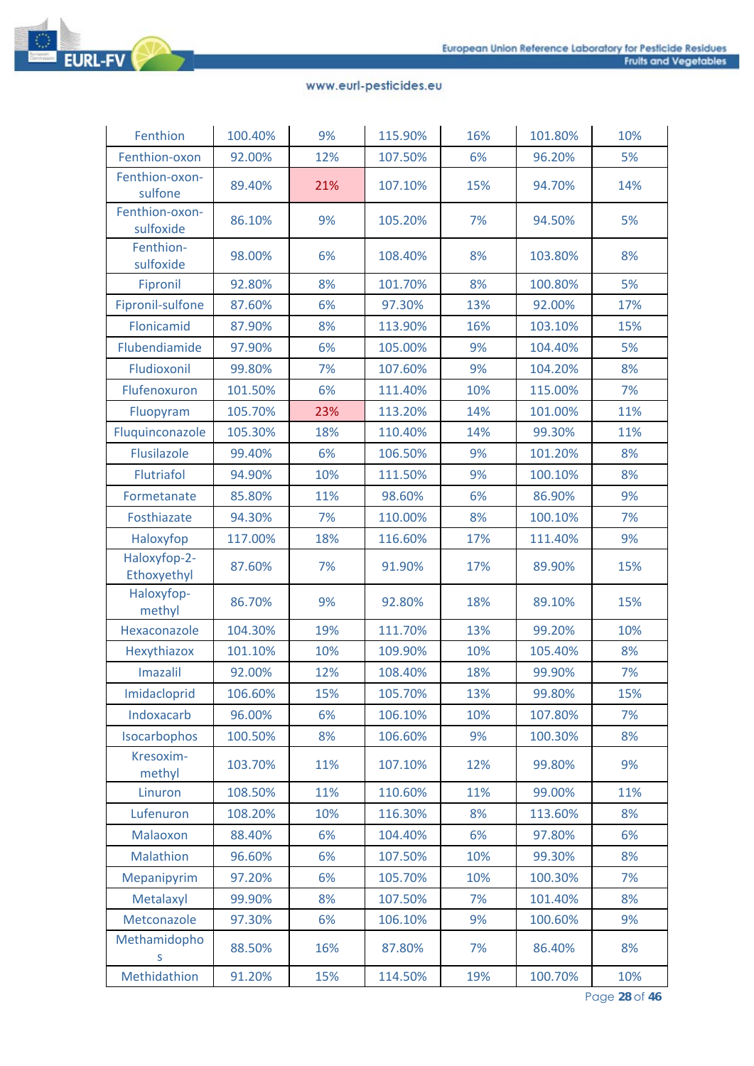| | | | | | | |
|---|---|---|---|---|---|---|
| Fenthion | 100.40% | 9% | 115.90% | 16% | 101.80% | 10% |
| Fenthion-oxon | 92.00% | 12% | 107.50% | 6% | 96.20% | 5% |
| Fenthion-oxon-sulfone | 89.40% | 21% | 107.10% | 15% | 94.70% | 14% |
| Fenthion-oxon-sulfoxide | 86.10% | 9% | 105.20% | 7% | 94.50% | 5% |
| Fenthion-sulfoxide | 98.00% | 6% | 108.40% | 8% | 103.80% | 8% |
| Fipronil | 92.80% | 8% | 101.70% | 8% | 100.80% | 5% |
| Fipronil-sulfone | 87.60% | 6% | 97.30% | 13% | 92.00% | 17% |
| Flonicamid | 87.90% | 8% | 113.90% | 16% | 103.10% | 15% |
| Flubendiamide | 97.90% | 6% | 105.00% | 9% | 104.40% | 5% |
| Fludioxonil | 99.80% | 7% | 107.60% | 9% | 104.20% | 8% |
| Flufenoxuron | 101.50% | 6% | 111.40% | 10% | 115.00% | 7% |
| Fluopyram | 105.70% | 23% | 113.20% | 14% | 101.00% | 11% |
| Fluquinconazole | 105.30% | 18% | 110.40% | 14% | 99.30% | 11% |
| Flusilazole | 99.40% | 6% | 106.50% | 9% | 101.20% | 8% |
| Flutriafol | 94.90% | 10% | 111.50% | 9% | 100.10% | 8% |
| Formetanate | 85.80% | 11% | 98.60% | 6% | 86.90% | 9% |
| Fosthiazate | 94.30% | 7% | 110.00% | 8% | 100.10% | 7% |
| Haloxyfop | 117.00% | 18% | 116.60% | 17% | 111.40% | 9% |
| Haloxyfop-2-Ethoxyethyl | 87.60% | 7% | 91.90% | 17% | 89.90% | 15% |
| Haloxyfop-methyl | 86.70% | 9% | 92.80% | 18% | 89.10% | 15% |
| Hexaconazole | 104.30% | 19% | 111.70% | 13% | 99.20% | 10% |
| Hexythiazox | 101.10% | 10% | 109.90% | 10% | 105.40% | 8% |
| Imazalil | 92.00% | 12% | 108.40% | 18% | 99.90% | 7% |
| Imidacloprid | 106.60% | 15% | 105.70% | 13% | 99.80% | 15% |
| Indoxacarb | 96.00% | 6% | 106.10% | 10% | 107.80% | 7% |
| Isocarbophos | 100.50% | 8% | 106.60% | 9% | 100.30% | 8% |
| Kresoxim-methyl | 103.70% | 11% | 107.10% | 12% | 99.80% | 9% |
| Linuron | 108.50% | 11% | 110.60% | 11% | 99.00% | 11% |
| Lufenuron | 108.20% | 10% | 116.30% | 8% | 113.60% | 8% |
| Malaoxon | 88.40% | 6% | 104.40% | 6% | 97.80% | 6% |
| Malathion | 96.60% | 6% | 107.50% | 10% | 99.30% | 8% |
| Mepanipyrim | 97.20% | 6% | 105.70% | 10% | 100.30% | 7% |
| Metalaxyl | 99.90% | 8% | 107.50% | 7% | 101.40% | 8% |
| Metconazole | 97.30% | 6% | 106.10% | 9% | 100.60% | 9% |
| Methamidophos | 88.50% | 16% | 87.80% | 7% | 86.40% | 8% |
| Methidathion | 91.20% | 15% | 114.50% | 19% | 100.70% | 10% |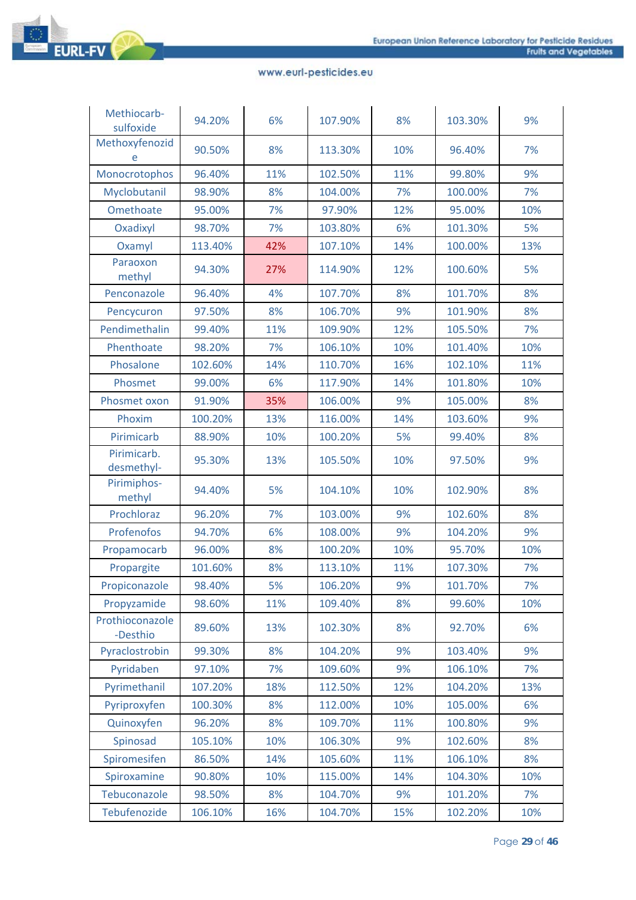| | | | | | | |
|---|---|---|---|---|---|---|
| Methiocarb-sulfoxide | 94.20% | 6% | 107.90% | 8% | 103.30% | 9% |
| Methoxyfenozide | 90.50% | 8% | 113.30% | 10% | 96.40% | 7% |
| Monocrotophos | 96.40% | 11% | 102.50% | 11% | 99.80% | 9% |
| Myclobutanil | 98.90% | 8% | 104.00% | 7% | 100.00% | 7% |
| Omethoate | 95.00% | 7% | 97.90% | 12% | 95.00% | 10% |
| Oxadixyl | 98.70% | 7% | 103.80% | 6% | 101.30% | 5% |
| Oxamyl | 113.40% | 42% | 107.10% | 14% | 100.00% | 13% |
| Paraoxon methyl | 94.30% | 27% | 114.90% | 12% | 100.60% | 5% |
| Penconazole | 96.40% | 4% | 107.70% | 8% | 101.70% | 8% |
| Pencycuron | 97.50% | 8% | 106.70% | 9% | 101.90% | 8% |
| Pendimethalin | 99.40% | 11% | 109.90% | 12% | 105.50% | 7% |
| Phenthoate | 98.20% | 7% | 106.10% | 10% | 101.40% | 10% |
| Phosalone | 102.60% | 14% | 110.70% | 16% | 102.10% | 11% |
| Phosmet | 99.00% | 6% | 117.90% | 14% | 101.80% | 10% |
| Phosmet oxon | 91.90% | 35% | 106.00% | 9% | 105.00% | 8% |
| Phoxim | 100.20% | 13% | 116.00% | 14% | 103.60% | 9% |
| Pirimicarb | 88.90% | 10% | 100.20% | 5% | 99.40% | 8% |
| Pirimicarb. desmethyl- | 95.30% | 13% | 105.50% | 10% | 97.50% | 9% |
| Pirimiphos-methyl | 94.40% | 5% | 104.10% | 10% | 102.90% | 8% |
| Prochloraz | 96.20% | 7% | 103.00% | 9% | 102.60% | 8% |
| Profenofos | 94.70% | 6% | 108.00% | 9% | 104.20% | 9% |
| Propamocarb | 96.00% | 8% | 100.20% | 10% | 95.70% | 10% |
| Propargite | 101.60% | 8% | 113.10% | 11% | 107.30% | 7% |
| Propiconazole | 98.40% | 5% | 106.20% | 9% | 101.70% | 7% |
| Propyzamide | 98.60% | 11% | 109.40% | 8% | 99.60% | 10% |
| Prothioconazole-Desthio | 89.60% | 13% | 102.30% | 8% | 92.70% | 6% |
| Pyraclostrobin | 99.30% | 8% | 104.20% | 9% | 103.40% | 9% |
| Pyridaben | 97.10% | 7% | 109.60% | 9% | 106.10% | 7% |
| Pyrimethanil | 107.20% | 18% | 112.50% | 12% | 104.20% | 13% |
| Pyriproxyfen | 100.30% | 8% | 112.00% | 10% | 105.00% | 6% |
| Quinoxyfen | 96.20% | 8% | 109.70% | 11% | 100.80% | 9% |
| Spinosad | 105.10% | 10% | 106.30% | 9% | 102.60% | 8% |
| Spiromesifen | 86.50% | 14% | 105.60% | 11% | 106.10% | 8% |
| Spiroxamine | 90.80% | 10% | 115.00% | 14% | 104.30% | 10% |
| Tebuconazole | 98.50% | 8% | 104.70% | 9% | 101.20% | 7% |
| Tebufenozide | 106.10% | 16% | 104.70% | 15% | 102.20% | 10% |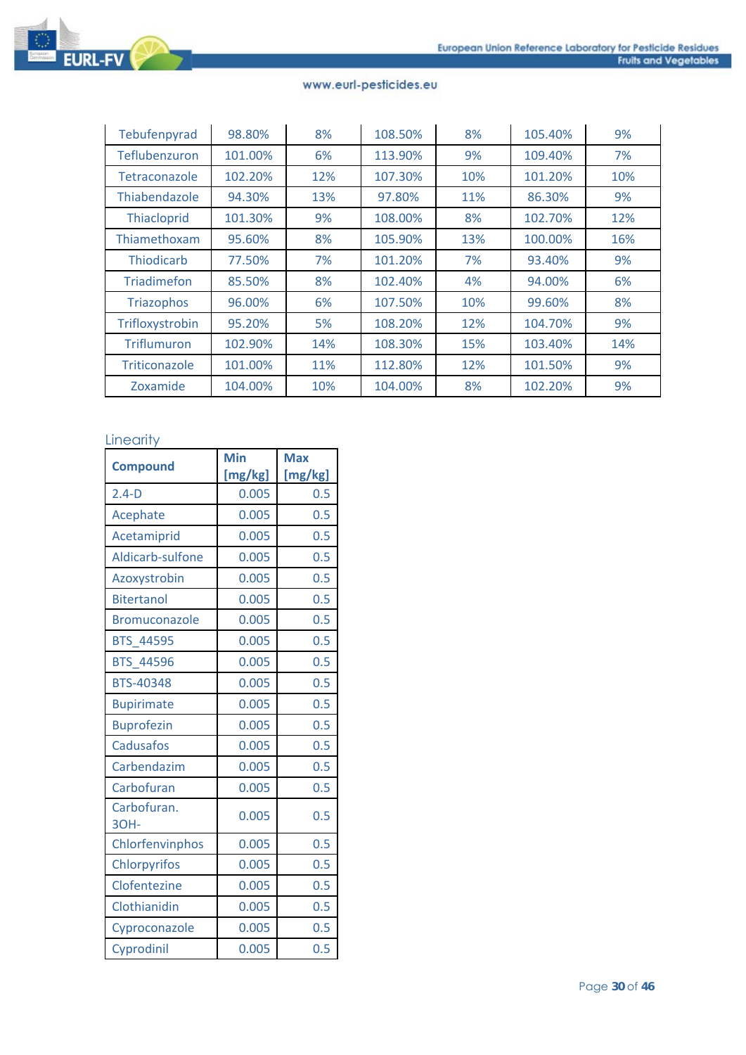| Tebufenpyrad | 98.80% | 8% | 108.50% | 8% | 105.40% | 9% |
|---|---|---|---|---|---|---|
| Teflubenzuron | 101.00% | 6% | 113.90% | 9% | 109.40% | 7% |
| Tetraconazole | 102.20% | 12% | 107.30% | 10% | 101.20% | 10% |
| Thiabendazole | 94.30% | 13% | 97.80% | 11% | 86.30% | 9% |
| Thiacloprid | 101.30% | 9% | 108.00% | 8% | 102.70% | 12% |
| Thiamethoxam | 95.60% | 8% | 105.90% | 13% | 100.00% | 16% |
| Thiodicarb | 77.50% | 7% | 101.20% | 7% | 93.40% | 9% |
| Triadimefon | 85.50% | 8% | 102.40% | 4% | 94.00% | 6% |
| Triazophos | 96.00% | 6% | 107.50% | 10% | 99.60% | 8% |
| Trifloxystrobin | 95.20% | 5% | 108.20% | 12% | 104.70% | 9% |
| Triflumuron | 102.90% | 14% | 108.30% | 15% | 103.40% | 14% |
| Triticonazole | 101.00% | 11% | 112.80% | 12% | 101.50% | 9% |
| Zoxamide | 104.00% | 10% | 104.00% | 8% | 102.20% | 9% |

## Linearity

| Compound | Min [mg/kg] | Max [mg/kg] |
|---|---|---|
| 2.4-D | 0.005 | 0.5 |
| Acephate | 0.005 | 0.5 |
| Acetamiprid | 0.005 | 0.5 |
| Aldicarb-sulfone | 0.005 | 0.5 |
| Azoxystrobin | 0.005 | 0.5 |
| Bitertanol | 0.005 | 0.5 |
| Bromuconazole | 0.005 | 0.5 |
| BTS_44595 | 0.005 | 0.5 |
| BTS_44596 | 0.005 | 0.5 |
| BTS-40348 | 0.005 | 0.5 |
| Bupirimate | 0.005 | 0.5 |
| Buprofezin | 0.005 | 0.5 |
| Cadusafos | 0.005 | 0.5 |
| Carbendazim | 0.005 | 0.5 |
| Carbofuran | 0.005 | 0.5 |
| Carbofuran. 3OH- | 0.005 | 0.5 |
| Chlorfenvinphos | 0.005 | 0.5 |
| Chlorpyrifos | 0.005 | 0.5 |
| Clofentezine | 0.005 | 0.5 |
| Clothianidin | 0.005 | 0.5 |
| Cyproconazole | 0.005 | 0.5 |
| Cyprodinil | 0.005 | 0.5 |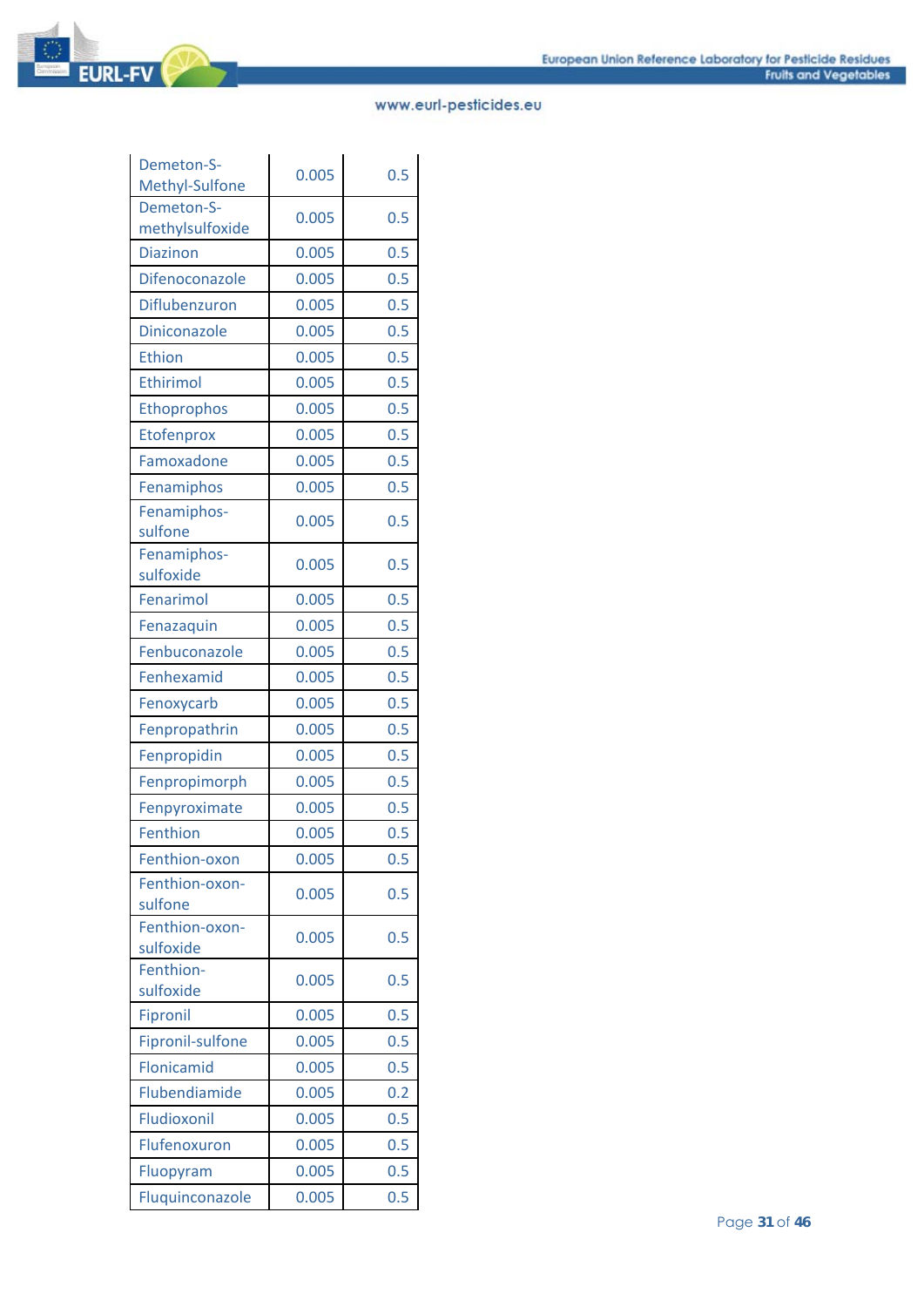| | | |
|---|---|---|
| Demeton-S-Methyl-Sulfone | 0.005 | 0.5 |
| Demeton-S-methylsulfoxide | 0.005 | 0.5 |
| Diazinon | 0.005 | 0.5 |
| Difenoconazole | 0.005 | 0.5 |
| Diflubenzuron | 0.005 | 0.5 |
| Diniconazole | 0.005 | 0.5 |
| Ethion | 0.005 | 0.5 |
| Ethirimol | 0.005 | 0.5 |
| Ethoprophos | 0.005 | 0.5 |
| Etofenprox | 0.005 | 0.5 |
| Famoxadone | 0.005 | 0.5 |
| Fenamiphos | 0.005 | 0.5 |
| Fenamiphos-sulfone | 0.005 | 0.5 |
| Fenamiphos-sulfoxide | 0.005 | 0.5 |
| Fenarimol | 0.005 | 0.5 |
| Fenazaquin | 0.005 | 0.5 |
| Fenbuconazole | 0.005 | 0.5 |
| Fenhexamid | 0.005 | 0.5 |
| Fenoxycarb | 0.005 | 0.5 |
| Fenpropathrin | 0.005 | 0.5 |
| Fenpropidin | 0.005 | 0.5 |
| Fenpropimorph | 0.005 | 0.5 |
| Fenpyroximate | 0.005 | 0.5 |
| Fenthion | 0.005 | 0.5 |
| Fenthion-oxon | 0.005 | 0.5 |
| Fenthion-oxon-sulfone | 0.005 | 0.5 |
| Fenthion-oxon-sulfoxide | 0.005 | 0.5 |
| Fenthion-sulfoxide | 0.005 | 0.5 |
| Fipronil | 0.005 | 0.5 |
| Fipronil-sulfone | 0.005 | 0.5 |
| Flonicamid | 0.005 | 0.5 |
| Flubendiamide | 0.005 | 0.2 |
| Fludioxonil | 0.005 | 0.5 |
| Flufenoxuron | 0.005 | 0.5 |
| Fluopyram | 0.005 | 0.5 |
| Fluquinconazole | 0.005 | 0.5 |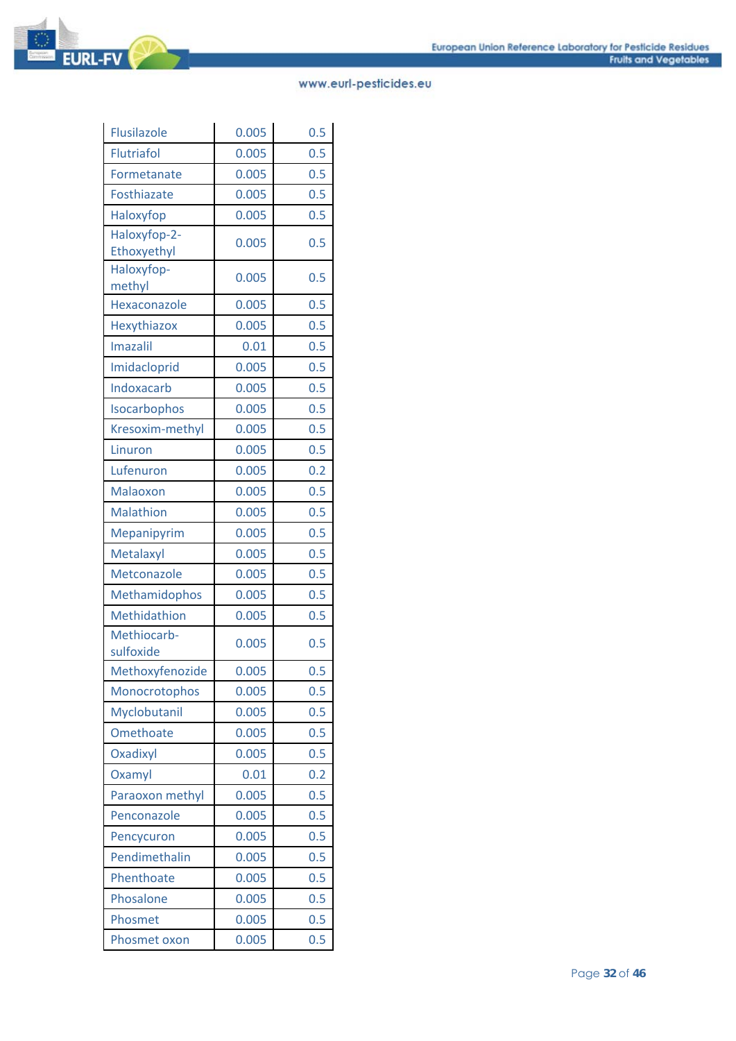| | | |
|---|---|---|
| Flusilazole | 0.005 | 0.5 |
| Flutriafol | 0.005 | 0.5 |
| Formetanate | 0.005 | 0.5 |
| Fosthiazate | 0.005 | 0.5 |
| Haloxyfop | 0.005 | 0.5 |
| Haloxyfop-2-Ethoxyethyl | 0.005 | 0.5 |
| Haloxyfop-methyl | 0.005 | 0.5 |
| Hexaconazole | 0.005 | 0.5 |
| Hexythiazox | 0.005 | 0.5 |
| Imazalil | 0.01 | 0.5 |
| Imidacloprid | 0.005 | 0.5 |
| Indoxacarb | 0.005 | 0.5 |
| Isocarbophos | 0.005 | 0.5 |
| Kresoxim-methyl | 0.005 | 0.5 |
| Linuron | 0.005 | 0.5 |
| Lufenuron | 0.005 | 0.2 |
| Malaoxon | 0.005 | 0.5 |
| Malathion | 0.005 | 0.5 |
| Mepanipyrim | 0.005 | 0.5 |
| Metalaxyl | 0.005 | 0.5 |
| Metconazole | 0.005 | 0.5 |
| Methamidophos | 0.005 | 0.5 |
| Methidathion | 0.005 | 0.5 |
| Methiocarb-sulfoxide | 0.005 | 0.5 |
| Methoxyfenozide | 0.005 | 0.5 |
| Monocrotophos | 0.005 | 0.5 |
| Myclobutanil | 0.005 | 0.5 |
| Omethoate | 0.005 | 0.5 |
| Oxadixyl | 0.005 | 0.5 |
| Oxamyl | 0.01 | 0.2 |
| Paraoxon methyl | 0.005 | 0.5 |
| Penconazole | 0.005 | 0.5 |
| Pencycuron | 0.005 | 0.5 |
| Pendimethalin | 0.005 | 0.5 |
| Phenthoate | 0.005 | 0.5 |
| Phosalone | 0.005 | 0.5 |
| Phosmet | 0.005 | 0.5 |
| Phosmet oxon | 0.005 | 0.5 |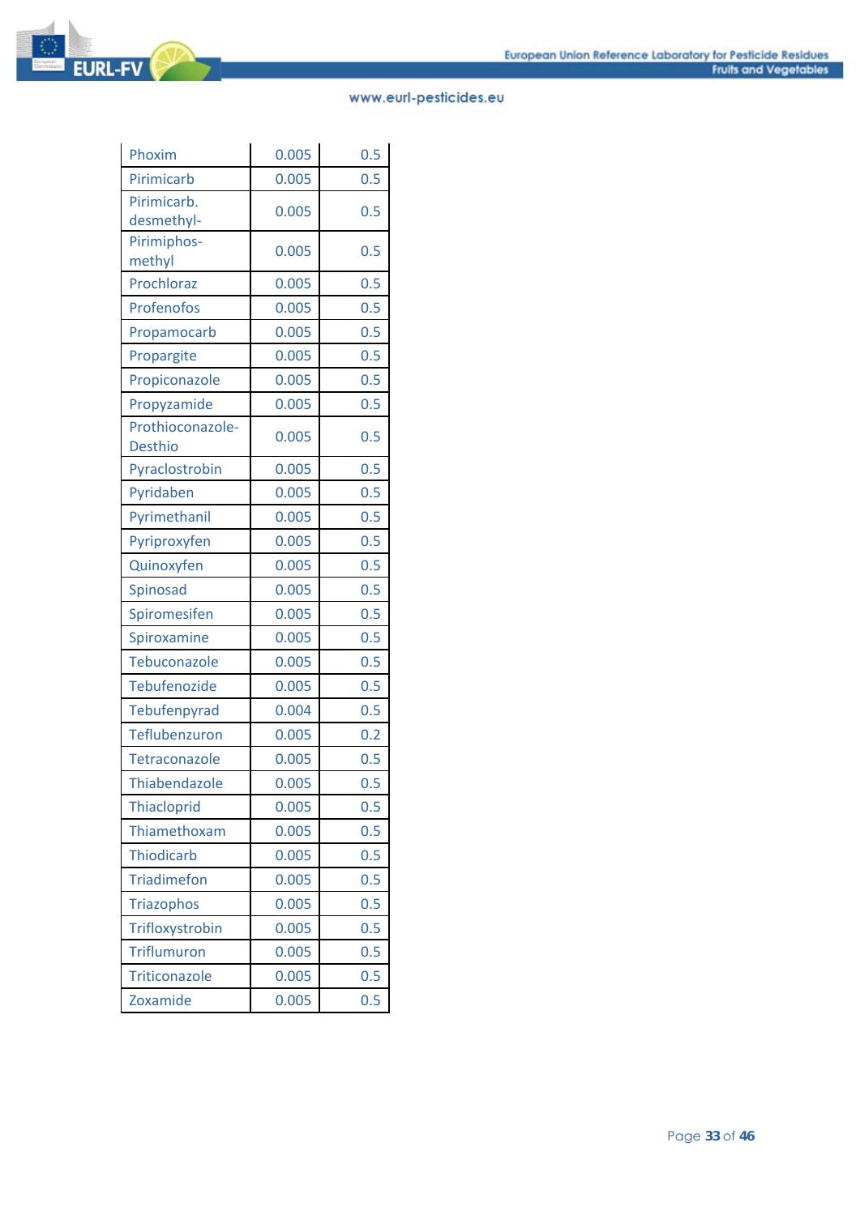| | | |
|---|---|---|
| Phoxim | 0.005 | 0.5 |
| Pirimicarb | 0.005 | 0.5 |
| Pirimicarb. desmethyl- | 0.005 | 0.5 |
| Pirimiphos-methyl | 0.005 | 0.5 |
| Prochloraz | 0.005 | 0.5 |
| Profenofos | 0.005 | 0.5 |
| Propamocarb | 0.005 | 0.5 |
| Propargite | 0.005 | 0.5 |
| Propiconazole | 0.005 | 0.5 |
| Propyzamide | 0.005 | 0.5 |
| Prothioconazole-Desthio | 0.005 | 0.5 |
| Pyraclostrobin | 0.005 | 0.5 |
| Pyridaben | 0.005 | 0.5 |
| Pyrimethanil | 0.005 | 0.5 |
| Pyriproxyfen | 0.005 | 0.5 |
| Quinoxyfen | 0.005 | 0.5 |
| Spinosad | 0.005 | 0.5 |
| Spiromesifen | 0.005 | 0.5 |
| Spiroxamine | 0.005 | 0.5 |
| Tebuconazole | 0.005 | 0.5 |
| Tebufenozide | 0.005 | 0.5 |
| Tebufenpyrad | 0.004 | 0.5 |
| Teflubenzuron | 0.005 | 0.2 |
| Tetraconazole | 0.005 | 0.5 |
| Thiabendazole | 0.005 | 0.5 |
| Thiacloprid | 0.005 | 0.5 |
| Thiamethoxam | 0.005 | 0.5 |
| Thiodicarb | 0.005 | 0.5 |
| Triadimefon | 0.005 | 0.5 |
| Triazophos | 0.005 | 0.5 |
| Trifloxystrobin | 0.005 | 0.5 |
| Triflumuron | 0.005 | 0.5 |
| Triticonazole | 0.005 | 0.5 |
| Zoxamide | 0.005 | 0.5 |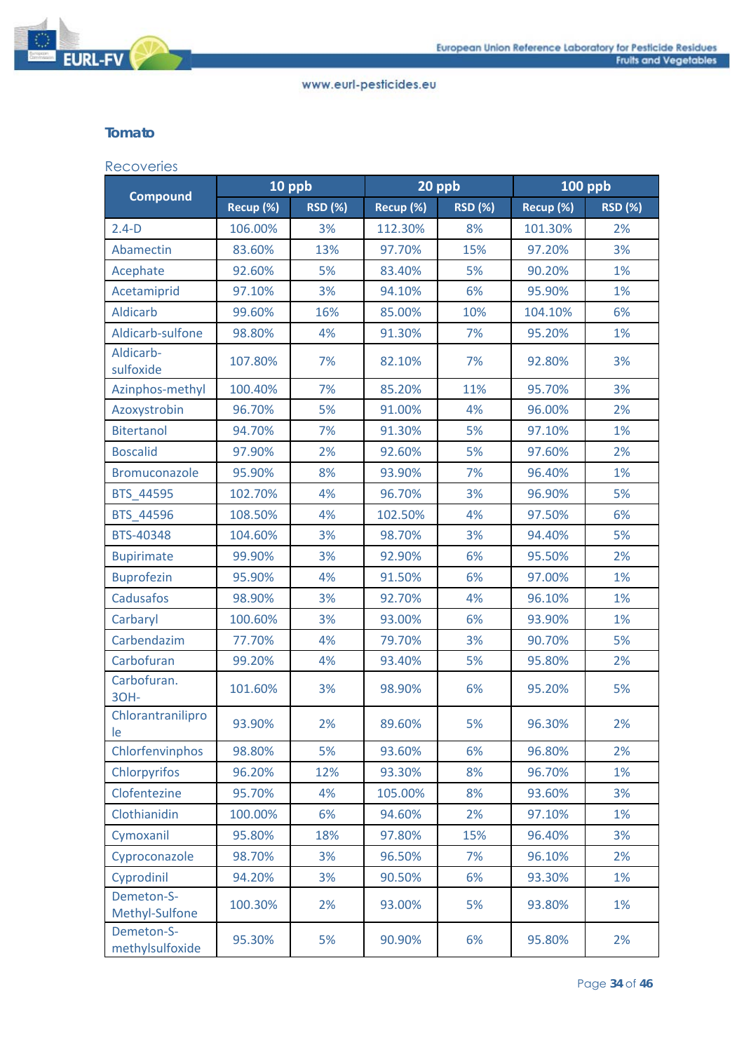## Tomato

### Recoveries

| Compound | 10 ppb | | 20 ppb | | 100 ppb | |
|---|---|---|---|---|---|---|
| | Recup (%) | RSD (%) | Recup (%) | RSD (%) | Recup (%) | RSD (%) |
| 2.4-D | 106.00% | 3% | 112.30% | 8% | 101.30% | 2% |
| Abamectin | 83.60% | 13% | 97.70% | 15% | 97.20% | 3% |
| Acephate | 92.60% | 5% | 83.40% | 5% | 90.20% | 1% |
| Acetamiprid | 97.10% | 3% | 94.10% | 6% | 95.90% | 1% |
| Aldicarb | 99.60% | 16% | 85.00% | 10% | 104.10% | 6% |
| Aldicarb-sulfone | 98.80% | 4% | 91.30% | 7% | 95.20% | 1% |
| Aldicarb-sulfoxide | 107.80% | 7% | 82.10% | 7% | 92.80% | 3% |
| Azinphos-methyl | 100.40% | 7% | 85.20% | 11% | 95.70% | 3% |
| Azoxystrobin | 96.70% | 5% | 91.00% | 4% | 96.00% | 2% |
| Bitertanol | 94.70% | 7% | 91.30% | 5% | 97.10% | 1% |
| Boscalid | 97.90% | 2% | 92.60% | 5% | 97.60% | 2% |
| Bromuconazole | 95.90% | 8% | 93.90% | 7% | 96.40% | 1% |
| BTS_44595 | 102.70% | 4% | 96.70% | 3% | 96.90% | 5% |
| BTS_44596 | 108.50% | 4% | 102.50% | 4% | 97.50% | 6% |
| BTS-40348 | 104.60% | 3% | 98.70% | 3% | 94.40% | 5% |
| Bupirimate | 99.90% | 3% | 92.90% | 6% | 95.50% | 2% |
| Buprofezin | 95.90% | 4% | 91.50% | 6% | 97.00% | 1% |
| Cadusafos | 98.90% | 3% | 92.70% | 4% | 96.10% | 1% |
| Carbaryl | 100.60% | 3% | 93.00% | 6% | 93.90% | 1% |
| Carbendazim | 77.70% | 4% | 79.70% | 3% | 90.70% | 5% |
| Carbofuran | 99.20% | 4% | 93.40% | 5% | 95.80% | 2% |
| Carbofuran. 3OH- | 101.60% | 3% | 98.90% | 6% | 95.20% | 5% |
| Chlorantraniliprole | 93.90% | 2% | 89.60% | 5% | 96.30% | 2% |
| Chlorfenvinphos | 98.80% | 5% | 93.60% | 6% | 96.80% | 2% |
| Chlorpyrifos | 96.20% | 12% | 93.30% | 8% | 96.70% | 1% |
| Clofentezine | 95.70% | 4% | 105.00% | 8% | 93.60% | 3% |
| Clothianidin | 100.00% | 6% | 94.60% | 2% | 97.10% | 1% |
| Cymoxanil | 95.80% | 18% | 97.80% | 15% | 96.40% | 3% |
| Cyproconazole | 98.70% | 3% | 96.50% | 7% | 96.10% | 2% |
| Cyprodinil | 94.20% | 3% | 90.50% | 6% | 93.30% | 1% |
| Demeton-S-Methyl-Sulfone | 100.30% | 2% | 93.00% | 5% | 93.80% | 1% |
| Demeton-S-methylsulfoxide | 95.30% | 5% | 90.90% | 6% | 95.80% | 2% |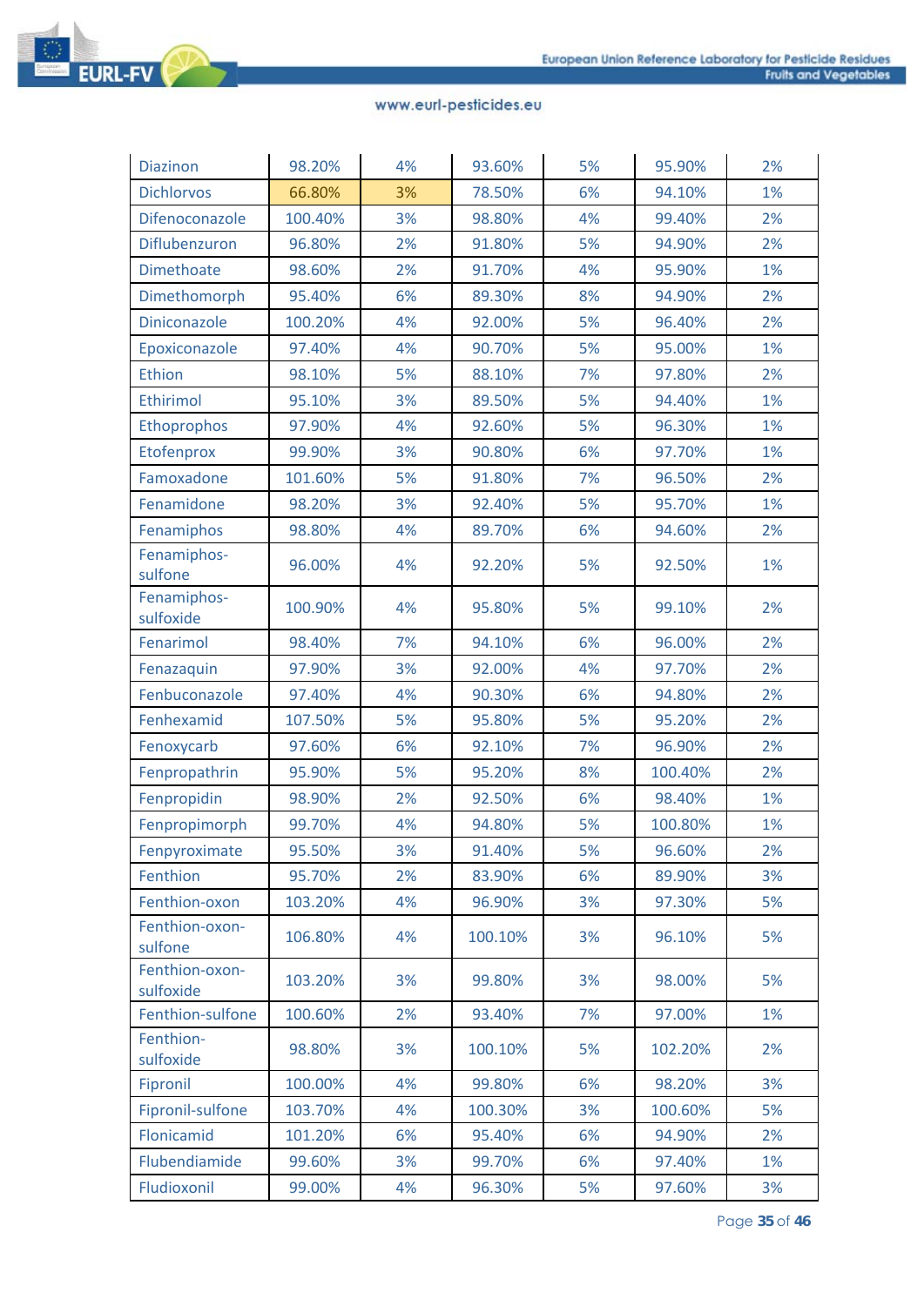| | | | | | | |
|---|---|---|---|---|---|---|
| Diazinon | 98.20% | 4% | 93.60% | 5% | 95.90% | 2% |
| Dichlorvos | 66.80% | 3% | 78.50% | 6% | 94.10% | 1% |
| Difenoconazole | 100.40% | 3% | 98.80% | 4% | 99.40% | 2% |
| Diflubenzuron | 96.80% | 2% | 91.80% | 5% | 94.90% | 2% |
| Dimethoate | 98.60% | 2% | 91.70% | 4% | 95.90% | 1% |
| Dimethomorph | 95.40% | 6% | 89.30% | 8% | 94.90% | 2% |
| Diniconazole | 100.20% | 4% | 92.00% | 5% | 96.40% | 2% |
| Epoxiconazole | 97.40% | 4% | 90.70% | 5% | 95.00% | 1% |
| Ethion | 98.10% | 5% | 88.10% | 7% | 97.80% | 2% |
| Ethirimol | 95.10% | 3% | 89.50% | 5% | 94.40% | 1% |
| Ethoprophos | 97.90% | 4% | 92.60% | 5% | 96.30% | 1% |
| Etofenprox | 99.90% | 3% | 90.80% | 6% | 97.70% | 1% |
| Famoxadone | 101.60% | 5% | 91.80% | 7% | 96.50% | 2% |
| Fenamidone | 98.20% | 3% | 92.40% | 5% | 95.70% | 1% |
| Fenamiphos | 98.80% | 4% | 89.70% | 6% | 94.60% | 2% |
| Fenamiphos-sulfone | 96.00% | 4% | 92.20% | 5% | 92.50% | 1% |
| Fenamiphos-sulfoxide | 100.90% | 4% | 95.80% | 5% | 99.10% | 2% |
| Fenarimol | 98.40% | 7% | 94.10% | 6% | 96.00% | 2% |
| Fenazaquin | 97.90% | 3% | 92.00% | 4% | 97.70% | 2% |
| Fenbuconazole | 97.40% | 4% | 90.30% | 6% | 94.80% | 2% |
| Fenhexamid | 107.50% | 5% | 95.80% | 5% | 95.20% | 2% |
| Fenoxycarb | 97.60% | 6% | 92.10% | 7% | 96.90% | 2% |
| Fenpropathrin | 95.90% | 5% | 95.20% | 8% | 100.40% | 2% |
| Fenpropidin | 98.90% | 2% | 92.50% | 6% | 98.40% | 1% |
| Fenpropimorph | 99.70% | 4% | 94.80% | 5% | 100.80% | 1% |
| Fenpyroximate | 95.50% | 3% | 91.40% | 5% | 96.60% | 2% |
| Fenthion | 95.70% | 2% | 83.90% | 6% | 89.90% | 3% |
| Fenthion-oxon | 103.20% | 4% | 96.90% | 3% | 97.30% | 5% |
| Fenthion-oxon-sulfone | 106.80% | 4% | 100.10% | 3% | 96.10% | 5% |
| Fenthion-oxon-sulfoxide | 103.20% | 3% | 99.80% | 3% | 98.00% | 5% |
| Fenthion-sulfone | 100.60% | 2% | 93.40% | 7% | 97.00% | 1% |
| Fenthion-sulfoxide | 98.80% | 3% | 100.10% | 5% | 102.20% | 2% |
| Fipronil | 100.00% | 4% | 99.80% | 6% | 98.20% | 3% |
| Fipronil-sulfone | 103.70% | 4% | 100.30% | 3% | 100.60% | 5% |
| Flonicamid | 101.20% | 6% | 95.40% | 6% | 94.90% | 2% |
| Flubendiamide | 99.60% | 3% | 99.70% | 6% | 97.40% | 1% |
| Fludioxonil | 99.00% | 4% | 96.30% | 5% | 97.60% | 3% |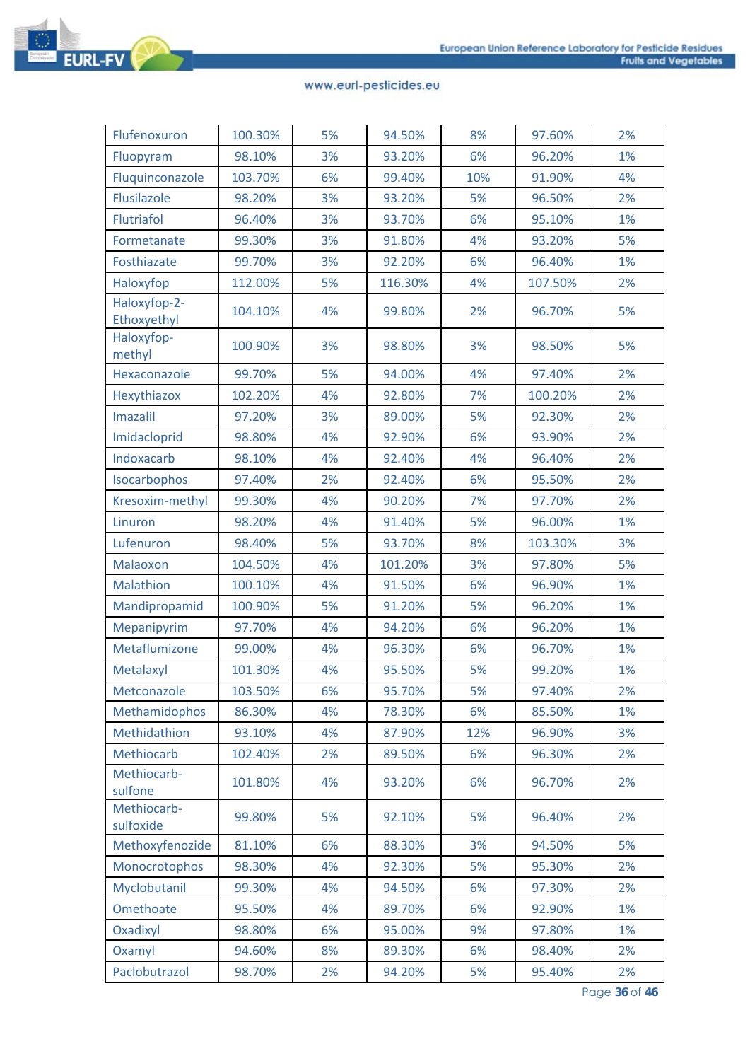| | | | | | | |
|---|---|---|---|---|---|---|
| Flufenoxuron | 100.30% | 5% | 94.50% | 8% | 97.60% | 2% |
| Fluopyram | 98.10% | 3% | 93.20% | 6% | 96.20% | 1% |
| Fluquinconazole | 103.70% | 6% | 99.40% | 10% | 91.90% | 4% |
| Flusilazole | 98.20% | 3% | 93.20% | 5% | 96.50% | 2% |
| Flutriafol | 96.40% | 3% | 93.70% | 6% | 95.10% | 1% |
| Formetanate | 99.30% | 3% | 91.80% | 4% | 93.20% | 5% |
| Fosthiazate | 99.70% | 3% | 92.20% | 6% | 96.40% | 1% |
| Haloxyfop | 112.00% | 5% | 116.30% | 4% | 107.50% | 2% |
| Haloxyfop-2-Ethoxyethyl | 104.10% | 4% | 99.80% | 2% | 96.70% | 5% |
| Haloxyfop-methyl | 100.90% | 3% | 98.80% | 3% | 98.50% | 5% |
| Hexaconazole | 99.70% | 5% | 94.00% | 4% | 97.40% | 2% |
| Hexythiazox | 102.20% | 4% | 92.80% | 7% | 100.20% | 2% |
| Imazalil | 97.20% | 3% | 89.00% | 5% | 92.30% | 2% |
| Imidacloprid | 98.80% | 4% | 92.90% | 6% | 93.90% | 2% |
| Indoxacarb | 98.10% | 4% | 92.40% | 4% | 96.40% | 2% |
| Isocarbophos | 97.40% | 2% | 92.40% | 6% | 95.50% | 2% |
| Kresoxim-methyl | 99.30% | 4% | 90.20% | 7% | 97.70% | 2% |
| Linuron | 98.20% | 4% | 91.40% | 5% | 96.00% | 1% |
| Lufenuron | 98.40% | 5% | 93.70% | 8% | 103.30% | 3% |
| Malaoxon | 104.50% | 4% | 101.20% | 3% | 97.80% | 5% |
| Malathion | 100.10% | 4% | 91.50% | 6% | 96.90% | 1% |
| Mandipropamid | 100.90% | 5% | 91.20% | 5% | 96.20% | 1% |
| Mepanipyrim | 97.70% | 4% | 94.20% | 6% | 96.20% | 1% |
| Metaflumizone | 99.00% | 4% | 96.30% | 6% | 96.70% | 1% |
| Metalaxyl | 101.30% | 4% | 95.50% | 5% | 99.20% | 1% |
| Metconazole | 103.50% | 6% | 95.70% | 5% | 97.40% | 2% |
| Methamidophos | 86.30% | 4% | 78.30% | 6% | 85.50% | 1% |
| Methidathion | 93.10% | 4% | 87.90% | 12% | 96.90% | 3% |
| Methiocarb | 102.40% | 2% | 89.50% | 6% | 96.30% | 2% |
| Methiocarb-sulfone | 101.80% | 4% | 93.20% | 6% | 96.70% | 2% |
| Methiocarb-sulfoxide | 99.80% | 5% | 92.10% | 5% | 96.40% | 2% |
| Methoxyfenozide | 81.10% | 6% | 88.30% | 3% | 94.50% | 5% |
| Monocrotophos | 98.30% | 4% | 92.30% | 5% | 95.30% | 2% |
| Myclobutanil | 99.30% | 4% | 94.50% | 6% | 97.30% | 2% |
| Omethoate | 95.50% | 4% | 89.70% | 6% | 92.90% | 1% |
| Oxadixyl | 98.80% | 6% | 95.00% | 9% | 97.80% | 1% |
| Oxamyl | 94.60% | 8% | 89.30% | 6% | 98.40% | 2% |
| Paclobutrazol | 98.70% | 2% | 94.20% | 5% | 95.40% | 2% |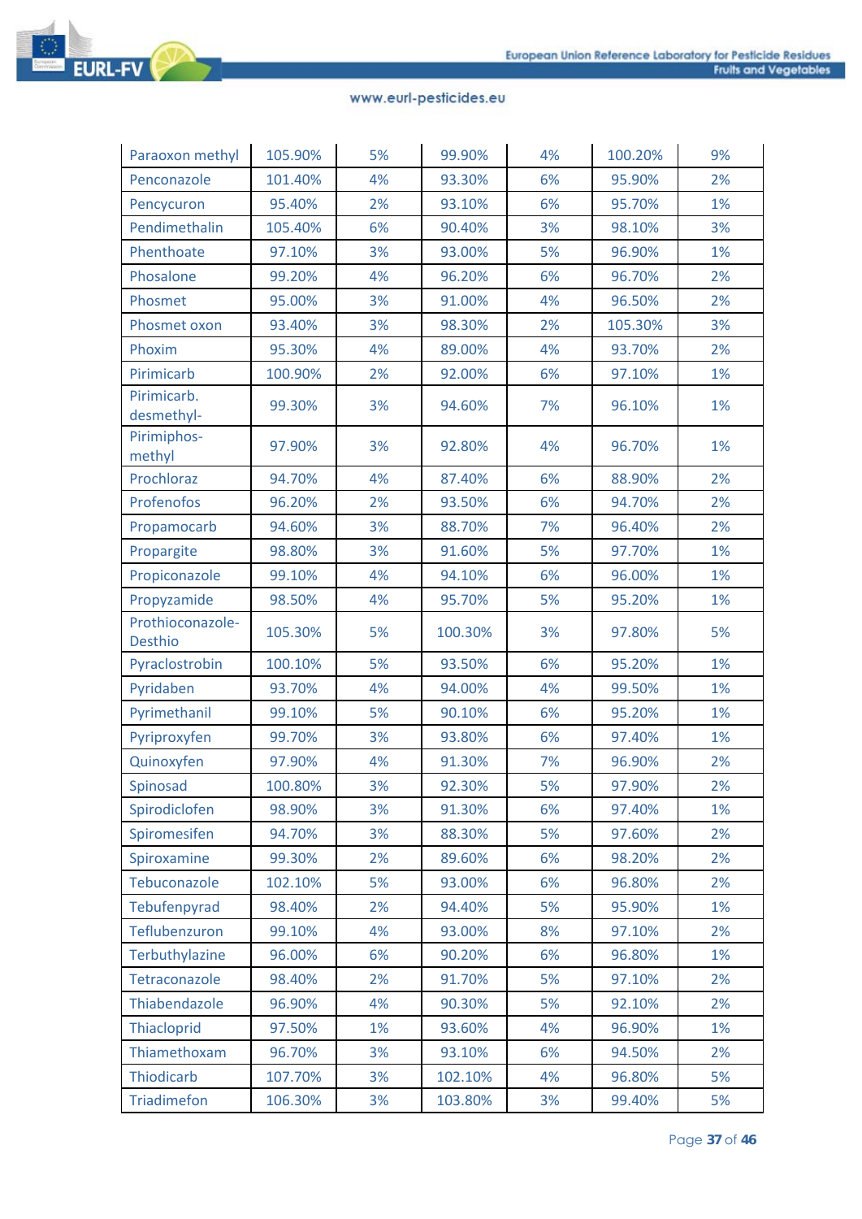| | | | | | | |
|---|---|---|---|---|---|---|
| Paraoxon methyl | 105.90% | 5% | 99.90% | 4% | 100.20% | 9% |
| Penconazole | 101.40% | 4% | 93.30% | 6% | 95.90% | 2% |
| Pencycuron | 95.40% | 2% | 93.10% | 6% | 95.70% | 1% |
| Pendimethalin | 105.40% | 6% | 90.40% | 3% | 98.10% | 3% |
| Phenthoate | 97.10% | 3% | 93.00% | 5% | 96.90% | 1% |
| Phosalone | 99.20% | 4% | 96.20% | 6% | 96.70% | 2% |
| Phosmet | 95.00% | 3% | 91.00% | 4% | 96.50% | 2% |
| Phosmet oxon | 93.40% | 3% | 98.30% | 2% | 105.30% | 3% |
| Phoxim | 95.30% | 4% | 89.00% | 4% | 93.70% | 2% |
| Pirimicarb | 100.90% | 2% | 92.00% | 6% | 97.10% | 1% |
| Pirimicarb. desmethyl- | 99.30% | 3% | 94.60% | 7% | 96.10% | 1% |
| Pirimiphos-methyl | 97.90% | 3% | 92.80% | 4% | 96.70% | 1% |
| Prochloraz | 94.70% | 4% | 87.40% | 6% | 88.90% | 2% |
| Profenofos | 96.20% | 2% | 93.50% | 6% | 94.70% | 2% |
| Propamocarb | 94.60% | 3% | 88.70% | 7% | 96.40% | 2% |
| Propargite | 98.80% | 3% | 91.60% | 5% | 97.70% | 1% |
| Propiconazole | 99.10% | 4% | 94.10% | 6% | 96.00% | 1% |
| Propyzamide | 98.50% | 4% | 95.70% | 5% | 95.20% | 1% |
| Prothioconazole-Desthio | 105.30% | 5% | 100.30% | 3% | 97.80% | 5% |
| Pyraclostrobin | 100.10% | 5% | 93.50% | 6% | 95.20% | 1% |
| Pyridaben | 93.70% | 4% | 94.00% | 4% | 99.50% | 1% |
| Pyrimethanil | 99.10% | 5% | 90.10% | 6% | 95.20% | 1% |
| Pyriproxyfen | 99.70% | 3% | 93.80% | 6% | 97.40% | 1% |
| Quinoxyfen | 97.90% | 4% | 91.30% | 7% | 96.90% | 2% |
| Spinosad | 100.80% | 3% | 92.30% | 5% | 97.90% | 2% |
| Spirodiclofen | 98.90% | 3% | 91.30% | 6% | 97.40% | 1% |
| Spiromesifen | 94.70% | 3% | 88.30% | 5% | 97.60% | 2% |
| Spiroxamine | 99.30% | 2% | 89.60% | 6% | 98.20% | 2% |
| Tebuconazole | 102.10% | 5% | 93.00% | 6% | 96.80% | 2% |
| Tebufenpyrad | 98.40% | 2% | 94.40% | 5% | 95.90% | 1% |
| Teflubenzuron | 99.10% | 4% | 93.00% | 8% | 97.10% | 2% |
| Terbuthylazine | 96.00% | 6% | 90.20% | 6% | 96.80% | 1% |
| Tetraconazole | 98.40% | 2% | 91.70% | 5% | 97.10% | 2% |
| Thiabendazole | 96.90% | 4% | 90.30% | 5% | 92.10% | 2% |
| Thiacloprid | 97.50% | 1% | 93.60% | 4% | 96.90% | 1% |
| Thiamethoxam | 96.70% | 3% | 93.10% | 6% | 94.50% | 2% |
| Thiodicarb | 107.70% | 3% | 102.10% | 4% | 96.80% | 5% |
| Triadimefon | 106.30% | 3% | 103.80% | 3% | 99.40% | 5% |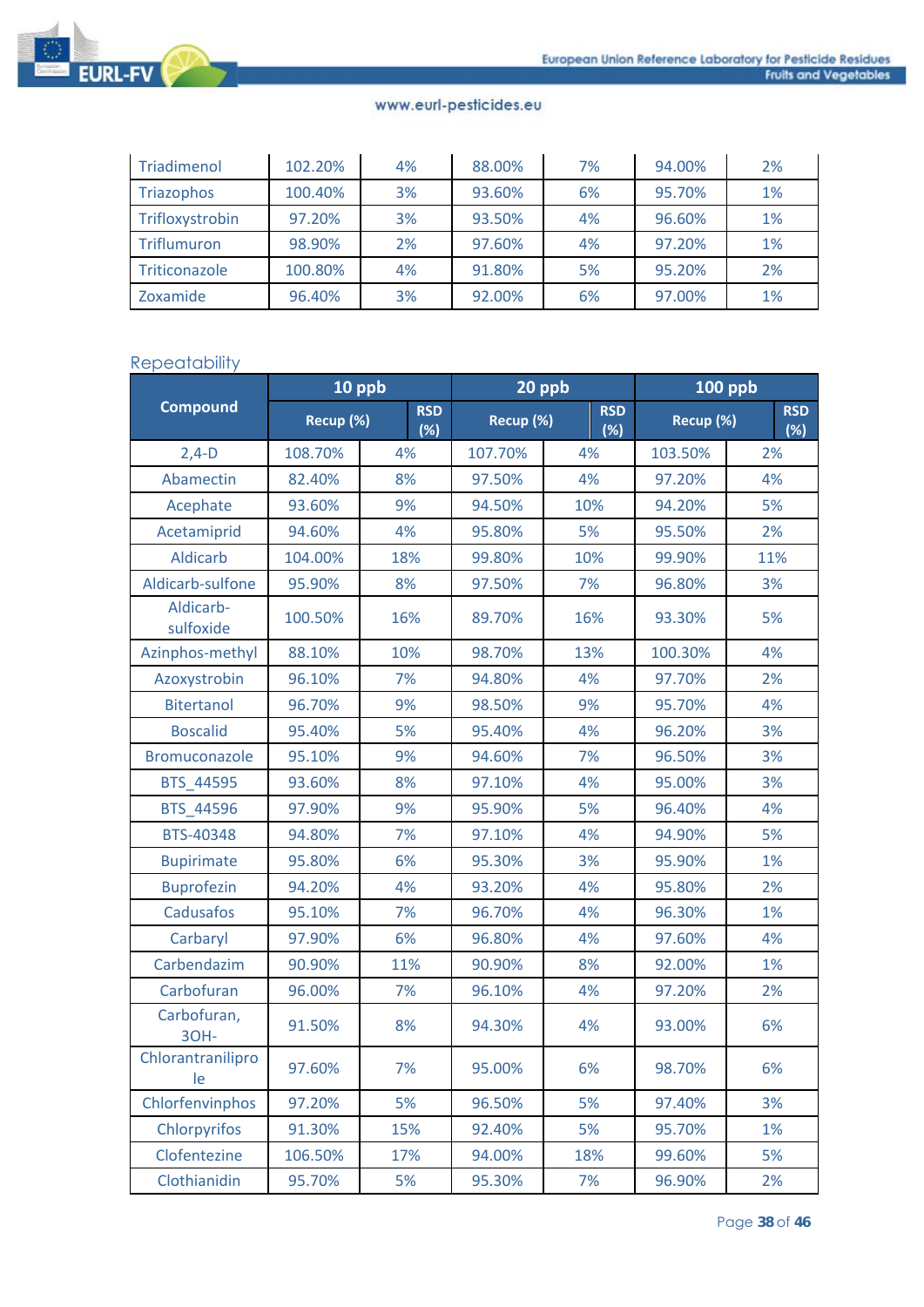| Triadimenol | 102.20% | 4% | 88.00% | 7% | 94.00% | 2% |
|---|---|---|---|---|---|---|
| Triazophos | 100.40% | 3% | 93.60% | 6% | 95.70% | 1% |
| Trifloxystrobin | 97.20% | 3% | 93.50% | 4% | 96.60% | 1% |
| Triflumuron | 98.90% | 2% | 97.60% | 4% | 97.20% | 1% |
| Triticonazole | 100.80% | 4% | 91.80% | 5% | 95.20% | 2% |
| Zoxamide | 96.40% | 3% | 92.00% | 6% | 97.00% | 1% |

## Repeatability

| Compound | 10 ppb | | 20 ppb | | 100 ppb | |
|---|---|---|---|---|---|---|
| | Recup (%) | RSD (%) | Recup (%) | RSD (%) | Recup (%) | RSD (%) |
| 2,4-D | 108.70% | 4% | 107.70% | 4% | 103.50% | 2% |
| Abamectin | 82.40% | 8% | 97.50% | 4% | 97.20% | 4% |
| Acephate | 93.60% | 9% | 94.50% | 10% | 94.20% | 5% |
| Acetamiprid | 94.60% | 4% | 95.80% | 5% | 95.50% | 2% |
| Aldicarb | 104.00% | 18% | 99.80% | 10% | 99.90% | 11% |
| Aldicarb-sulfone | 95.90% | 8% | 97.50% | 7% | 96.80% | 3% |
| Aldicarb-sulfoxide | 100.50% | 16% | 89.70% | 16% | 93.30% | 5% |
| Azinphos-methyl | 88.10% | 10% | 98.70% | 13% | 100.30% | 4% |
| Azoxystrobin | 96.10% | 7% | 94.80% | 4% | 97.70% | 2% |
| Bitertanol | 96.70% | 9% | 98.50% | 9% | 95.70% | 4% |
| Boscalid | 95.40% | 5% | 95.40% | 4% | 96.20% | 3% |
| Bromuconazole | 95.10% | 9% | 94.60% | 7% | 96.50% | 3% |
| BTS_44595 | 93.60% | 8% | 97.10% | 4% | 95.00% | 3% |
| BTS_44596 | 97.90% | 9% | 95.90% | 5% | 96.40% | 4% |
| BTS-40348 | 94.80% | 7% | 97.10% | 4% | 94.90% | 5% |
| Bupirimate | 95.80% | 6% | 95.30% | 3% | 95.90% | 1% |
| Buprofezin | 94.20% | 4% | 93.20% | 4% | 95.80% | 2% |
| Cadusafos | 95.10% | 7% | 96.70% | 4% | 96.30% | 1% |
| Carbaryl | 97.90% | 6% | 96.80% | 4% | 97.60% | 4% |
| Carbendazim | 90.90% | 11% | 90.90% | 8% | 92.00% | 1% |
| Carbofuran | 96.00% | 7% | 96.10% | 4% | 97.20% | 2% |
| Carbofuran, 3OH- | 91.50% | 8% | 94.30% | 4% | 93.00% | 6% |
| Chlorantraniliprole | 97.60% | 7% | 95.00% | 6% | 98.70% | 6% |
| Chlorfenvinphos | 97.20% | 5% | 96.50% | 5% | 97.40% | 3% |
| Chlorpyrifos | 91.30% | 15% | 92.40% | 5% | 95.70% | 1% |
| Clofentezine | 106.50% | 17% | 94.00% | 18% | 99.60% | 5% |
| Clothianidin | 95.70% | 5% | 95.30% | 7% | 96.90% | 2% |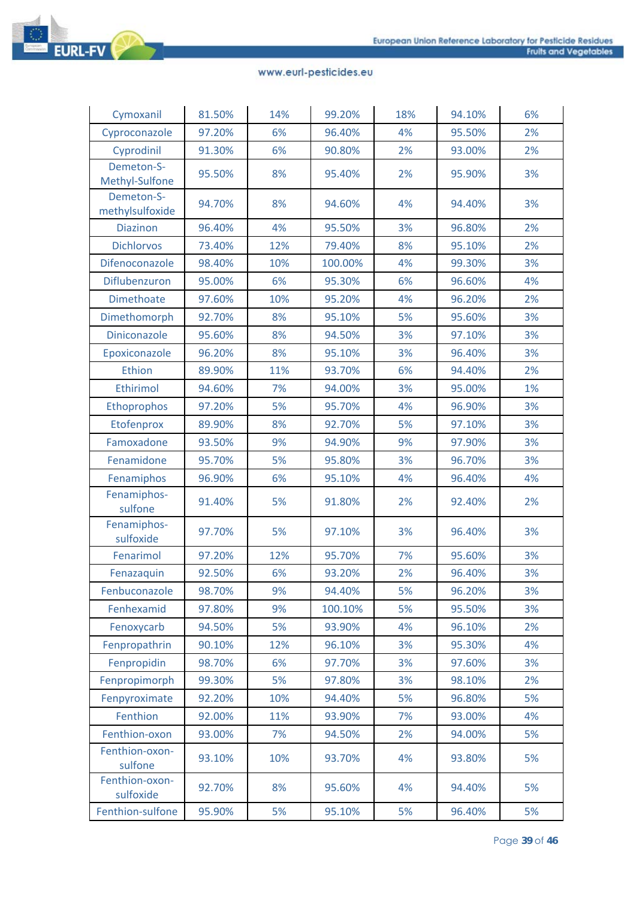| Cymoxanil | 81.50% | 14% | 99.20% | 18% | 94.10% | 6% |
|---|---|---|---|---|---|---|
| Cyproconazole | 97.20% | 6% | 96.40% | 4% | 95.50% | 2% |
| Cyprodinil | 91.30% | 6% | 90.80% | 2% | 93.00% | 2% |
| Demeton-S-Methyl-Sulfone | 95.50% | 8% | 95.40% | 2% | 95.90% | 3% |
| Demeton-S-methylsulfoxide | 94.70% | 8% | 94.60% | 4% | 94.40% | 3% |
| Diazinon | 96.40% | 4% | 95.50% | 3% | 96.80% | 2% |
| Dichlorvos | 73.40% | 12% | 79.40% | 8% | 95.10% | 2% |
| Difenoconazole | 98.40% | 10% | 100.00% | 4% | 99.30% | 3% |
| Diflubenzuron | 95.00% | 6% | 95.30% | 6% | 96.60% | 4% |
| Dimethoate | 97.60% | 10% | 95.20% | 4% | 96.20% | 2% |
| Dimethomorph | 92.70% | 8% | 95.10% | 5% | 95.60% | 3% |
| Diniconazole | 95.60% | 8% | 94.50% | 3% | 97.10% | 3% |
| Epoxiconazole | 96.20% | 8% | 95.10% | 3% | 96.40% | 3% |
| Ethion | 89.90% | 11% | 93.70% | 6% | 94.40% | 2% |
| Ethirimol | 94.60% | 7% | 94.00% | 3% | 95.00% | 1% |
| Ethoprophos | 97.20% | 5% | 95.70% | 4% | 96.90% | 3% |
| Etofenprox | 89.90% | 8% | 92.70% | 5% | 97.10% | 3% |
| Famoxadone | 93.50% | 9% | 94.90% | 9% | 97.90% | 3% |
| Fenamidone | 95.70% | 5% | 95.80% | 3% | 96.70% | 3% |
| Fenamiphos | 96.90% | 6% | 95.10% | 4% | 96.40% | 4% |
| Fenamiphos-sulfone | 91.40% | 5% | 91.80% | 2% | 92.40% | 2% |
| Fenamiphos-sulfoxide | 97.70% | 5% | 97.10% | 3% | 96.40% | 3% |
| Fenarimol | 97.20% | 12% | 95.70% | 7% | 95.60% | 3% |
| Fenazaquin | 92.50% | 6% | 93.20% | 2% | 96.40% | 3% |
| Fenbuconazole | 98.70% | 9% | 94.40% | 5% | 96.20% | 3% |
| Fenhexamid | 97.80% | 9% | 100.10% | 5% | 95.50% | 3% |
| Fenoxycarb | 94.50% | 5% | 93.90% | 4% | 96.10% | 2% |
| Fenpropathrin | 90.10% | 12% | 96.10% | 3% | 95.30% | 4% |
| Fenpropidin | 98.70% | 6% | 97.70% | 3% | 97.60% | 3% |
| Fenpropimorph | 99.30% | 5% | 97.80% | 3% | 98.10% | 2% |
| Fenpyroximate | 92.20% | 10% | 94.40% | 5% | 96.80% | 5% |
| Fenthion | 92.00% | 11% | 93.90% | 7% | 93.00% | 4% |
| Fenthion-oxon | 93.00% | 7% | 94.50% | 2% | 94.00% | 5% |
| Fenthion-oxon-sulfone | 93.10% | 10% | 93.70% | 4% | 93.80% | 5% |
| Fenthion-oxon-sulfoxide | 92.70% | 8% | 95.60% | 4% | 94.40% | 5% |
| Fenthion-sulfone | 95.90% | 5% | 95.10% | 5% | 96.40% | 5% |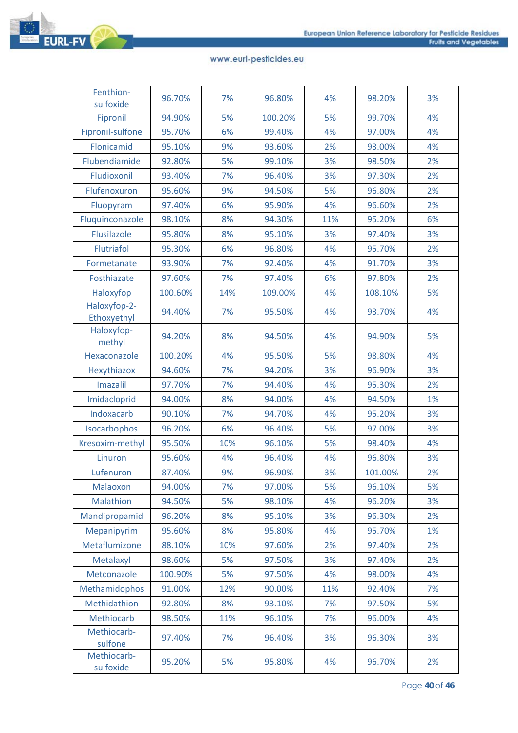| Fenthion-sulfoxide | 96.70% | 7% | 96.80% | 4% | 98.20% | 3% |
|---|---|---|---|---|---|---|
| Fipronil | 94.90% | 5% | 100.20% | 5% | 99.70% | 4% |
| Fipronil-sulfone | 95.70% | 6% | 99.40% | 4% | 97.00% | 4% |
| Flonicamid | 95.10% | 9% | 93.60% | 2% | 93.00% | 4% |
| Flubendiamide | 92.80% | 5% | 99.10% | 3% | 98.50% | 2% |
| Fludioxonil | 93.40% | 7% | 96.40% | 3% | 97.30% | 2% |
| Flufenoxuron | 95.60% | 9% | 94.50% | 5% | 96.80% | 2% |
| Fluopyram | 97.40% | 6% | 95.90% | 4% | 96.60% | 2% |
| Fluquinconazole | 98.10% | 8% | 94.30% | 11% | 95.20% | 6% |
| Flusilazole | 95.80% | 8% | 95.10% | 3% | 97.40% | 3% |
| Flutriafol | 95.30% | 6% | 96.80% | 4% | 95.70% | 2% |
| Formetanate | 93.90% | 7% | 92.40% | 4% | 91.70% | 3% |
| Fosthiazate | 97.60% | 7% | 97.40% | 6% | 97.80% | 2% |
| Haloxyfop | 100.60% | 14% | 109.00% | 4% | 108.10% | 5% |
| Haloxyfop-2-Ethoxyethyl | 94.40% | 7% | 95.50% | 4% | 93.70% | 4% |
| Haloxyfop-methyl | 94.20% | 8% | 94.50% | 4% | 94.90% | 5% |
| Hexaconazole | 100.20% | 4% | 95.50% | 5% | 98.80% | 4% |
| Hexythiazox | 94.60% | 7% | 94.20% | 3% | 96.90% | 3% |
| Imazalil | 97.70% | 7% | 94.40% | 4% | 95.30% | 2% |
| Imidacloprid | 94.00% | 8% | 94.00% | 4% | 94.50% | 1% |
| Indoxacarb | 90.10% | 7% | 94.70% | 4% | 95.20% | 3% |
| Isocarbophos | 96.20% | 6% | 96.40% | 5% | 97.00% | 3% |
| Kresoxim-methyl | 95.50% | 10% | 96.10% | 5% | 98.40% | 4% |
| Linuron | 95.60% | 4% | 96.40% | 4% | 96.80% | 3% |
| Lufenuron | 87.40% | 9% | 96.90% | 3% | 101.00% | 2% |
| Malaoxon | 94.00% | 7% | 97.00% | 5% | 96.10% | 5% |
| Malathion | 94.50% | 5% | 98.10% | 4% | 96.20% | 3% |
| Mandipropamid | 96.20% | 8% | 95.10% | 3% | 96.30% | 2% |
| Mepanipyrim | 95.60% | 8% | 95.80% | 4% | 95.70% | 1% |
| Metaflumizone | 88.10% | 10% | 97.60% | 2% | 97.40% | 2% |
| Metalaxyl | 98.60% | 5% | 97.50% | 3% | 97.40% | 2% |
| Metconazole | 100.90% | 5% | 97.50% | 4% | 98.00% | 4% |
| Methamidophos | 91.00% | 12% | 90.00% | 11% | 92.40% | 7% |
| Methidathion | 92.80% | 8% | 93.10% | 7% | 97.50% | 5% |
| Methiocarb | 98.50% | 11% | 96.10% | 7% | 96.00% | 4% |
| Methiocarb-sulfone | 97.40% | 7% | 96.40% | 3% | 96.30% | 3% |
| Methiocarb-sulfoxide | 95.20% | 5% | 95.80% | 4% | 96.70% | 2% |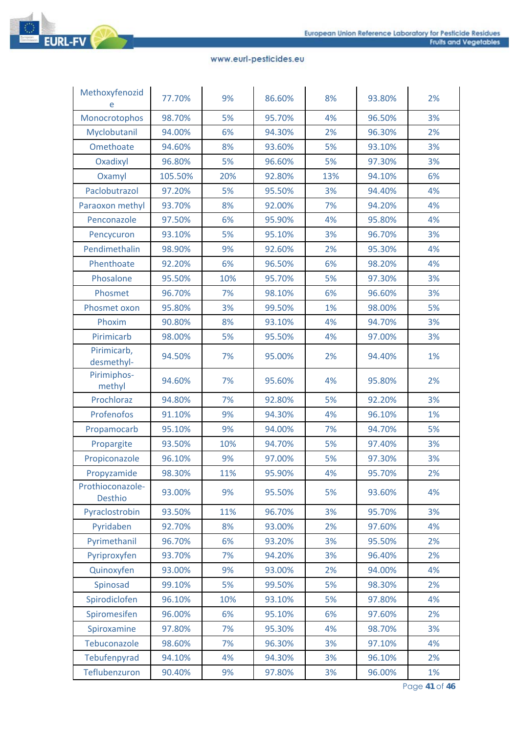| | | | | | | |
|---|---|---|---|---|---|---|
| Methoxyfenozide | 77.70% | 9% | 86.60% | 8% | 93.80% | 2% |
| Monocrotophos | 98.70% | 5% | 95.70% | 4% | 96.50% | 3% |
| Myclobutanil | 94.00% | 6% | 94.30% | 2% | 96.30% | 2% |
| Omethoate | 94.60% | 8% | 93.60% | 5% | 93.10% | 3% |
| Oxadixyl | 96.80% | 5% | 96.60% | 5% | 97.30% | 3% |
| Oxamyl | 105.50% | 20% | 92.80% | 13% | 94.10% | 6% |
| Paclobutrazol | 97.20% | 5% | 95.50% | 3% | 94.40% | 4% |
| Paraoxon methyl | 93.70% | 8% | 92.00% | 7% | 94.20% | 4% |
| Penconazole | 97.50% | 6% | 95.90% | 4% | 95.80% | 4% |
| Pencycuron | 93.10% | 5% | 95.10% | 3% | 96.70% | 3% |
| Pendimethalin | 98.90% | 9% | 92.60% | 2% | 95.30% | 4% |
| Phenthoate | 92.20% | 6% | 96.50% | 6% | 98.20% | 4% |
| Phosalone | 95.50% | 10% | 95.70% | 5% | 97.30% | 3% |
| Phosmet | 96.70% | 7% | 98.10% | 6% | 96.60% | 3% |
| Phosmet oxon | 95.80% | 3% | 99.50% | 1% | 98.00% | 5% |
| Phoxim | 90.80% | 8% | 93.10% | 4% | 94.70% | 3% |
| Pirimicarb | 98.00% | 5% | 95.50% | 4% | 97.00% | 3% |
| Pirimicarb, desmethyl- | 94.50% | 7% | 95.00% | 2% | 94.40% | 1% |
| Pirimiphos-methyl | 94.60% | 7% | 95.60% | 4% | 95.80% | 2% |
| Prochloraz | 94.80% | 7% | 92.80% | 5% | 92.20% | 3% |
| Profenofos | 91.10% | 9% | 94.30% | 4% | 96.10% | 1% |
| Propamocarb | 95.10% | 9% | 94.00% | 7% | 94.70% | 5% |
| Propargite | 93.50% | 10% | 94.70% | 5% | 97.40% | 3% |
| Propiconazole | 96.10% | 9% | 97.00% | 5% | 97.30% | 3% |
| Propyzamide | 98.30% | 11% | 95.90% | 4% | 95.70% | 2% |
| Prothioconazole-Desthio | 93.00% | 9% | 95.50% | 5% | 93.60% | 4% |
| Pyraclostrobin | 93.50% | 11% | 96.70% | 3% | 95.70% | 3% |
| Pyridaben | 92.70% | 8% | 93.00% | 2% | 97.60% | 4% |
| Pyrimethanil | 96.70% | 6% | 93.20% | 3% | 95.50% | 2% |
| Pyriproxyfen | 93.70% | 7% | 94.20% | 3% | 96.40% | 2% |
| Quinoxyfen | 93.00% | 9% | 93.00% | 2% | 94.00% | 4% |
| Spinosad | 99.10% | 5% | 99.50% | 5% | 98.30% | 2% |
| Spirodiclofen | 96.10% | 10% | 93.10% | 5% | 97.80% | 4% |
| Spiromesifen | 96.00% | 6% | 95.10% | 6% | 97.60% | 2% |
| Spiroxamine | 97.80% | 7% | 95.30% | 4% | 98.70% | 3% |
| Tebuconazole | 98.60% | 7% | 96.30% | 3% | 97.10% | 4% |
| Tebufenpyrad | 94.10% | 4% | 94.30% | 3% | 96.10% | 2% |
| Teflubenzuron | 90.40% | 9% | 97.80% | 3% | 96.00% | 1% |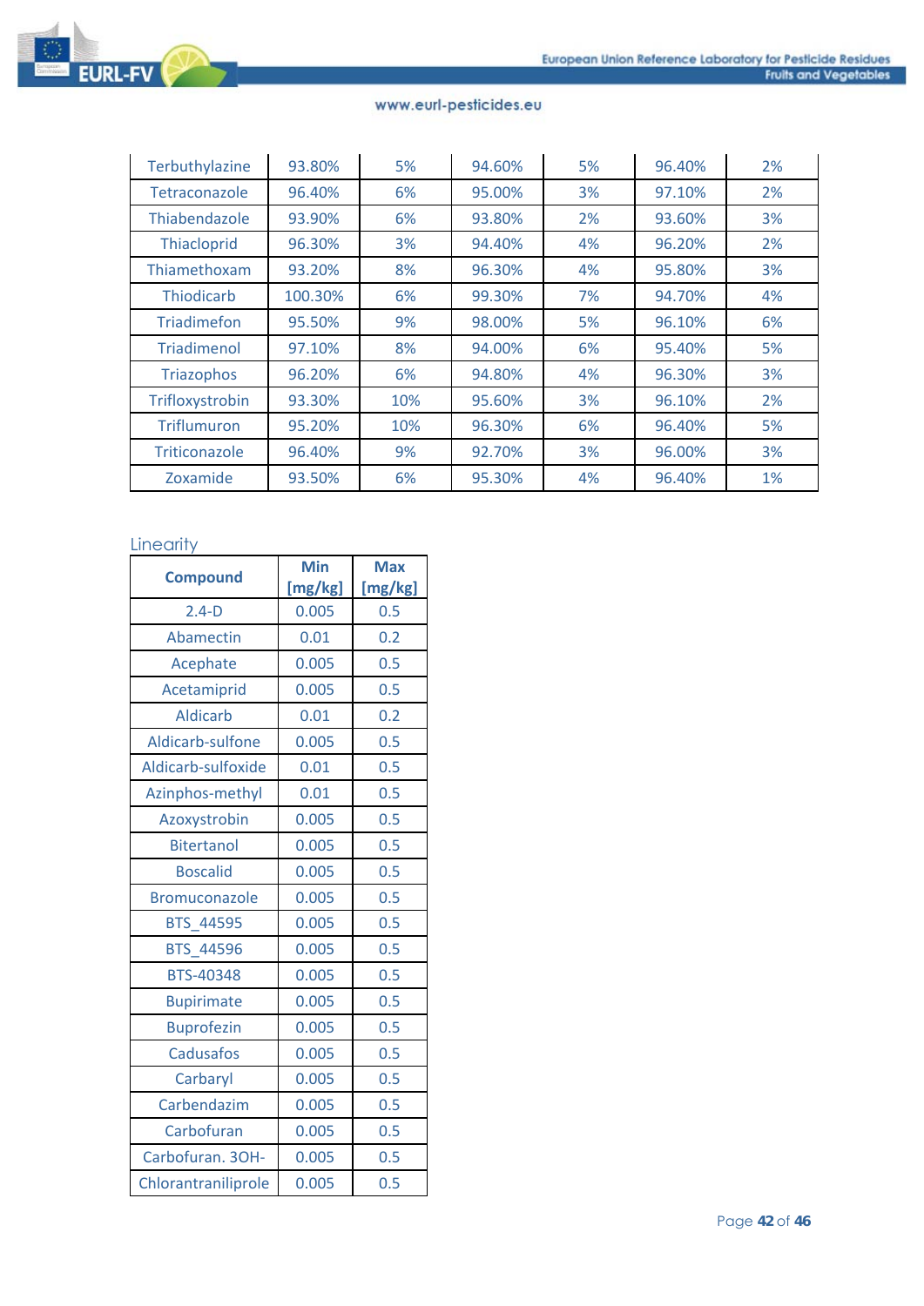| Terbuthylazine | 93.80% | 5% | 94.60% | 5% | 96.40% | 2% |
|---|---|---|---|---|---|---|
| Tetraconazole | 96.40% | 6% | 95.00% | 3% | 97.10% | 2% |
| Thiabendazole | 93.90% | 6% | 93.80% | 2% | 93.60% | 3% |
| Thiacloprid | 96.30% | 3% | 94.40% | 4% | 96.20% | 2% |
| Thiamethoxam | 93.20% | 8% | 96.30% | 4% | 95.80% | 3% |
| Thiodicarb | 100.30% | 6% | 99.30% | 7% | 94.70% | 4% |
| Triadimefon | 95.50% | 9% | 98.00% | 5% | 96.10% | 6% |
| Triadimenol | 97.10% | 8% | 94.00% | 6% | 95.40% | 5% |
| Triazophos | 96.20% | 6% | 94.80% | 4% | 96.30% | 3% |
| Trifloxystrobin | 93.30% | 10% | 95.60% | 3% | 96.10% | 2% |
| Triflumuron | 95.20% | 10% | 96.30% | 6% | 96.40% | 5% |
| Triticonazole | 96.40% | 9% | 92.70% | 3% | 96.00% | 3% |
| Zoxamide | 93.50% | 6% | 95.30% | 4% | 96.40% | 1% |

## Linearity

| Compound | Min [mg/kg] | Max [mg/kg] |
|---|---|---|
| 2.4-D | 0.005 | 0.5 |
| Abamectin | 0.01 | 0.2 |
| Acephate | 0.005 | 0.5 |
| Acetamiprid | 0.005 | 0.5 |
| Aldicarb | 0.01 | 0.2 |
| Aldicarb-sulfone | 0.005 | 0.5 |
| Aldicarb-sulfoxide | 0.01 | 0.5 |
| Azinphos-methyl | 0.01 | 0.5 |
| Azoxystrobin | 0.005 | 0.5 |
| Bitertanol | 0.005 | 0.5 |
| Boscalid | 0.005 | 0.5 |
| Bromuconazole | 0.005 | 0.5 |
| BTS_44595 | 0.005 | 0.5 |
| BTS_44596 | 0.005 | 0.5 |
| BTS-40348 | 0.005 | 0.5 |
| Bupirimate | 0.005 | 0.5 |
| Buprofezin | 0.005 | 0.5 |
| Cadusafos | 0.005 | 0.5 |
| Carbaryl | 0.005 | 0.5 |
| Carbendazim | 0.005 | 0.5 |
| Carbofuran | 0.005 | 0.5 |
| Carbofuran. 3OH- | 0.005 | 0.5 |
| Chlorantraniliprole | 0.005 | 0.5 |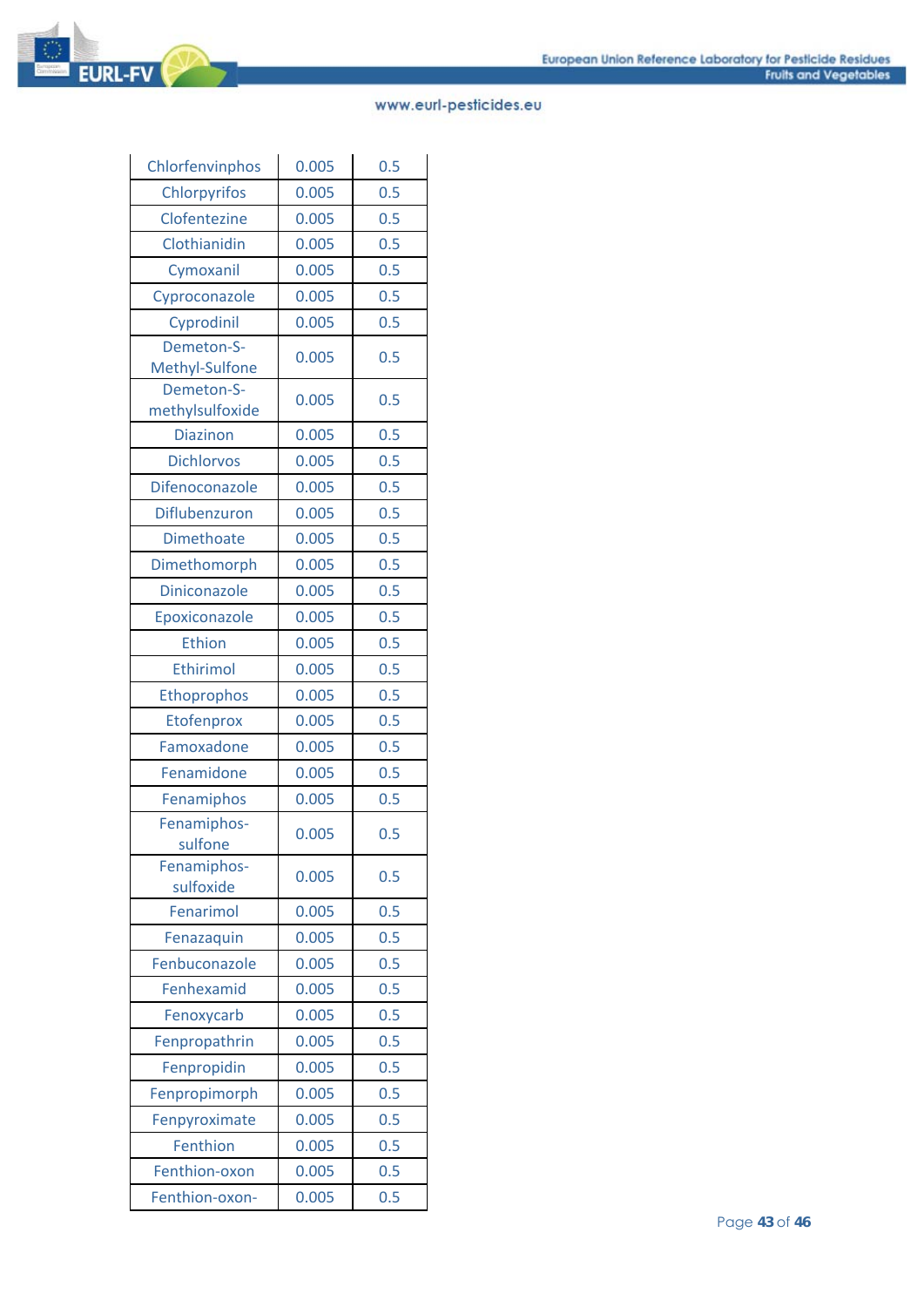| | | |
|---|---|---|
| Chlorfenvinphos | 0.005 | 0.5 |
| Chlorpyrifos | 0.005 | 0.5 |
| Clofentezine | 0.005 | 0.5 |
| Clothianidin | 0.005 | 0.5 |
| Cymoxanil | 0.005 | 0.5 |
| Cyproconazole | 0.005 | 0.5 |
| Cyprodinil | 0.005 | 0.5 |
| Demeton-S-Methyl-Sulfone | 0.005 | 0.5 |
| Demeton-S-methylsulfoxide | 0.005 | 0.5 |
| Diazinon | 0.005 | 0.5 |
| Dichlorvos | 0.005 | 0.5 |
| Difenoconazole | 0.005 | 0.5 |
| Diflubenzuron | 0.005 | 0.5 |
| Dimethoate | 0.005 | 0.5 |
| Dimethomorph | 0.005 | 0.5 |
| Diniconazole | 0.005 | 0.5 |
| Epoxiconazole | 0.005 | 0.5 |
| Ethion | 0.005 | 0.5 |
| Ethirimol | 0.005 | 0.5 |
| Ethoprophos | 0.005 | 0.5 |
| Etofenprox | 0.005 | 0.5 |
| Famoxadone | 0.005 | 0.5 |
| Fenamidone | 0.005 | 0.5 |
| Fenamiphos | 0.005 | 0.5 |
| Fenamiphos-sulfone | 0.005 | 0.5 |
| Fenamiphos-sulfoxide | 0.005 | 0.5 |
| Fenarimol | 0.005 | 0.5 |
| Fenazaquin | 0.005 | 0.5 |
| Fenbuconazole | 0.005 | 0.5 |
| Fenhexamid | 0.005 | 0.5 |
| Fenoxycarb | 0.005 | 0.5 |
| Fenpropathrin | 0.005 | 0.5 |
| Fenpropidin | 0.005 | 0.5 |
| Fenpropimorph | 0.005 | 0.5 |
| Fenpyroximate | 0.005 | 0.5 |
| Fenthion | 0.005 | 0.5 |
| Fenthion-oxon | 0.005 | 0.5 |
| Fenthion-oxon- | 0.005 | 0.5 |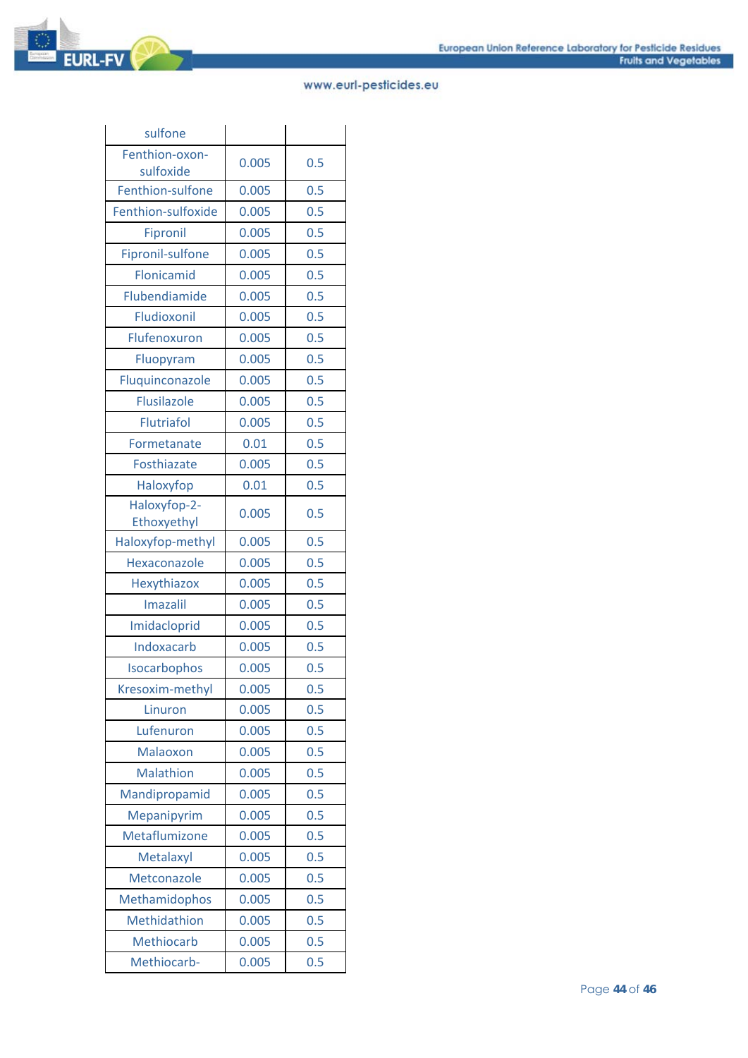| sulfone | | |
|---|---|---|
| Fenthion-oxon-sulfoxide | 0.005 | 0.5 |
| Fenthion-sulfone | 0.005 | 0.5 |
| Fenthion-sulfoxide | 0.005 | 0.5 |
| Fipronil | 0.005 | 0.5 |
| Fipronil-sulfone | 0.005 | 0.5 |
| Flonicamid | 0.005 | 0.5 |
| Flubendiamide | 0.005 | 0.5 |
| Fludioxonil | 0.005 | 0.5 |
| Flufenoxuron | 0.005 | 0.5 |
| Fluopyram | 0.005 | 0.5 |
| Fluquinconazole | 0.005 | 0.5 |
| Flusilazole | 0.005 | 0.5 |
| Flutriafol | 0.005 | 0.5 |
| Formetanate | 0.01 | 0.5 |
| Fosthiazate | 0.005 | 0.5 |
| Haloxyfop | 0.01 | 0.5 |
| Haloxyfop-2-Ethoxyethyl | 0.005 | 0.5 |
| Haloxyfop-methyl | 0.005 | 0.5 |
| Hexaconazole | 0.005 | 0.5 |
| Hexythiazox | 0.005 | 0.5 |
| Imazalil | 0.005 | 0.5 |
| Imidacloprid | 0.005 | 0.5 |
| Indoxacarb | 0.005 | 0.5 |
| Isocarbophos | 0.005 | 0.5 |
| Kresoxim-methyl | 0.005 | 0.5 |
| Linuron | 0.005 | 0.5 |
| Lufenuron | 0.005 | 0.5 |
| Malaoxon | 0.005 | 0.5 |
| Malathion | 0.005 | 0.5 |
| Mandipropamid | 0.005 | 0.5 |
| Mepanipyrim | 0.005 | 0.5 |
| Metaflumizone | 0.005 | 0.5 |
| Metalaxyl | 0.005 | 0.5 |
| Metconazole | 0.005 | 0.5 |
| Methamidophos | 0.005 | 0.5 |
| Methidathion | 0.005 | 0.5 |
| Methiocarb | 0.005 | 0.5 |
| Methiocarb- | 0.005 | 0.5 |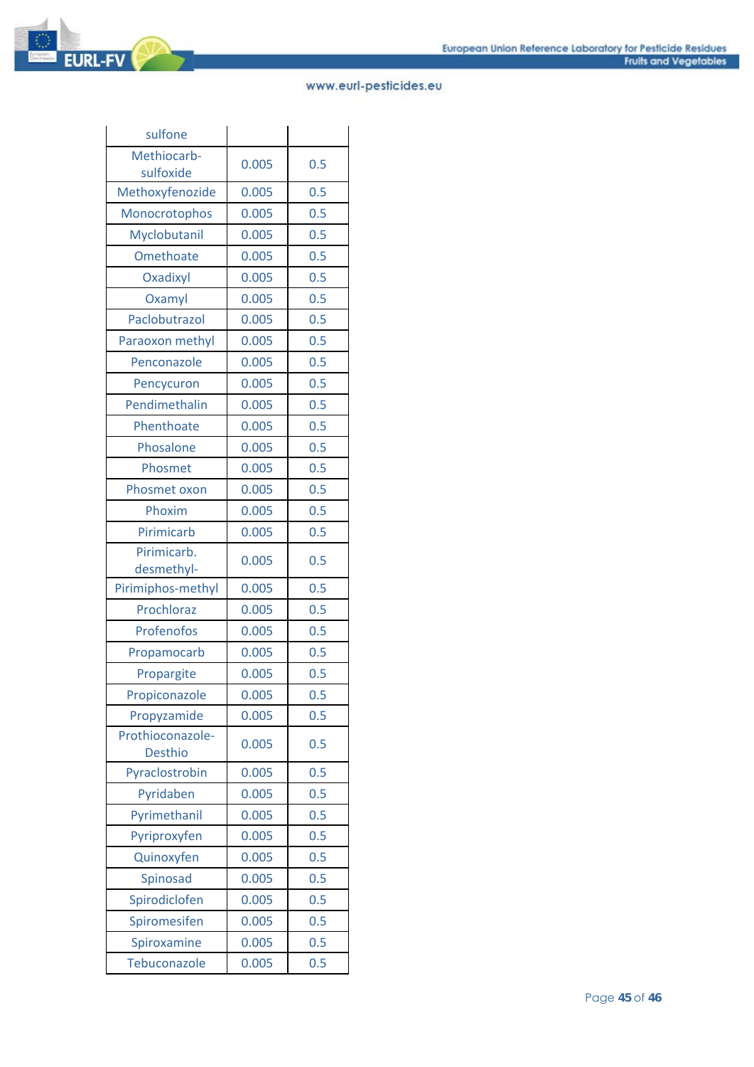| sulfone | | |
|---|---|---|
| Methiocarb-sulfoxide | 0.005 | 0.5 |
| Methoxyfenozide | 0.005 | 0.5 |
| Monocrotophos | 0.005 | 0.5 |
| Myclobutanil | 0.005 | 0.5 |
| Omethoate | 0.005 | 0.5 |
| Oxadixyl | 0.005 | 0.5 |
| Oxamyl | 0.005 | 0.5 |
| Paclobutrazol | 0.005 | 0.5 |
| Paraoxon methyl | 0.005 | 0.5 |
| Penconazole | 0.005 | 0.5 |
| Pencycuron | 0.005 | 0.5 |
| Pendimethalin | 0.005 | 0.5 |
| Phenthoate | 0.005 | 0.5 |
| Phosalone | 0.005 | 0.5 |
| Phosmet | 0.005 | 0.5 |
| Phosmet oxon | 0.005 | 0.5 |
| Phoxim | 0.005 | 0.5 |
| Pirimicarb | 0.005 | 0.5 |
| Pirimicarb. desmethyl- | 0.005 | 0.5 |
| Pirimiphos-methyl | 0.005 | 0.5 |
| Prochloraz | 0.005 | 0.5 |
| Profenofos | 0.005 | 0.5 |
| Propamocarb | 0.005 | 0.5 |
| Propargite | 0.005 | 0.5 |
| Propiconazole | 0.005 | 0.5 |
| Propyzamide | 0.005 | 0.5 |
| Prothioconazole-Desthio | 0.005 | 0.5 |
| Pyraclostrobin | 0.005 | 0.5 |
| Pyridaben | 0.005 | 0.5 |
| Pyrimethanil | 0.005 | 0.5 |
| Pyriproxyfen | 0.005 | 0.5 |
| Quinoxyfen | 0.005 | 0.5 |
| Spinosad | 0.005 | 0.5 |
| Spirodiclofen | 0.005 | 0.5 |
| Spiromesifen | 0.005 | 0.5 |
| Spiroxamine | 0.005 | 0.5 |
| Tebuconazole | 0.005 | 0.5 |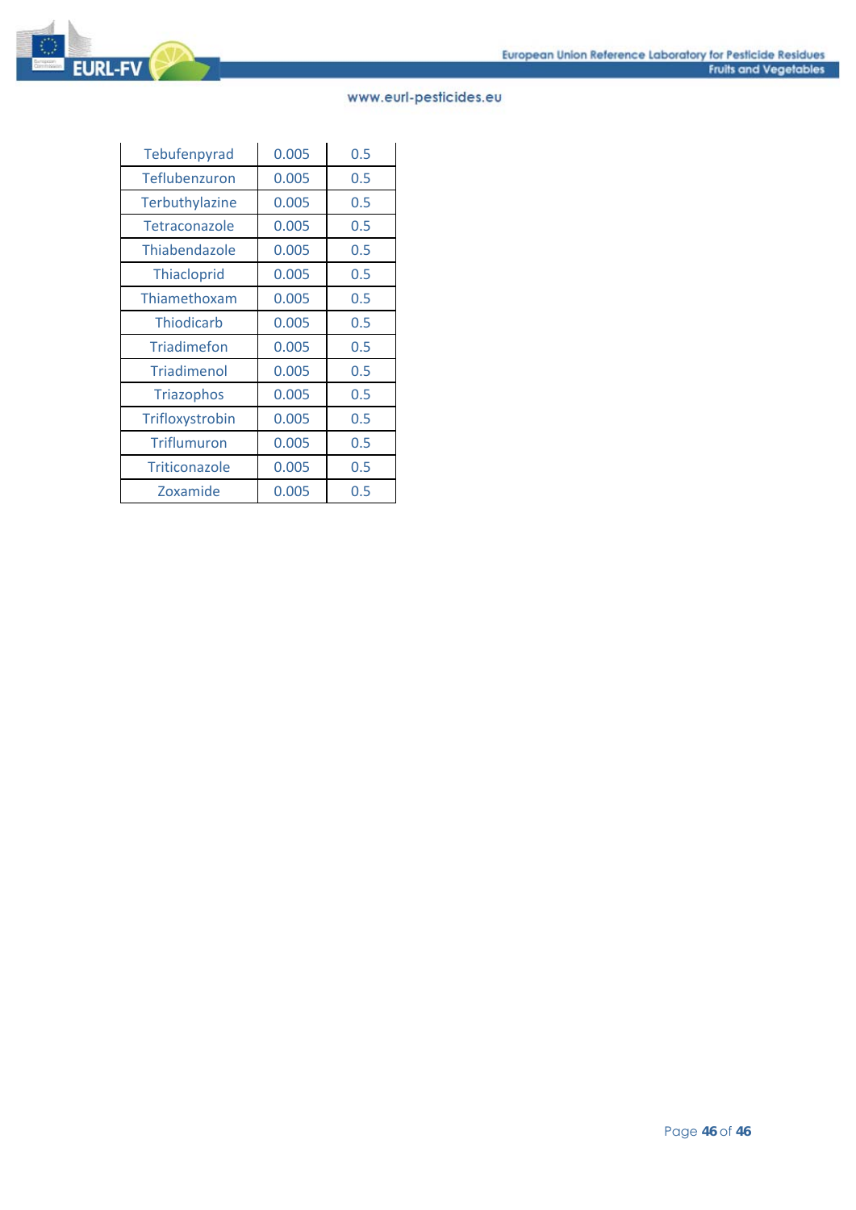| | | |
|---|---|---|
| Tebufenpyrad | 0.005 | 0.5 |
| Teflubenzuron | 0.005 | 0.5 |
| Terbuthylazine | 0.005 | 0.5 |
| Tetraconazole | 0.005 | 0.5 |
| Thiabendazole | 0.005 | 0.5 |
| Thiacloprid | 0.005 | 0.5 |
| Thiamethoxam | 0.005 | 0.5 |
| Thiodicarb | 0.005 | 0.5 |
| Triadimefon | 0.005 | 0.5 |
| Triadimenol | 0.005 | 0.5 |
| Triazophos | 0.005 | 0.5 |
| Trifloxystrobin | 0.005 | 0.5 |
| Triflumuron | 0.005 | 0.5 |
| Triticonazole | 0.005 | 0.5 |
| Zoxamide | 0.005 | 0.5 |